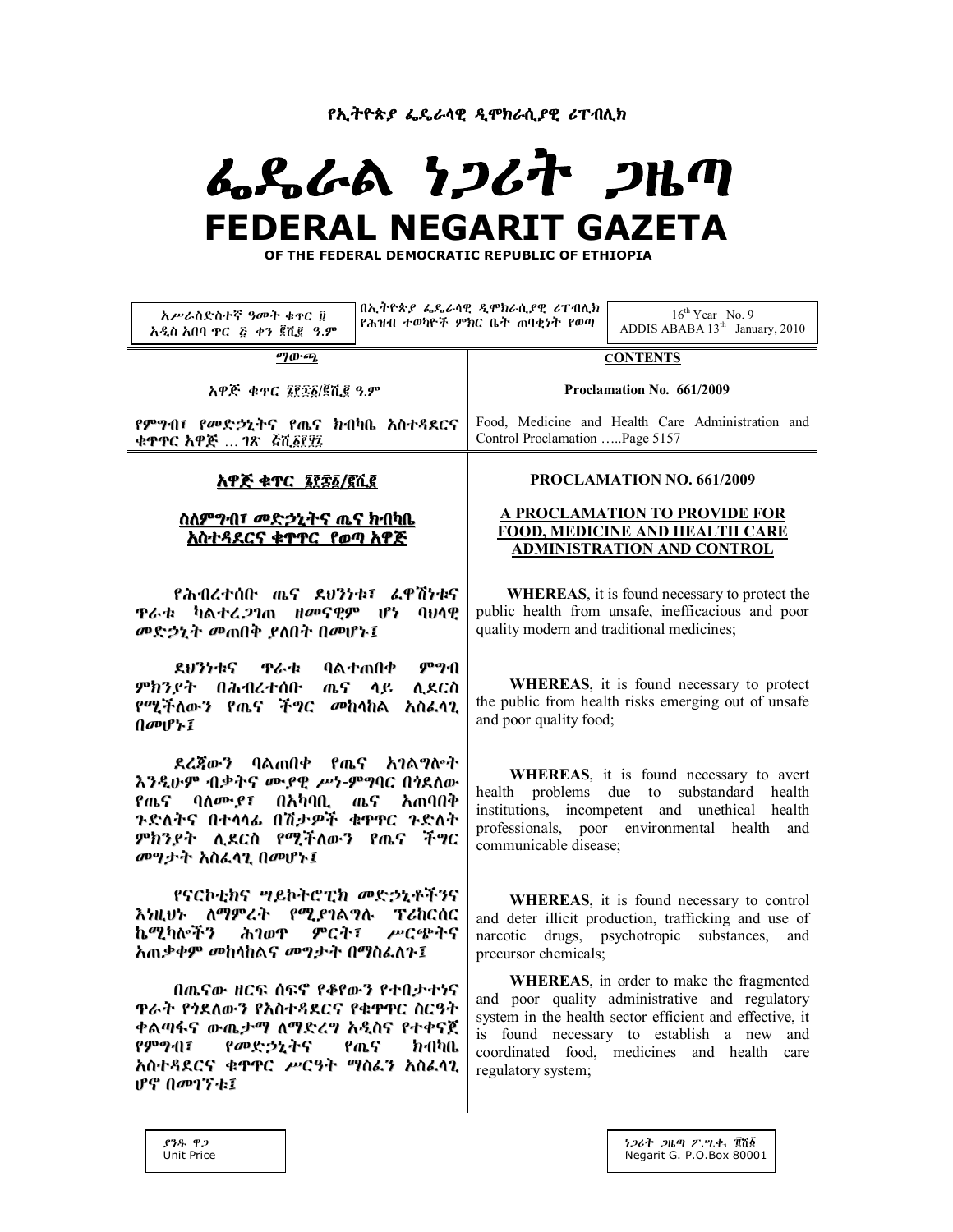የኢትዮጵያ ፌዴራላዊ ዲሞክራሲያዊ ሪፐብሊክ

# ፌዴራል ነጋሪት ጋዜጣ
# FEDERAL NEGARIT GAZETA

**OF THE FEDERAL DEMOCRATIC REPUBLIC OF ETHIOPIA**

| አሥራስድስተኛ ዓመት ቁጥር ፱ አዲስ አበባ ጥር ፭ ቀን ፪ሺ፪ ዓ.ም | በኢትዮጵያ ፌዴራላዊ ዲሞክራሲያዊ ሪፐብሊክ የሕዝብ ተወካዮች ምክር ቤት ጠባቂነት የወጣ | 16th Year No. 9 ADDIS ABABA 13th January, 2010 |
|---|---|---|

| ማውጫ | CONTENTS |
|---|---|
| አዋጅ ቁጥር ፮፻፷፩/፪ሺ፪ ዓ.ም | Proclamation No. 661/2009 |
| የምግብ፣ የመድኃኒትና የጤና ክብካቤ አስተዳደርና ቁጥጥር አዋጅ ... ገጽ ፭ሺ፩፻፶፯ | Food, Medicine and Health Care Administration and Control Proclamation .....Page 5157 |

## አዋጅ ቁጥር ፮፻፷፩/፪ሺ፪

### ስለምግብ፣ መድኃኒትና ጤና ክብካቤ አስተዳደርና ቁጥጥር የወጣ አዋጅ

የሕብረተሰቡ ጤና ደህንነቱ፣ ፈዋሽነቱና ጥራቱ ካልተረጋገጠ ዘመናዊም ሆነ ባህላዊ መድኃኒት መጠበቅ ያለበት በመሆኑ፤

ደህንነቱና ጥራቱ ባልተጠበቀ ምግብ ምክንያት በሕብረተሰቡ ጤና ላይ ሊደርስ የሚችለውን የጤና ችግር መከላከል አስፈላጊ በመሆኑ፤

ደረጃውን ባልጠበቀ የጤና አገልግሎት እንዲሁም ብቃትና ሙያዊ ሥነ-ምግባር በጎደለው የጤና ባለሙያ፣ በአካባቢ ጤና አጠባበቅ ጉድለትና በተላላፊ በሽታዎች ቁጥጥር ጉድለት ምክንያት ሊደርስ የሚችለውን የጤና ችግር መግታት አስፈላጊ በመሆኑ፤

የናርኮቲክና ሣይኮትሮፒክ መድኃኒቶችንና እነዚህኑ ለማምረት የሚያገለግሉ ፕሪከርሰር ኬሚካሎችን ሕገወጥ ምርት፣ ሥርጭትና አጠቃቀም መከላከልና መግታት በማስፈለጉ፤

በጤናው ዘርፍ ሰፍኖ የቆየውን የተበታተነና ጥራት የጎደለውን የአስተዳደርና የቁጥጥር ስርዓት ቀልጣፋና ውጤታማ ለማድረግ አዲስና የተቀናጀ የምግብ፣ የመድኃኒትና የጤና ክብካቤ አስተዳደርና ቁጥጥር ሥርዓት ማስፈን አስፈላጊ ሆኖ በመገኘቱ፤

## PROCLAMATION NO. 661/2009

### A PROCLAMATION TO PROVIDE FOR FOOD, MEDICINE AND HEALTH CARE ADMINISTRATION AND CONTROL

**WHEREAS**, it is found necessary to protect the public health from unsafe, inefficacious and poor quality modern and traditional medicines;

**WHEREAS**, it is found necessary to protect the public from health risks emerging out of unsafe and poor quality food;

**WHEREAS**, it is found necessary to avert health problems due to substandard health institutions, incompetent and unethical health professionals, poor environmental health and communicable disease;

**WHEREAS**, it is found necessary to control and deter illicit production, trafficking and use of narcotic drugs, psychotropic substances, and precursor chemicals;

**WHEREAS**, in order to make the fragmented and poor quality administrative and regulatory system in the health sector efficient and effective, it is found necessary to establish a new and coordinated food, medicines and health care regulatory system;

| ያንዱ ዋጋ Unit Price | ነጋሪት ጋዜጣ ፖ.ሣ.ቁ. ፹ሺ፩ Negarit G. P.O.Box 80001 |
|---|---|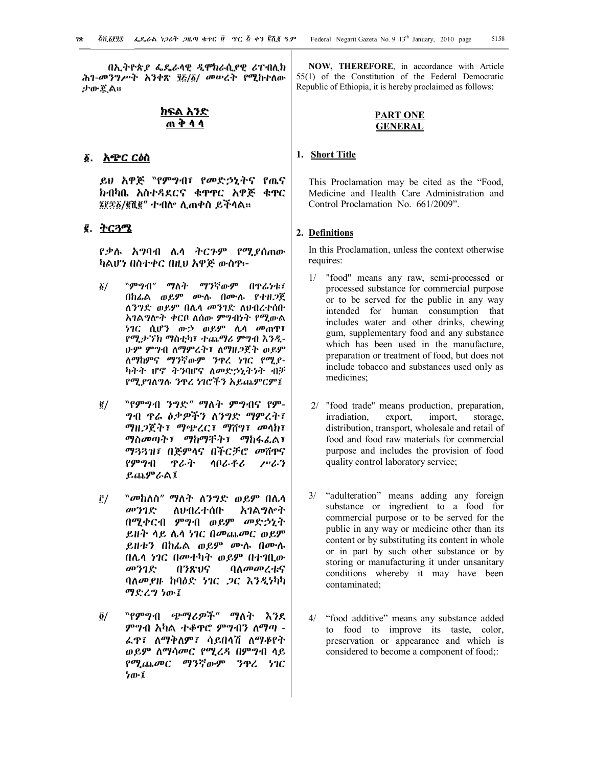በኢትዮጵያ ፌዴራላዊ ዲሞክራሲያዊ ሪፐብሊክ ሕገ-መንግሥት አንቀጽ ፶፭/፩/ መሠረት የሚከተለው ታውጇል።

## ክፍል አንድ
## ጠ ቅ ላ ላ

### ፩. አጭር ርዕስ

ይህ አዋጅ "የምግብ፣ የመድኃኒትና የጤና ክብካቤ አስተዳደርና ቁጥጥር አዋጅ ቁጥር ፮፻፷፩/፪ሺ፪" ተብሎ ሊጠቀስ ይችላል።

### ፪. ትርጓሜ

የቃሉ አግባብ ሌላ ትርጉም የሚያሰጠው ካልሆነ በስተቀር በዚህ አዋጅ ውስጥ፦

፩/ "ምግብ" ማለት ማንኛውም በጥሬነቱ፣ በከፊል ወይም ሙሉ በሙሉ የተዘጋጀ ለንግድ ወይም በሌላ መንገድ ለህብረተሰቡ አገልግሎት ቀርቦ ለሰው ምግብነት የሚውል ነገር ሲሆን ውኃ ወይም ሌላ መጠጥ፣ የሚታኘክ ማስቲካ፣ ተጨማሪ ምግብ እንዲሁም ምግብ ለማምረት፣ ለማዘጋጀት ወይም ለማከምና ማንኛውም ንጥረ ነገር የሚያካትት ሆኖ ትንባሆና ለመድኃኒትነት ብቻ የሚያገለግሉ ንጥረ ነገሮችን አይጨምርም፤

፪/ "የምግብ ንግድ" ማለት ምግብና የምግብ ጥሬ ዕቃዎችን ለንግድ ማምረት፣ ማዘጋጀት፣ ማጭረር፣ ማሸግ፣ መላክ፣ ማስመጣት፣ ማከማቸት፣ ማከፋፈል፣ ማጓጓዝ፣ በጅምላና በችርቻሮ መሸጥና የምግብ ጥራት ላቦራቶሪ ሥራን ይጨምራል፤

፫/ "መከለስ" ማለት ለንግድ ወይም በሌላ መንገድ ለህብረተሰቡ አገልግሎት በሚቀርብ ምግብ ወይም መድኃኒት ይዘት ላይ ሌላ ነገር በመጨመር ወይም ይዘቱን በከፊል ወይም ሙሉ በሙሉ በሌላ ነገር በመተካት ወይም በተገቢው መንገድ በንጽህና ባለመመረቱና ባለመያዙ ከባዕድ ነገር ጋር እንዲነካካ ማድረግ ነው፤

፬/ "የምግብ ጭማሪዎች" ማለት እንደ ምግብ አካል ተቆጥሮ ምግብን ለማጣ - ፈጥ፣ ለማቅለም፣ ሳይበላሽ ለማቆየት ወይም ለማሳመር የሚረዳ በምግብ ላይ የሚጨመር ማንኛውም ንጥረ ነገር ነው፤

**NOW, THEREFORE**, in accordance with Article 55(1) of the Constitution of the Federal Democratic Republic of Ethiopia, it is hereby proclaimed as follows:

## PART ONE
## GENERAL

### 1. Short Title

This Proclamation may be cited as the "Food, Medicine and Health Care Administration and Control Proclamation No. 661/2009".

### 2. Definitions

In this Proclamation, unless the context otherwise requires:

1/ "food" means any raw, semi-processed or processed substance for commercial purpose or to be served for the public in any way intended for human consumption that includes water and other drinks, chewing gum, supplementary food and any substance which has been used in the manufacture, preparation or treatment of food, but does not include tobacco and substances used only as medicines;

2/ "food trade" means production, preparation, irradiation, export, import, storage, distribution, transport, wholesale and retail of food and food raw materials for commercial purpose and includes the provision of food quality control laboratory service;

3/ "adulteration" means adding any foreign substance or ingredient to a food for commercial purpose or to be served for the public in any way or medicine other than its content or by substituting its content in whole or in part by such other substance or by storing or manufacturing it under unsanitary conditions whereby it may have been contaminated;

4/ "food additive" means any substance added to food to improve its taste, color, preservation or appearance and which is considered to become a component of food;: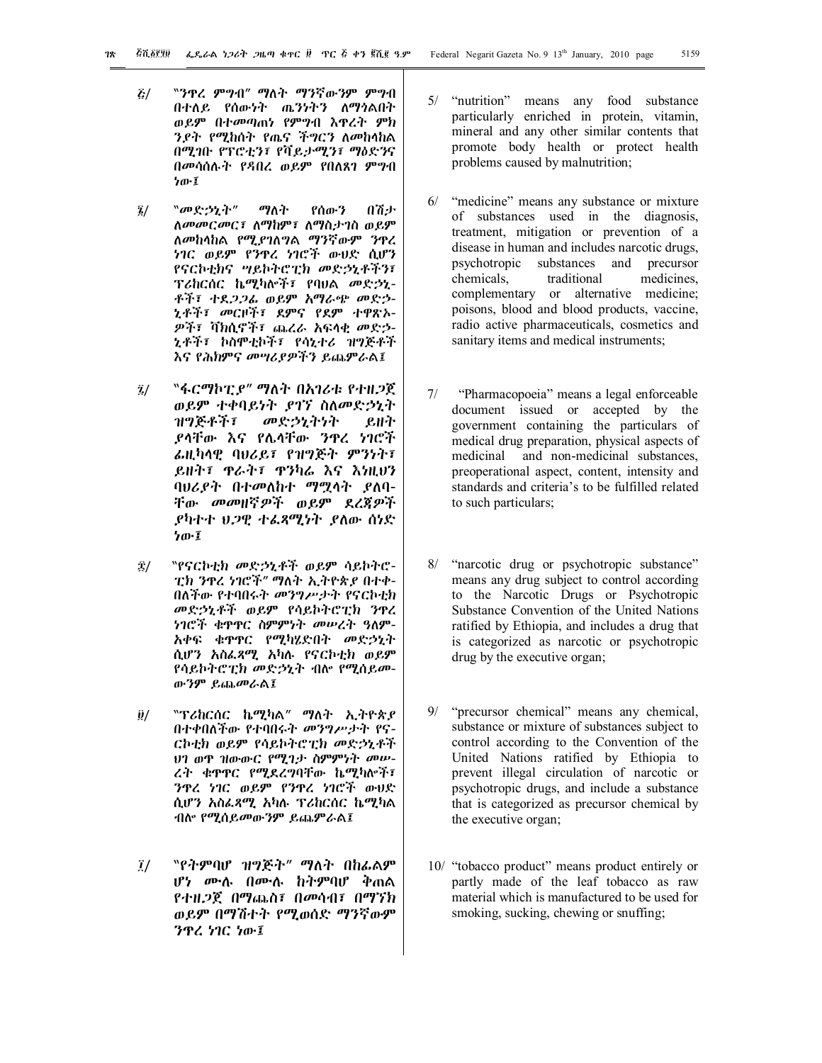፭/ "ንጥረ ምግብ" ማለት ማንኛውንም ምግብ በተለይ የሰውነት ጤንነትን ለማጎልበት ወይም በተመጣጠነ የምግብ እጥረት ምክንያት የሚከሰት የጤና ችግርን ለመከላከል በሚገቡ የፕሮቲን፣ የቫይታሚን፣ ማዕድንና በመሳሰሉት የዳበረ ወይም የበለጸገ ምግብ ነው፤

፮/ "መድኃኒት" ማለት የሰውን በሽታ ለመመርመር፣ ለማከም፣ ለማስታገስ ወይም ለመከላከል የሚያገለግል ማንኛውም ንጥረ ነገር ወይም የንጥረ ነገሮች ውህድ ሲሆን የናርኮቲክና ሣይኮትሮፒክ መድኃኒቶችን፣ ፕሪከርሰር ኬሚካሎችን፣ የባህል መድኃኒቶች፣ ተደጋጋፊ ወይም አማራጭ መድኃኒቶች፣ መርዞች፣ ደምና የደም ተዋጽኦዎች፣ ቫክሲኖች፣ ጨረራ አፍላቂ መድኃኒቶች፣ ኮስሞቲኮች፣ የሳኒተሪ ዝግጅቶች እና የሕክምና መሣሪያዎችን ይጨምራል፤

፯/ "ፋርማኮፒያ" ማለት በአገሪቱ የተዘጋጀ ወይም ተቀባይነት ያገኘ ስለመድኃኒት ዝግጅቶች፣ መድኃኒትነት ይዘት ያላቸው እና የሌላቸው ንጥረ ነገሮች ፊዚካላዊ ባህሪይ፣ የዝግጅት ምንነት፣ ይዘት፣ ጥራት፣ ጥንካሬ እና እነዚህን ባህሪያት በተመለከተ ማሟላት ያለባቸው መመዘኛዎች ወይም ደረጃዎች ያካተተ ህጋዊ ተፈጻሚነት ያለው ሰነድ ነው፤

፰/ "የናርኮቲክ መድኃኒቶች ወይም ሳይኮትሮፒክ ንጥረ ነገሮች" ማለት ኢትዮጵያ በተቀበለችው የተባበሩት መንግሥታት የናርኮቲክ መድኃኒቶች ወይም የሳይኮትሮፒክ ንጥረ ነገሮች ቁጥጥር ስምምነት መሠረት ዓለም አቀፍ ቁጥጥር የሚካሄድበት መድኃኒት ሲሆን አስፈጻሚ አካሉ የናርኮቲክ ወይም የሳይኮትሮፒክ መድኃኒት ብሎ የሚሰይመውንም ይጨመራል፤

፱/ "ፕሪከርሰር ኬሚካል" ማለት ኢትዮጵያ በተቀበለችው የተባበሩት መንግሥታት የናርኮቲክ ወይም የሳይኮትሮፒክ መድኃኒቶች ህገ ወጥ ዝውውር የሚገታ ስምምነት መሠረት ቁጥጥር የሚደረግባቸው ኬሚካሎች፣ ንጥረ ነገር ወይም የንጥረ ነገሮች ውህድ ሲሆን አስፈጻሚ አካሉ ፕሪከርሰር ኬሚካል ብሎ የሚሰይመውንም ይጨምራል፤

፲/ "የትምባሆ ዝግጅት" ማለት በከፊልም ሆነ ሙሉ በሙሉ ከትምባሆ ቅጠል የተዘጋጀ በማጨስ፣ በመሳብ፣ በማኘክ ወይም በማሽተት የሚወሰድ ማንኛውም ንጥረ ነገር ነው፤

5/ "nutrition" means any food substance particularly enriched in protein, vitamin, mineral and any other similar contents that promote body health or protect health problems caused by malnutrition;

6/ "medicine" means any substance or mixture of substances used in the diagnosis, treatment, mitigation or prevention of a disease in human and includes narcotic drugs, psychotropic substances and precursor chemicals, traditional medicines, complementary or alternative medicine; poisons, blood and blood products, vaccine, radio active pharmaceuticals, cosmetics and sanitary items and medical instruments;

7/ "Pharmacopoeia" means a legal enforceable document issued or accepted by the government containing the particulars of medical drug preparation, physical aspects of medicinal and non-medicinal substances, preoperational aspect, content, intensity and standards and criteria's to be fulfilled related to such particulars;

8/ "narcotic drug or psychotropic substance" means any drug subject to control according to the Narcotic Drugs or Psychotropic Substance Convention of the United Nations ratified by Ethiopia, and includes a drug that is categorized as narcotic or psychotropic drug by the executive organ;

9/ "precursor chemical" means any chemical, substance or mixture of substances subject to control according to the Convention of the United Nations ratified by Ethiopia to prevent illegal circulation of narcotic or psychotropic drugs, and include a substance that is categorized as precursor chemical by the executive organ;

10/ "tobacco product" means product entirely or partly made of the leaf tobacco as raw material which is manufactured to be used for smoking, sucking, chewing or snuffing;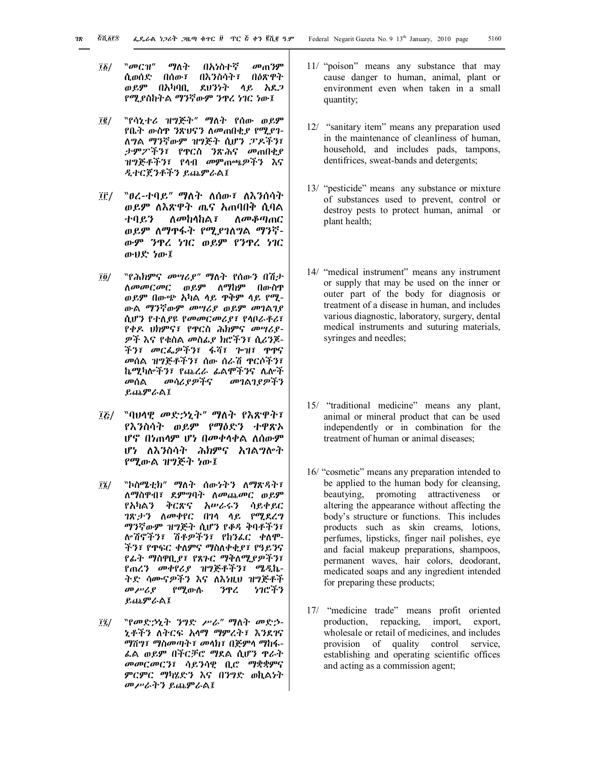፲፩/ "መርዝ" ማለት በአነስተኛ መጠንም ሲወሰድ በሰው፣ በእንስሳት፣ በዕጽዋት ወይም በአካባቢ ደህንነት ላይ አደጋ የሚያስከትል ማንኛውም ንጥረ ነገር ነው፤

፲፪/ "የሳኒተሪ ዝግጅት" ማለት የሰው ወይም የቤት ውስጥ ንጽህናን ለመጠበቂያ የሚያገለግል ማንኛውም ዝግጅት ሲሆን ፓዶችን፣ ታምፖችን፣ የጥርስ ንጽሕና መጠበቂያ ዝግጅቶችን፣ የላብ መምጠጫዎችን እና ዲተርጀንቶችን ይጨምራል፤

፲፫/ "ፀረ-ተባይ" ማለት ለሰው፣ ለእንስሳት ወይም ለእጽዋት ጤና አጠባበቅ ሲባል ተባይን ለመከላከል፣ ለመቆጣጠር ወይም ለማጥፋት የሚያገለግል ማንኛውም ንጥረ ነገር ወይም የንጥረ ነገር ውህድ ነው፤

፲፬/ "የሕክምና መሣሪያ" ማለት የሰውን በሽታ ለመመርመር ወይም ለማከም በውስጥ ወይም በውጭ አካል ላይ ጥቅም ላይ የሚውል ማንኛውም መሣሪያ ወይም መገልገያ ሲሆን የተለያዩ የመመርመሪያ፣ የላቦራቶሪ፣ የቀዶ ህክምና፣ የጥርስ ሕክምና መሣሪያዎች እና የቁስል መስፊያ ክሮችን፣ሲሪንጆችን፣ መርፌዎችን፣ ፋሻ፣ ጐዝ፣ ጥጥና መሰል ዝግጅቶችን፣ ሰው ሰራሽ ጥርሶችን፣ ኬሚካሎችን፣ የጨረራ ፊልሞችንና ሌሎች መሰል መሳሪያዎችና መገልገያዎችን ይጨምራል፤

፲፭/ "ባህላዊ መድኃኒት" ማለት የእጽዋት፣ የእንስሳት ወይም የማዕድን ተዋጽኦ ሆኖ በነጠላም ሆነ በመቀላቀል ለሰውም ሆነ ለእንስሳት ሕክምና አገልግሎት የሚውል ዝግጅት ነው፤

፲፮/ "ኮስሜቲክ" ማለት ሰውነትን ለማጽዳት፣ ለማስዋብ፣ ደምግባት ለመጨመር ወይም የአካልን ቅርጽና አሠራሩን ሳይቀይር ገጽታን ለመቀየር በገላ ላይ የሚደረግ ማንኛውም ዝግጅት ሲሆን የቆዳ ቅባቶችን፣ ሎሽኖችን፣ ሽቶዎችን፣ የከንፈር ቀለሞችን፣ የጥፍር ቀለምና ማስለቀቂያ፣ የዓይንና የፊት ማስዋቢያ፣ የጸጉር ማቅለሚያዎችን፣ የጠረን መቀየሪያ ዝግጅቶችን፣ ሜዲኬትድ ሳሙናዎችን እና ለእነዚህ ዝግጅቶች መሥሪያ የሚውሉ ንጥረ ነገሮችን ይጨምራል፤

፲፯/ "የመድኃኒት ንግድ ሥራ" ማለት መድኃኒቶችን ለትርፍ አላማ ማምረት፣ እንደገና ማሸግ፣ ማስመጣት፣ መላክ፣ በጅምላ ማከፋፈል ወይም በችርቻሮ ማደል ሲሆን ጥራት መመርመርን፣ ሳይንሳዊ ቢሮ ማቋቋምና ምርምር ማካሄድን እና በንግድ ወኪልነት መሥራትን ይጨምራል፤

11/ "poison" means any substance that may cause danger to human, animal, plant or environment even when taken in a small quantity;

12/ "sanitary item" means any preparation used in the maintenance of cleanliness of human, household, and includes pads, tampons, dentifrices, sweat-bands and detergents;

13/ "pesticide" means any substance or mixture of substances used to prevent, control or destroy pests to protect human, animal or plant health;

14/ "medical instrument" means any instrument or supply that may be used on the inner or outer part of the body for diagnosis or treatment of a disease in human, and includes various diagnostic, laboratory, surgery, dental medical instruments and suturing materials, syringes and needles;

15/ "traditional medicine" means any plant, animal or mineral product that can be used independently or in combination for the treatment of human or animal diseases;

16/ "cosmetic" means any preparation intended to be applied to the human body for cleansing, beautying, promoting attractiveness or altering the appearance without affecting the body's structure or functions. This includes products such as skin creams, lotions, perfumes, lipsticks, finger nail polishes, eye and facial makeup preparations, shampoos, permanent waves, hair colors, deodorant, medicated soaps and any ingredient intended for preparing these products;

17/ "medicine trade" means profit oriented production, repacking, import, export, wholesale or retail of medicines, and includes provision of quality control service, establishing and operating scientific offices and acting as a commission agent;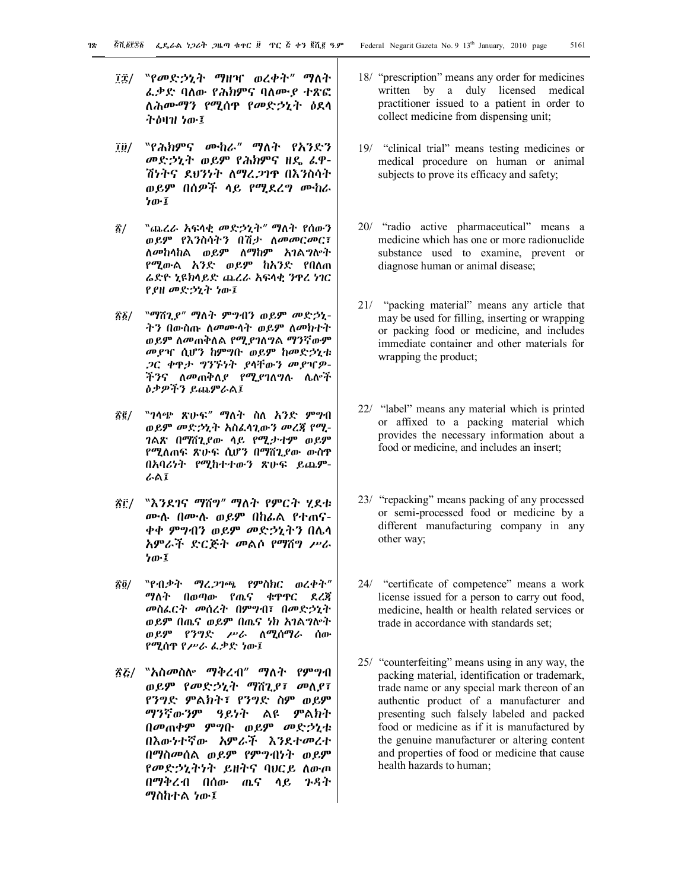፲፰/ "የመድኃኒት ማዘዣ ወረቀት" ማለት ፈቃድ ባለው የሕክምና ባለሙያ ተጽፎ ለሕሙማን የሚሰጥ የመድኃኒት ዕደላ ትዕዛዝ ነው፤

፲፱/ "የሕክምና ሙከራ" ማለት የአንድን መድኃኒት ወይም የሕክምና ዘዴ ፈዋሽነትና ደህንነት ለማረጋገጥ በእንስሳት ወይም በሰዎች ላይ የሚደረግ ሙከራ ነው፤

፳/ "ጨረራ አፍላቂ መድኃኒት" ማለት የሰውን ወይም የእንስሳትን በሽታ ለመመርመር፣ ለመከላከል ወይም ለማከም አገልግሎት የሚውል አንድ ወይም ከአንድ የበለጠ ሬድዮ ኒዩክላይድ ጨረራ አፍላቂ ንጥረ ነገር የያዘ መድኃኒት ነው፤

፳፩/ "ማሸጊያ" ማለት ምግብን ወይም መድኃኒትን በውስጡ ለመሙላት ወይም ለመከተት ወይም ለመጠቅለል የሚያገለግል ማንኛውም መያዣ ሲሆን ከምግቡ ወይም ከመድኃኒቱ ጋር ቀጥታ ግንኙነት ያላቸውን መያዣዎችንና ለመጠቅለያ የሚያገለግሉ ሌሎች ዕቃዎችን ይጨምራል፤

፳፪/ "ገላጭ ጽሁፍ" ማለት ስለ አንድ ምግብ ወይም መድኃኒት አስፈላጊውን መረጃ የሚገልጽ በማሸጊያው ላይ የሚታተም ወይም የሚለጠፍ ጽሁፍ ሲሆን በማሸጊያው ውስጥ በአባሪነት የሚከተተውን ጽሁፍ ይጨምራል፤

፳፫/ "እንደገና ማሸግ" ማለት የምርት ሂደቱ ሙሉ በሙሉ ወይም በከፊል የተጠናቀቀ ምግብን ወይም መድኃኒትን በሌላ አምራች ድርጅት መልሶ የማሸግ ሥራ ነው፤

፳፬/ "የብቃት ማረጋገጫ የምስክር ወረቀት" ማለት በወጣው የጤና ቁጥጥር ደረጃ መስፈርት መሰረት በምግብ፣ በመድኃኒት ወይም በጤና ወይም በጤና ነክ አገልግሎት ወይም የንግድ ሥራ ለሚሰማራ ሰው የሚሰጥ የሥራ ፈቃድ ነው፤

፳፭/ "አስመስሎ ማቅረብ" ማለት የምግብ ወይም የመድኃኒት ማሸጊያ፣ መለያ፣ የንግድ ምልክት፣ የንግድ ስም ወይም ማንኛውንም ዓይነት ልዩ ምልክት በመጠቀም ምግቡ ወይም መድኃኒቱ በእውነተኛው አምራች እንደተመረተ በማስመሰል ወይም የምግብነት ወይም የመድኃኒትነት ይዘትና ባህርይ ለውጦ በማቅረብ በሰው ጤና ላይ ጉዳት ማስከተል ነው፤

18/ "prescription" means any order for medicines written by a duly licensed medical practitioner issued to a patient in order to collect medicine from dispensing unit;

19/ "clinical trial" means testing medicines or medical procedure on human or animal subjects to prove its efficacy and safety;

20/ "radio active pharmaceutical" means a medicine which has one or more radionuclide substance used to examine, prevent or diagnose human or animal disease;

21/ "packing material" means any article that may be used for filling, inserting or wrapping or packing food or medicine, and includes immediate container and other materials for wrapping the product;

22/ "label" means any material which is printed or affixed to a packing material which provides the necessary information about a food or medicine, and includes an insert;

23/ "repacking" means packing of any processed or semi-processed food or medicine by a different manufacturing company in any other way;

24/ "certificate of competence" means a work license issued for a person to carry out food, medicine, health or health related services or trade in accordance with standards set;

25/ "counterfeiting" means using in any way, the packing material, identification or trademark, trade name or any special mark thereon of an authentic product of a manufacturer and presenting such falsely labeled and packed food or medicine as if it is manufactured by the genuine manufacturer or altering content and properties of food or medicine that cause health hazards to human;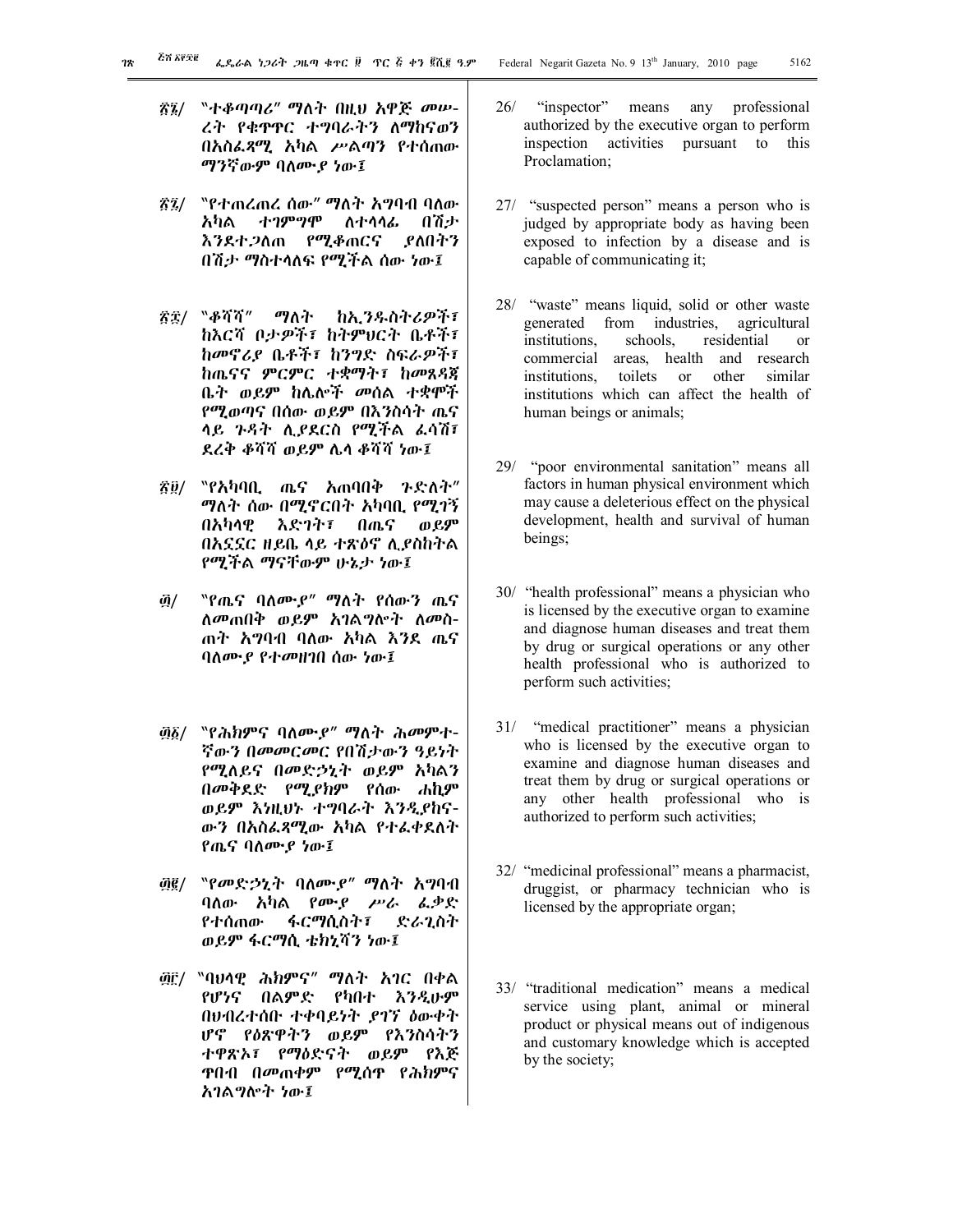፳፮/ "ተቆጣጣሪ" ማለት በዚህ አዋጅ መሠረት የቁጥጥር ተግባራትን ለማከናወን በአስፈጻሚ አካል ሥልጣን የተሰጠው ማንኛውም ባለሙያ ነው፤

፳፯/ "የተጠረጠረ ሰው" ማለት አግባብ ባለው አካል ተገምግሞ ለተላላፊ በሽታ እንደተጋለጠ የሚቆጠርና ያለበትን በሽታ ማስተላለፍ የሚችል ሰው ነው፤

፳፰/ "ቆሻሻ" ማለት ከኢንዱስትሪዎች፣ ከእርሻ ቦታዎች፣ ከትምህርት ቤቶች፣ ከመኖሪያ ቤቶች፣ ከንግድ ስፍራዎች፣ ከጤናና ምርምር ተቋማት፣ ከመጸዳጃ ቤት ወይም ከሌሎች መሰል ተቋሞች የሚወጣና በሰው ወይም በእንስሳት ጤና ላይ ጉዳት ሊያደርስ የሚችል ፈሳሽ፣ ደረቅ ቆሻሻ ወይም ሌላ ቆሻሻ ነው፤

፳፱/ "የአካባቢ ጤና አጠባበቅ ጉድለት" ማለት ሰው በሚኖርበት አካባቢ የሚገኝ በአካላዊ እድገት፣ በጤና ወይም በአኗኗር ዘይቤ ላይ ተጽዕኖ ሊያስከትል የሚችል ማናቸውም ሁኔታ ነው፤

፴/ "የጤና ባለሙያ" ማለት የሰውን ጤና ለመጠበቅ ወይም አገልግሎት ለመስጠት አግባብ ባለው አካል እንደ ጤና ባለሙያ የተመዘገበ ሰው ነው፤

፴፩/ "የሕክምና ባለሙያ" ማለት ሕመምተኛውን በመመርመር የበሽታውን ዓይነት የሚለይና በመድኃኒት ወይም አካልን በመቅደድ የሚያክም የሰው ሐኪም ወይም እነዚህኑ ተግባራት እንዲያከናውን በአስፈጻሚው አካል የተፈቀደለት የጤና ባለሙያ ነው፤

፴፪/ "የመድኃኒት ባለሙያ" ማለት አግባብ ባለው አካል የሙያ ሥራ ፈቃድ የተሰጠው ፋርማሲስት፣ ድራጊስት ወይም ፋርማሲ ቴክኒሻን ነው፤

፴፫/ "ባህላዊ ሕክምና" ማለት አገር በቀል የሆነና በልምድ የካበተ እንዲሁም በህብረተሰቡ ተቀባይነት ያገኘ ዕውቀት ሆኖ የዕጽዋትን ወይም የእንስሳትን ተዋጽኦ፣ የማዕድናት ወይም የእጅ ጥበብ በመጠቀም የሚሰጥ የሕክምና አገልግሎት ነው፤

26/ "inspector" means any professional authorized by the executive organ to perform inspection activities pursuant to this Proclamation;

27/ "suspected person" means a person who is judged by appropriate body as having been exposed to infection by a disease and is capable of communicating it;

28/ "waste" means liquid, solid or other waste generated from industries, agricultural institutions, schools, residential or commercial areas, health and research institutions, toilets or other similar institutions which can affect the health of human beings or animals;

29/ "poor environmental sanitation" means all factors in human physical environment which may cause a deleterious effect on the physical development, health and survival of human beings;

30/ "health professional" means a physician who is licensed by the executive organ to examine and diagnose human diseases and treat them by drug or surgical operations or any other health professional who is authorized to perform such activities;

31/ "medical practitioner" means a physician who is licensed by the executive organ to examine and diagnose human diseases and treat them by drug or surgical operations or any other health professional who is authorized to perform such activities;

32/ "medicinal professional" means a pharmacist, druggist, or pharmacy technician who is licensed by the appropriate organ;

33/ "traditional medication" means a medical service using plant, animal or mineral product or physical means out of indigenous and customary knowledge which is accepted by the society;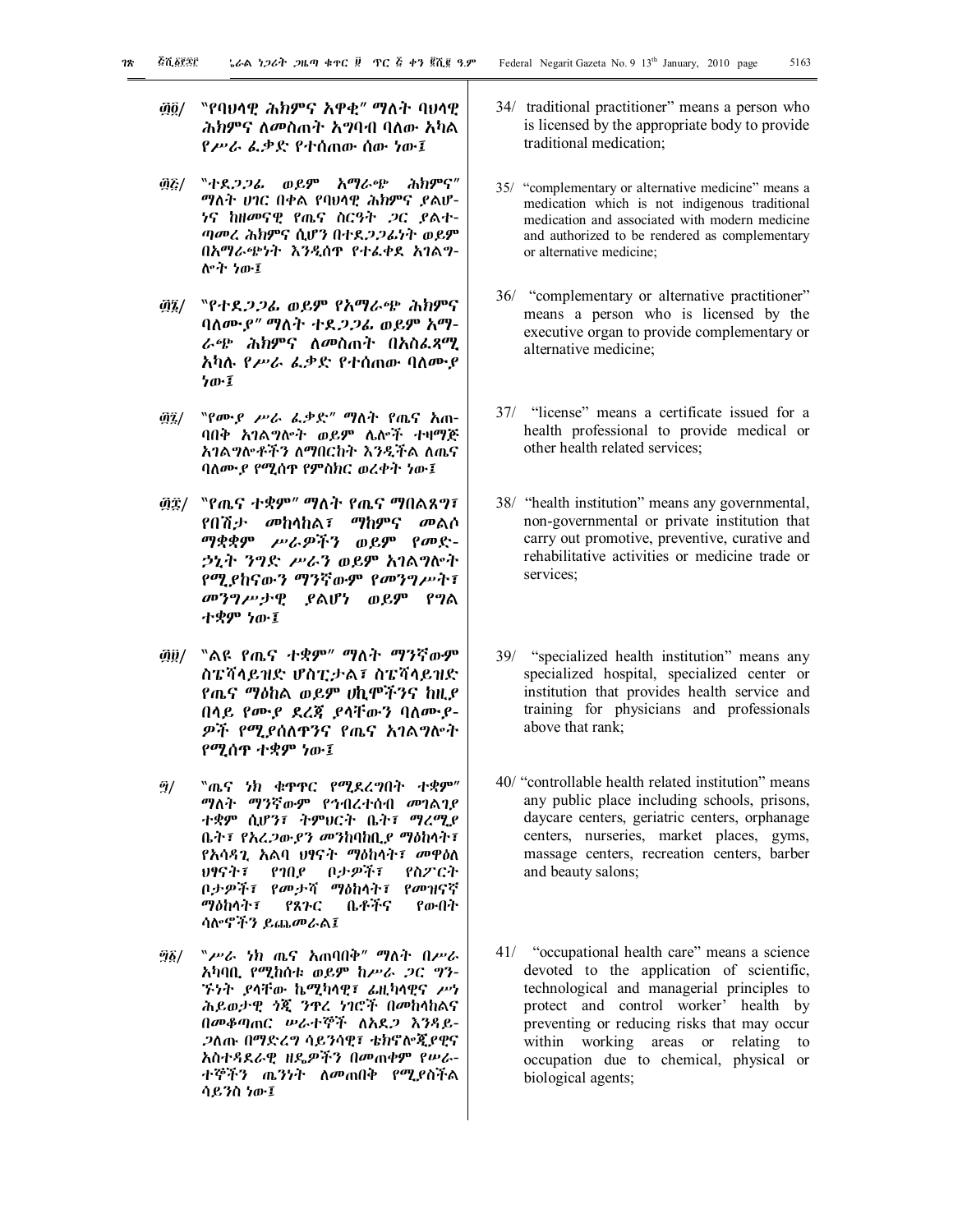፴፬/ "የባህላዊ ሕክምና አዋቂ" ማለት ባህላዊ ሕክምና ለመስጠት አግባብ ባለው አካል የሥራ ፈቃድ የተሰጠው ሰው ነው፤

፴፭/ "ተደጋጋፊ ወይም አማራጭ ሕክምና" ማለት ሀገር በቀል የባህላዊ ሕክምና ያልሆነና ከዘመናዊ የጤና ስርዓት ጋር ያልተጣመረ ሕክምና ሲሆን በተደጋጋፊነት ወይም በአማራጭነት እንዲሰጥ የተፈቀደ አገልግሎት ነው፤

፴፮/ "የተደጋጋፊ ወይም የአማራጭ ሕክምና ባለሙያ" ማለት ተደጋጋፊ ወይም አማራጭ ሕክምና ለመስጠት በአስፈጻሚ አካሉ የሥራ ፈቃድ የተሰጠው ባለሙያ ነው፤

፴፯/ "የሙያ ሥራ ፈቃድ" ማለት የጤና አጠባበቅ አገልግሎት ወይም ሌሎች ተዛማጅ አገልግሎቶችን ለማበርከት እንዲችል ለጤና ባለሙያ የሚሰጥ የምስክር ወረቀት ነው፤

፴፰/ "የጤና ተቋም" ማለት የጤና ማበልጸግ፣ የበሽታ መከላከል፣ ማከምና መልሶ ማቋቋም ሥራዎችን ወይም የመድኃኒት ንግድ ሥራን ወይም አገልግሎት የሚያከናውን ማንኛውም የመንግሥት፣ መንግሥታዊ ያልሆነ ወይም የግል ተቋም ነው፤

፴፱/ "ልዩ የጤና ተቋም" ማለት ማንኛውም ስፔሻላይዝድ ሆስፒታል፣ ስፔሻላይዝድ የጤና ማዕከል ወይም ሀኪሞችንና ከዚያ በላይ የሙያ ደረጃ ያላቸውን ባለሙያዎች የሚያሰለጥንና የጤና አገልግሎት የሚሰጥ ተቋም ነው፤

፵/ "ጤና ነክ ቁጥጥር የሚደረግበት ተቋም" ማለት ማንኛውም የኅብረተሰብ መገልገያ ተቋም ሲሆን፣ ትምህርት ቤት፣ ማረሚያ ቤት፣ የአረጋውያን መንከባከቢያ ማዕከላት፣ የአሳዳጊ አልባ ህፃናት ማዕከላት፣ መዋዕለ ህፃናት፣ የገበያ ቦታዎች፣ የስፖርት ቦታዎች፣ የመታሻ ማዕከላት፣ የመዝናኛ ማዕከላት፣ የጸጉር ቤቶችና የውበት ሳሎኖችን ይጨምራል፤

፵፩/ "ሥራ ነክ ጤና አጠባበቅ" ማለት በሥራ አካባቢ የሚከሰቱ ወይም ከሥራ ጋር ግንኙነት ያላቸው ኬሚካላዊ፣ ፊዚካላዊና ሥነ ሕይወታዊ ጎጂ ንጥረ ነገሮች በመከላከልና በመቆጣጠር ሠራተኞች ለአደጋ እንዳይጋለጡ በማድረግ ሳይንሳዊ፣ ቴክኖሎጂያዊና አስተዳደራዊ ዘዴዎችን በመጠቀም የሠራተኞችን ጤንነት ለመጠበቅ የሚያስችል ሳይንስ ነው፤

34/ traditional practitioner" means a person who is licensed by the appropriate body to provide traditional medication;

35/ "complementary or alternative medicine" means a medication which is not indigenous traditional medication and associated with modern medicine and authorized to be rendered as complementary or alternative medicine;

36/ "complementary or alternative practitioner" means a person who is licensed by the executive organ to provide complementary or alternative medicine;

37/ "license" means a certificate issued for a health professional to provide medical or other health related services;

38/ "health institution" means any governmental, non-governmental or private institution that carry out promotive, preventive, curative and rehabilitative activities or medicine trade or services;

39/ "specialized health institution" means any specialized hospital, specialized center or institution that provides health service and training for physicians and professionals above that rank;

40/ "controllable health related institution" means any public place including schools, prisons, daycare centers, geriatric centers, orphanage centers, nurseries, market places, gyms, massage centers, recreation centers, barber and beauty salons;

41/ "occupational health care" means a science devoted to the application of scientific, technological and managerial principles to protect and control worker' health by preventing or reducing risks that may occur within working areas or relating to occupation due to chemical, physical or biological agents;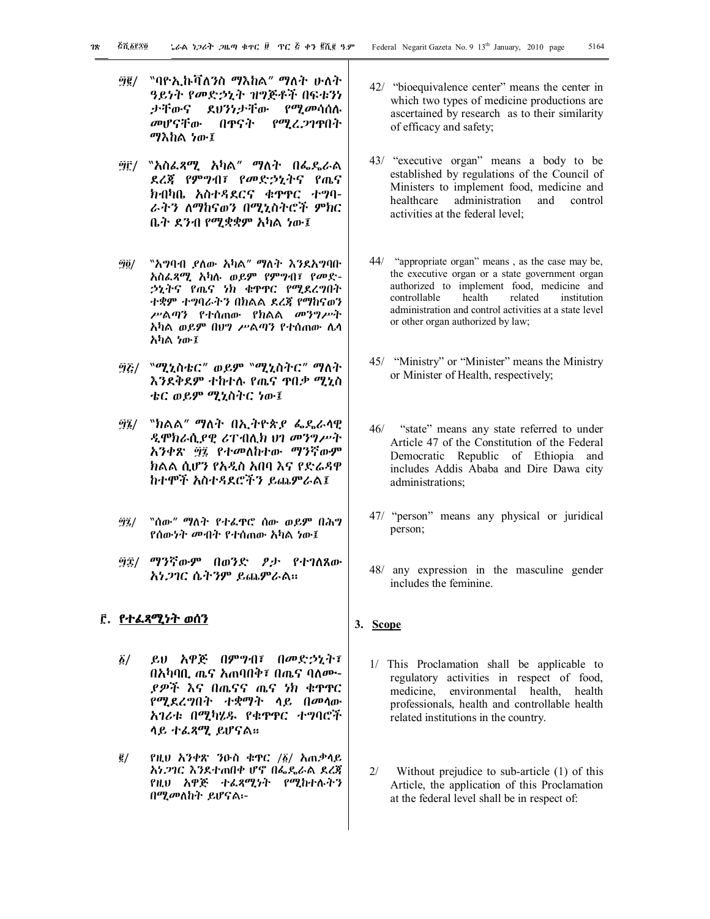፵፪/ "ባዮ-ኢኩቫለንስ ማእከል" ማለት ሁለት ዓይነት የመድኃኒት ዝግጅቶች በፍቱንነታቸውና ደህንነታቸው የሚመሳሰሉ መሆናቸው በጥናት የሚረጋገጥበት ማእከል ነው፤

፵፫/ "አስፈጻሚ አካል" ማለት በፌዴራል ደረጃ የምግብ፣ የመድኃኒትና የጤና ክብካቤ አስተዳደርና ቁጥጥር ተግባራትን ለማከናወን በሚኒስትሮች ምክር ቤት ደንብ የሚቋቋም አካል ነው፤

፵፬/ "አግባብ ያለው አካል" ማለት እንደአግባቡ አስፈጻሚ አካሉ ወይም የምግብ፣ የመድኃኒትና የጤና ነክ ቁጥጥር የሚደረግበት ተቋም ተግባራትን በክልል ደረጃ የማከናወን ሥልጣን የተሰጠው የክልል መንግሥት አካል ወይም በህግ ሥልጣን የተሰጠው ሌላ አካል ነው፤

፵፭/ "ሚኒስቴር" ወይም "ሚኒስትር" ማለት እንደቅደም ተከተሉ የጤና ጥበቃ ሚኒስቴር ወይም ሚኒስትር ነው፤

፵፮/ "ክልል" ማለት በኢትዮጵያ ፌዴራላዊ ዲሞክራሲያዊ ሪፐብሊክ ህገ መንግሥት አንቀጽ ፵፯ የተመለከተው ማንኛውም ክልል ሲሆን የአዲስ አበባ እና የድሬዳዋ ከተሞች አስተዳደሮችን ይጨምራል፤

፵፯/ "ሰው" ማለት የተፈጥሮ ሰው ወይም በሕግ የሰውነት መብት የተሰጠው አካል ነው፤

፵፰/ ማንኛውም በወንድ ፆታ የተገለጸው አነጋገር ሴትንም ይጨምራል።

## ፫. የተፈጻሚነት ወሰን

፩/ ይህ አዋጅ በምግብ፣ በመድኃኒት፣ በአካባቢ ጤና አጠባበቅ፣ በጤና ባለሙያዎች እና በጤናና ጤና ነክ ቁጥጥር የሚደረግበት ተቋማት ላይ በመላው አገሪቱ በሚካሄዱ የቁጥጥር ተግባሮች ላይ ተፈጻሚ ይሆናል።

፪/ የዚህ አንቀጽ ንዑስ ቁጥር /፩/ አጠቃላይ አነጋገር እንደተጠበቀ ሆኖ በፌዴራል ደረጃ የዚህ አዋጅ ተፈጻሚነት የሚከተሉትን በሚመለከት ይሆናል፦

42/ "bioequivalence center" means the center in which two types of medicine productions are ascertained by research as to their similarity of efficacy and safety;

43/ "executive organ" means a body to be established by regulations of the Council of Ministers to implement food, medicine and healthcare administration and control activities at the federal level;

44/ "appropriate organ" means , as the case may be, the executive organ or a state government organ authorized to implement food, medicine and controllable health related institution administration and control activities at a state level or other organ authorized by law;

45/ "Ministry" or "Minister" means the Ministry or Minister of Health, respectively;

46/ "state" means any state referred to under Article 47 of the Constitution of the Federal Democratic Republic of Ethiopia and includes Addis Ababa and Dire Dawa city administrations;

47/ "person" means any physical or juridical person;

48/ any expression in the masculine gender includes the feminine.

## 3. Scope

1/ This Proclamation shall be applicable to regulatory activities in respect of food, medicine, environmental health, health professionals, health and controllable health related institutions in the country.

2/ Without prejudice to sub-article (1) of this Article, the application of this Proclamation at the federal level shall be in respect of: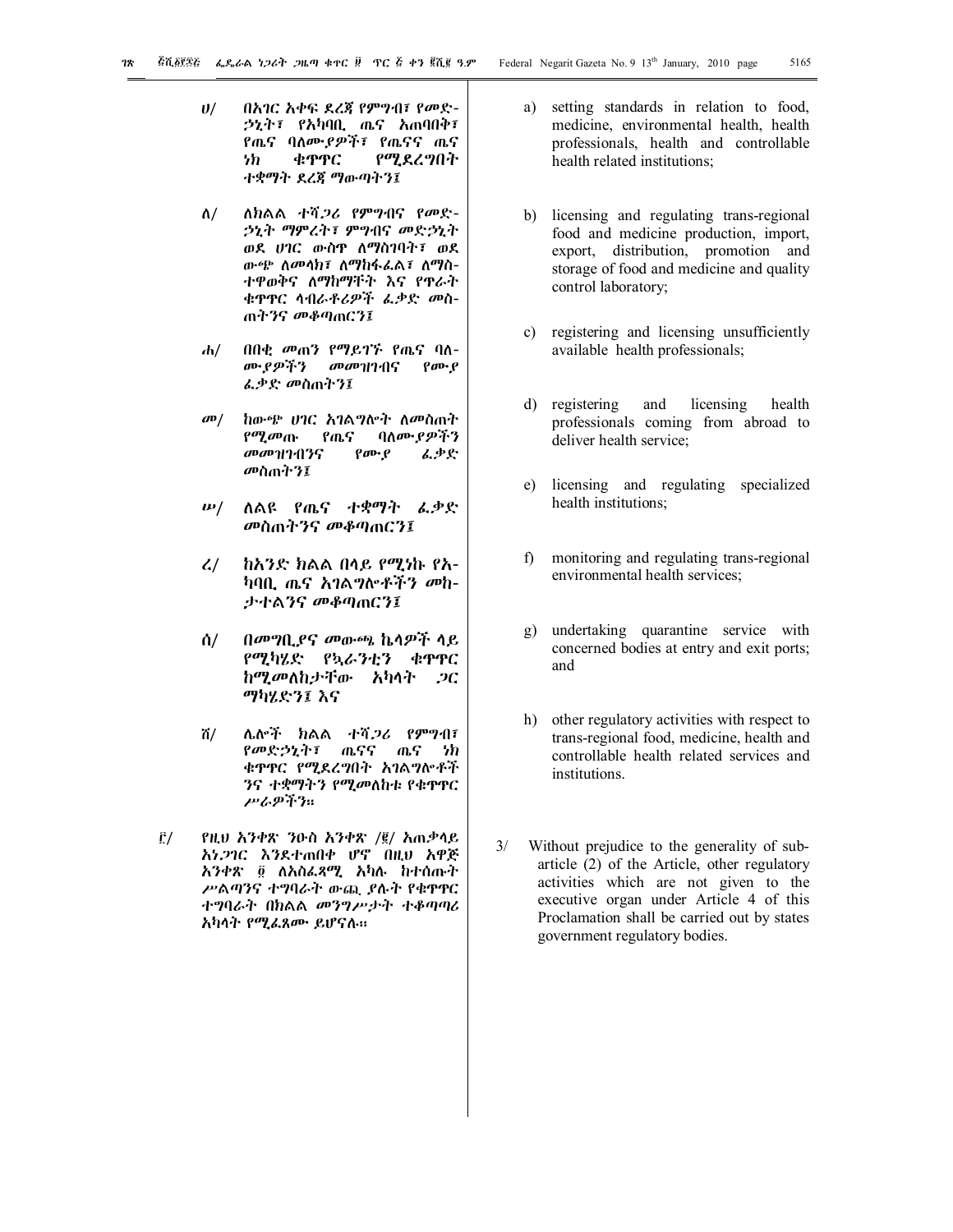ሀ/ በአገር አቀፍ ደረጃ የምግብ፣ የመድ-ኃኒት፣ የአካባቢ ጤና አጠባበቅ፣ የጤና ባለሙያዎች፣ የጤናና ጤና ነክ ቁጥጥር የሚደረግበት ተቋማት ደረጃ ማውጣትን፤

ለ/ ለክልል ተሻጋሪ የምግብና የመድ-ኃኒት ማምረት፣ ምግብና መድኃኒት ወደ ሀገር ውስጥ ለማስገባት፣ ወደ ውጭ ለመላክ፣ ለማከፋፈል፣ ለማስ-ተዋወቅና ለማከማቸት እና የጥራት ቁጥጥር ላብራቶሪዎች ፈቃድ መስ-ጠትንና መቆጣጠርን፤

ሐ/ በበቂ መጠን የማይገኙ የጤና ባለ-ሙያዎችን መመዝገብና የሙያ ፈቃድ መስጠትን፤

መ/ ከውጭ ሀገር አገልግሎት ለመስጠት የሚመጡ የጤና ባለሙያዎችን መመዝገብንና የሙያ ፈቃድ መስጠትን፤

ሠ/ ለልዩ የጤና ተቋማት ፈቃድ መስጠትንና መቆጣጠርን፤

ረ/ ከአንድ ክልል በላይ የሚነኩ የአ-ካባቢ ጤና አገልግሎቶችን መከ-ታተልንና መቆጣጠርን፤

ሰ/ በመግቢያና መውጫ ኬላዎች ላይ የሚካሄድ የኳራንቲን ቁጥጥር ከሚመለከታቸው አካላት ጋር ማካሄድን፤ እና

ሸ/ ሌሎች ክልል ተሻጋሪ የምግብ፣ የመድኃኒት፣ ጤናና ጤና ነክ ቁጥጥር የሚደረግበት አገልግሎቶች ንና ተቋማትን የሚመለከቱ የቁጥጥር ሥራዎችን።

፫/ የዚህ አንቀጽ ንዑስ አንቀጽ /፪/ አጠቃላይ አነጋገር እንደተጠበቀ ሆኖ በዚህ አዋጅ አንቀጽ ፬ ለአስፈጻሚ አካሉ ከተሰጡት ሥልጣንና ተግባራት ውጪ ያሉት የቁጥጥር ተግባራት በክልል መንግሥታት ተቆጣጣሪ አካላት የሚፈጸሙ ይሆናሉ።

a) setting standards in relation to food, medicine, environmental health, health professionals, health and controllable health related institutions;

b) licensing and regulating trans-regional food and medicine production, import, export, distribution, promotion and storage of food and medicine and quality control laboratory;

c) registering and licensing unsufficiently available health professionals;

d) registering and licensing health professionals coming from abroad to deliver health service;

e) licensing and regulating specialized health institutions;

f) monitoring and regulating trans-regional environmental health services;

g) undertaking quarantine service with concerned bodies at entry and exit ports; and

h) other regulatory activities with respect to trans-regional food, medicine, health and controllable health related services and institutions.

3/ Without prejudice to the generality of sub-article (2) of the Article, other regulatory activities which are not given to the executive organ under Article 4 of this Proclamation shall be carried out by states government regulatory bodies.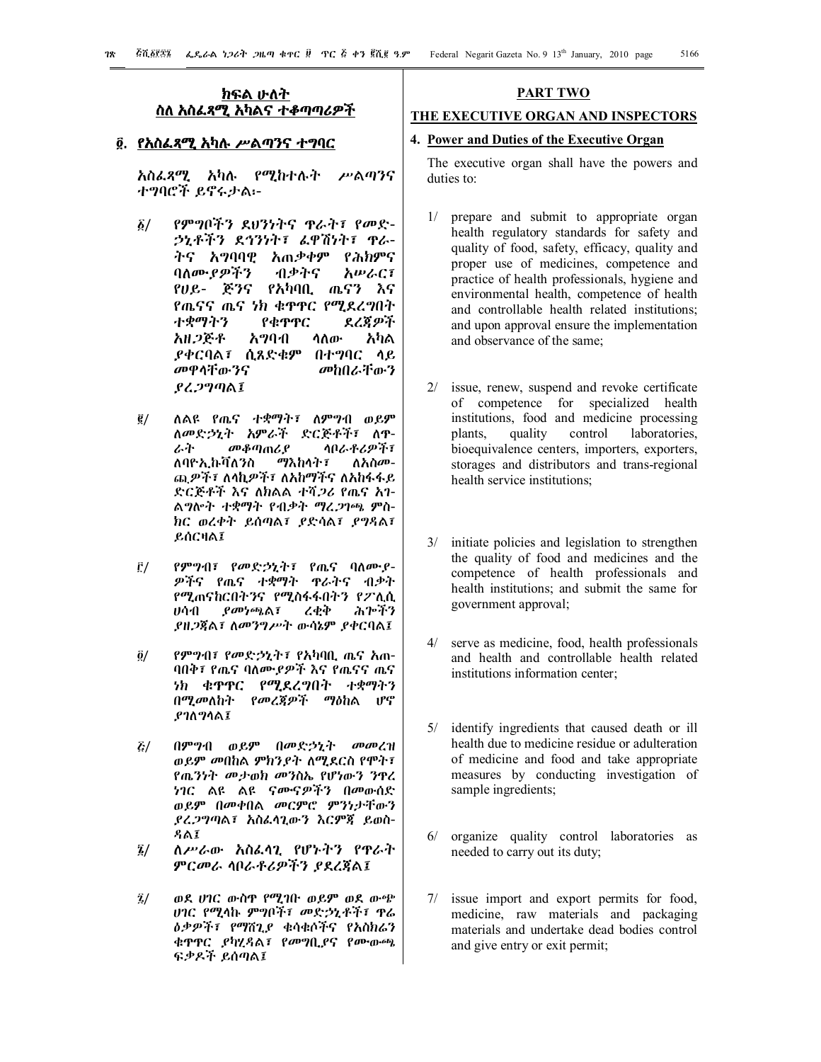## ክፍል ሁለት
## ስለ አስፈጻሚ አካልና ተቆጣጣሪዎች

### ፬. የአስፈጻሚ አካሉ ሥልጣንና ተግባር

አስፈጻሚ አካሉ የሚከተሉት ሥልጣንና ተግባሮች ይኖሩታል፡-

፩/ የምግቦችን ደህንነትና ጥራት፣ የመድኃኒቶችን ደኅንነት፣ ፈዋሽነት፣ ጥራትና አግባባዊ አጠቃቀም የሕክምና ባለሙያዎችን ብቃትና አሠራር፣ የሀይ- ጅንና የአካባቢ ጤናን እና የጤናና ጤና ነክ ቁጥጥር የሚደረግበት ተቋማትን የቁጥጥር ደረጃዎች አዘጋጅቶ አግባብ ላለው አካል ያቀርባል፣ ሲጸድቁም በተግባር ላይ መዋላቸውንና መከበራቸውን ያረጋግጣል፤

፪/ ለልዩ የጤና ተቋማት፣ ለምግብ ወይም ለመድኃኒት አምራች ድርጅቶች፣ ለጥራት መቆጣጠሪያ ላቦራቶሪዎች፣ ለባዮኢኩቫለንስ ማእከላት፣ ለአስመጪዎች፣ ለላኪዎች፣ ለአከማችና ለአከፋፋይ ድርጅቶች እና ለክልል ተሻጋሪ የጤና አገልግሎት ተቋማት የብቃት ማረጋገጫ ምስክር ወረቀት ይሰጣል፣ ያድሳል፣ ያግዳል፣ ይሰርዛል፤

፫/ የምግብ፣ የመድኃኒት፣ የጤና ባለሙያዎችና የጤና ተቋማት ጥራትና ብቃት የሚጠናከርበትንና የሚስፋፋበትን የፖሊሲ ሀሳብ ያመነጫል፣ ረቂቅ ሕጐችን ያዘጋጃል፣ ለመንግሥት ውሳኔም ያቀርባል፤

፬/ የምግብ፣ የመድኃኒት፣ የአካባቢ ጤና አጠባበቅ፣ የጤና ባለሙያዎች እና የጤናና ጤና ነክ ቁጥጥር የሚደረግበት ተቋማትን በሚመለከት የመረጃዎች ማዕከል ሆኖ ያገለግላል፤

፭/ በምግብ ወይም በመድኃኒት መመረዝ ወይም መበከል ምክንያት ለሚደርስ የሞት፣ የጤንነት መታወክ መንስኤ የሆነውን ንጥረ ነገር ልዩ ልዩ ናሙናዎችን በመውሰድ ወይም በመቀበል መርምሮ ምንነታቸውን ያረጋግጣል፣ አስፈላጊውን እርምጃ ይወስዳል፤

፮/ ለሥራው አስፈላጊ የሆኑትን የጥራት ምርመራ ላቦራቶሪዎችን ያደራጃል፤

፯/ ወደ ሀገር ውስጥ የሚገቡ ወይም ወደ ውጭ ሀገር የሚላኩ ምግቦች፣ መድኃኒቶች፣ ጥሬ ዕቃዎች፣ የማሸጊያ ቁሳቁሶችና የአስከሬን ቁጥጥር ያካሂዳል፣ የመግቢያና የመውጫ ፍቃዶች ይሰጣል፤

## PART TWO
## THE EXECUTIVE ORGAN AND INSPECTORS

### 4. Power and Duties of the Executive Organ

The executive organ shall have the powers and duties to:

1/ prepare and submit to appropriate organ health regulatory standards for safety and quality of food, safety, efficacy, quality and proper use of medicines, competence and practice of health professionals, hygiene and environmental health, competence of health and controllable health related institutions; and upon approval ensure the implementation and observance of the same;

2/ issue, renew, suspend and revoke certificate of competence for specialized health institutions, food and medicine processing plants, quality control laboratories, bioequivalence centers, importers, exporters, storages and distributors and trans-regional health service institutions;

3/ initiate policies and legislation to strengthen the quality of food and medicines and the competence of health professionals and health institutions; and submit the same for government approval;

4/ serve as medicine, food, health professionals and health and controllable health related institutions information center;

5/ identify ingredients that caused death or ill health due to medicine residue or adulteration of medicine and food and take appropriate measures by conducting investigation of sample ingredients;

6/ organize quality control laboratories as needed to carry out its duty;

7/ issue import and export permits for food, medicine, raw materials and packaging materials and undertake dead bodies control and give entry or exit permit;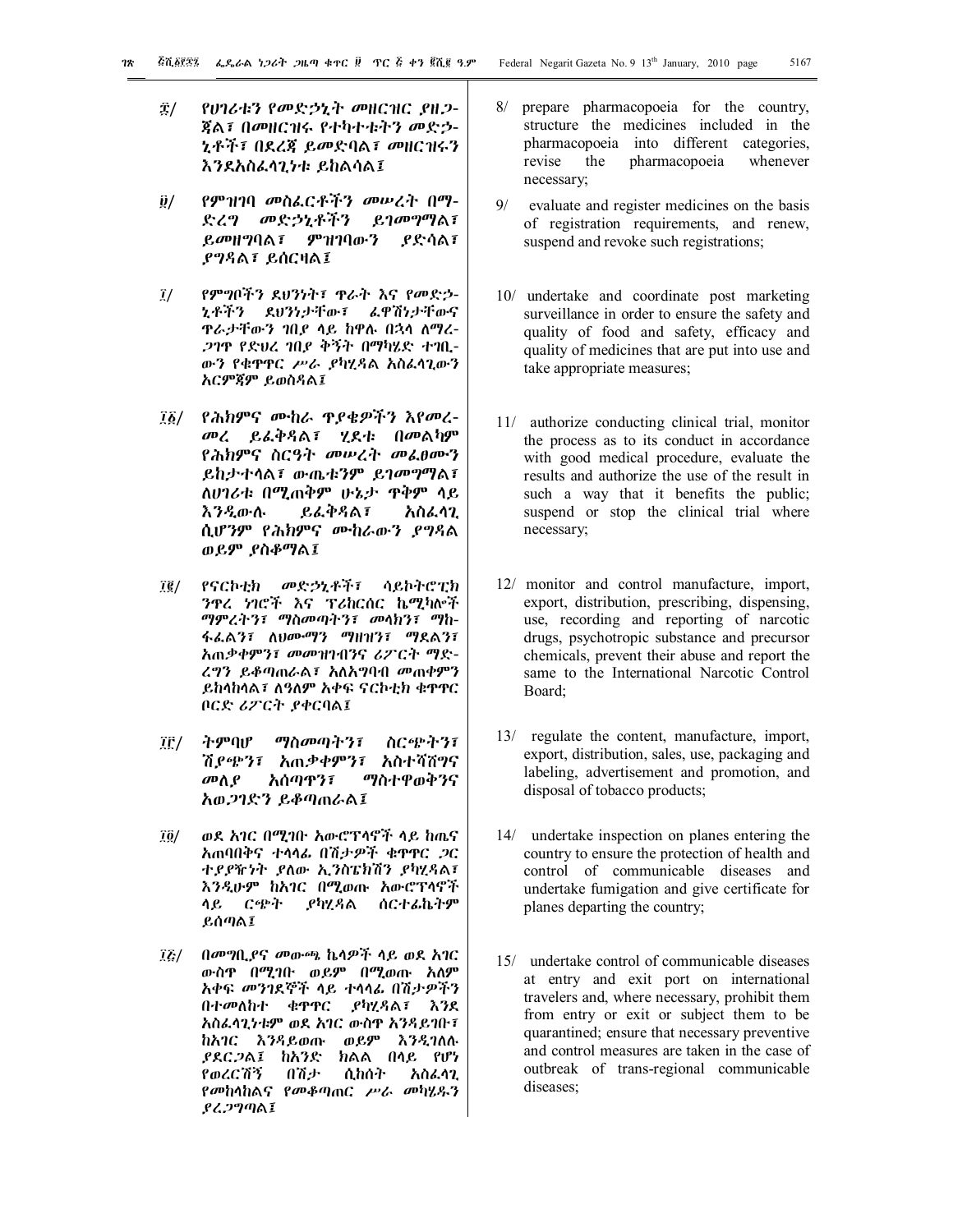፰/ የሀገሪቱን የመድኃኒት መዘርዝር ያዘጋጃል፣ በመዘርዝሩ የተካተቱትን መድኃኒቶች፣ በደረጃ ይመድባል፣ መዘርዝሩን እንደአስፈላጊነቱ ይከልሳል፤

፱/ የምዝገባ መስፈርቶችን መሠረት በማድረግ መድኃኒቶችን ይገመግማል፣ ይመዘግባል፣ ምዝገባውን ያድሳል፣ ያግዳል፣ ይሰርዛል፤

፲/ የምግቦችን ደህንነት፣ ጥራት እና የመድኃኒቶችን ደህንነታቸው፣ ፈዋሽነታቸውና ጥራታቸውን ገበያ ላይ ከዋሉ በኋላ ለማረጋገጥ የድህረ ገበያ ቅኝት በማካሄድ ተገቢውን የቁጥጥር ሥራ ያካሂዳል አስፈላጊውን እርምጃም ይወስዳል፤

፲፩/ የሕክምና ሙከራ ጥያቄዎችን እየመረመረ ይፈቅዳል፣ ሂደቱ በመልካም የሕክምና ስርዓት መሠረት መፈፀሙን ይከታተላል፣ ውጤቱንም ይገመግማል፣ ለሀገሪቱ በሚጠቅም ሁኔታ ጥቅም ላይ እንዲውሉ ይፈቅዳል፣ አስፈላጊ ሲሆንም የሕክምና ሙከራውን ያግዳል ወይም ያስቆማል፤

፲፪/ የናርኮቲክ መድኃኒቶች፣ ሳይኮትሮፒክ ንጥረ ነገሮች እና ፕሪከርሰር ኬሚካሎች ማምረትን፣ ማስመጣትን፣ መላክን፣ ማከፋፈልን፣ ለህሙማን ማዘዝን፣ ማደልን፣ አጠቃቀምን፣ መመዝገብንና ሪፖርት ማድረግን ይቆጣጠራል፣ አለአግባብ መጠቀምን ይከላከላል፣ ለዓለም አቀፍ ናርኮቲክ ቁጥጥር ቦርድ ሪፖርት ያቀርባል፤

፲፫/ ትምባሆ ማስመጣትን፣ ስርጭትን፣ ሽያጭን፣ አጠቃቀምን፣ አስተሻሸግና መለያ አሰጣጥን፣ ማስተዋወቅንና አወጋገድን ይቆጣጠራል፤

፲፬/ ወደ አገር በሚገቡ አውሮፕላኖች ላይ ከጤና አጠባበቅና ተላላፊ በሽታዎች ቁጥጥር ጋር ተያያዥነት ያለው ኢንስፔክሽን ያካሂዳል፣ እንዲሁም ከአገር በሚወጡ አውሮፕላኖች ላይ ርጭት ያካሂዳል ሰርተፊኬትም ይሰጣል፤

፲፭/ በመግቢያና መውጫ ኬላዎች ላይ ወደ አገር ውስጥ በሚገቡ ወይም በሚወጡ አለም አቀፍ መንገደኞች ላይ ተላላፊ በሽታዎችን በተመለከተ ቁጥጥር ያካሂዳል፣ እንደ አስፈላጊነቱም ወደ አገር ውስጥ እንዳይገቡ፣ ከአገር እንዳይወጡ ወይም እንዲገለሉ ያደርጋል፤ ከአንድ ክልል በላይ የሆነ የወረርሽኝ በሽታ ሲከሰት አስፈላጊ የመከላከልና የመቆጣጠር ሥራ መካሄዱን ያረጋግጣል፤

8/ prepare pharmacopoeia for the country, structure the medicines included in the pharmacopoeia into different categories, revise the pharmacopoeia whenever necessary;

9/ evaluate and register medicines on the basis of registration requirements, and renew, suspend and revoke such registrations;

10/ undertake and coordinate post marketing surveillance in order to ensure the safety and quality of food and safety, efficacy and quality of medicines that are put into use and take appropriate measures;

11/ authorize conducting clinical trial, monitor the process as to its conduct in accordance with good medical procedure, evaluate the results and authorize the use of the result in such a way that it benefits the public; suspend or stop the clinical trial where necessary;

12/ monitor and control manufacture, import, export, distribution, prescribing, dispensing, use, recording and reporting of narcotic drugs, psychotropic substance and precursor chemicals, prevent their abuse and report the same to the International Narcotic Control Board;

13/ regulate the content, manufacture, import, export, distribution, sales, use, packaging and labeling, advertisement and promotion, and disposal of tobacco products;

14/ undertake inspection on planes entering the country to ensure the protection of health and control of communicable diseases and undertake fumigation and give certificate for planes departing the country;

15/ undertake control of communicable diseases at entry and exit port on international travelers and, where necessary, prohibit them from entry or exit or subject them to be quarantined; ensure that necessary preventive and control measures are taken in the case of outbreak of trans-regional communicable diseases;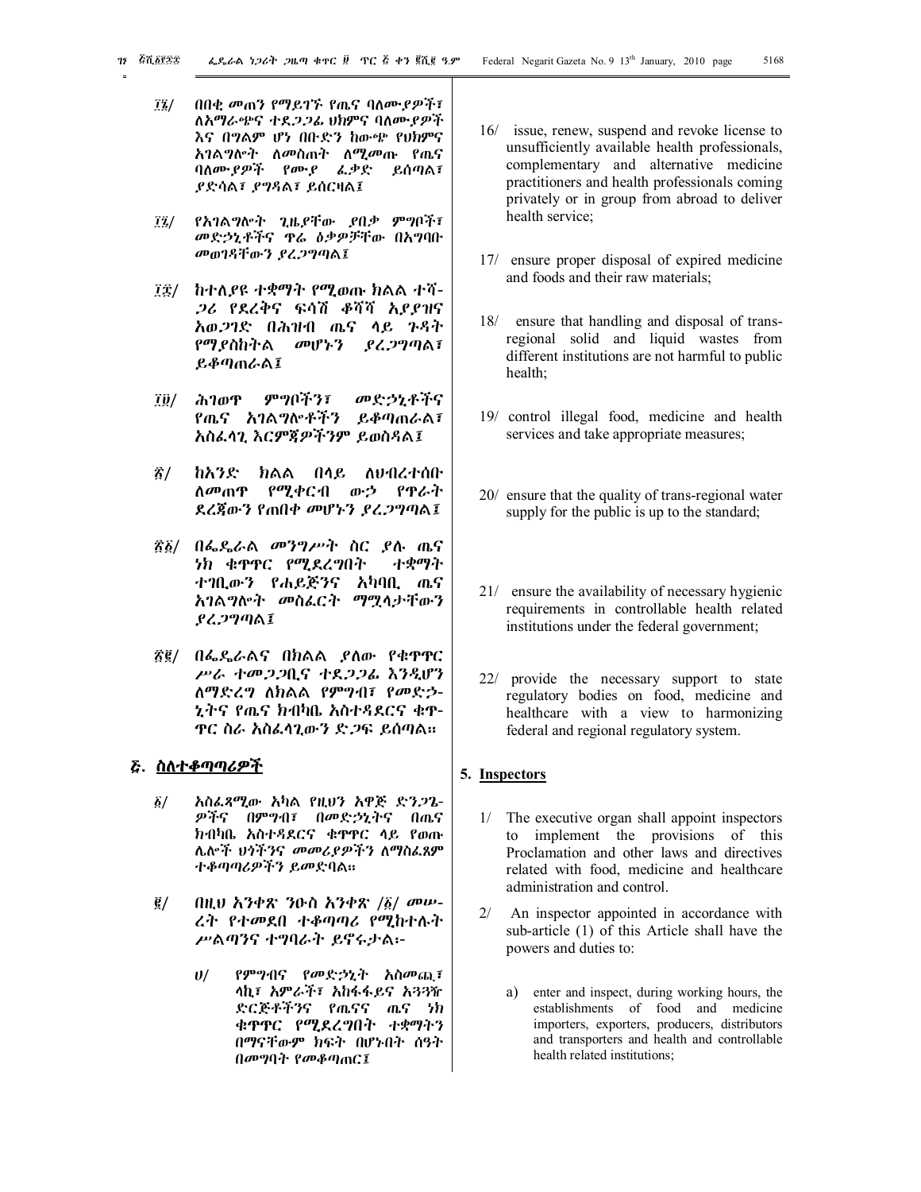፲፮/ በበቂ መጠን የማይገኙ የጤና ባለሙያዎች፣ ለአማራጭና ተደጋጋፊ ህክምና ባለሙያዎች እና በግልም ሆነ በቡድን ከውጭ የህክምና አገልግሎት ለመስጠት ለሚመጡ የጤና ባለሙያዎች የሙያ ፈቃድ ይሰጣል፣ ያድሳል፣ ያግዳል፣ ይሰርዛል፤

፲፯/ የአገልግሎት ጊዜያቸው ያበቃ ምግቦች፣ መድኃኒቶችና ጥሬ ዕቃዎቻቸው በአግባቡ መወገዳቸውን ያረጋግጣል፤

፲፰/ ከተለያዩ ተቋማት የሚወጡ ክልል ተሻ-ጋሪ የደረቅና ፍሳሽ ቆሻሻ አያያዝና አወጋገድ በሕዝብ ጤና ላይ ጉዳት የማያስከትል መሆኑን ያረጋግጣል፣ ይቆጣጠራል፤

፲፱/ ሕገወጥ ምግቦችን፣ መድኃኒቶችና የጤና አገልግሎቶችን ይቆጣጠራል፣ አስፈላጊ እርምጃዎችንም ይወስዳል፤

፳/ ከአንድ ክልል በላይ ለህብረተሰቡ ለመጠጥ የሚቀርብ ውኃ የጥራት ደረጃውን የጠበቀ መሆኑን ያረጋግጣል፤

፳፩/ በፌዴራል መንግሥት ስር ያሉ ጤና ነክ ቁጥጥር የሚደረግበት ተቋማት ተገቢውን የሐይጅንና አካባቢ ጤና አገልግሎት መስፈርት ማሟላታቸውን ያረጋግጣል፤

፳፪/ በፌዴራልና በክልል ያለው የቁጥጥር ሥራ ተመጋጋቢና ተደጋጋፊ እንዲሆን ለማድረግ ለክልል የምግብ፣ የመድኃ-ኒትና የጤና ክብካቤ አስተዳደርና ቁጥ-ጥር ስራ አስፈላጊውን ድጋፍ ይሰጣል።

## ፭. ስለተቆጣጣሪዎች

፩/ አስፈጻሚው አካል የዚህን አዋጅ ድንጋጌ-ዎችና በምግብ፣ በመድኃኒትና በጤና ክብካቤ አስተዳደርና ቁጥጥር ላይ የወጡ ሌሎች ህጎችንና መመሪያዎችን ለማስፈጸም ተቆጣጣሪዎችን ይመድባል።

፪/ በዚህ አንቀጽ ንዑስ አንቀጽ /፩/ መሠ-ረት የተመደበ ተቆጣጣሪ የሚከተሉት ሥልጣንና ተግባራት ይኖሩታል፦

ሀ/ የምግብና የመድኃኒት አስመጪ፣ ላኪ፣ አምራች፣ አከፋፋይና አጓጓዥ ድርጅቶችንና የጤናና ጤና ነክ ቁጥጥር የሚደረግበት ተቋማትን በማናቸውም ክፍት በሆነበት ሰዓት በመግባት የመቆጣጠር፤

16/ issue, renew, suspend and revoke license to unsufficiently available health professionals, complementary and alternative medicine practitioners and health professionals coming privately or in group from abroad to deliver health service;

17/ ensure proper disposal of expired medicine and foods and their raw materials;

18/ ensure that handling and disposal of trans-regional solid and liquid wastes from different institutions are not harmful to public health;

19/ control illegal food, medicine and health services and take appropriate measures;

20/ ensure that the quality of trans-regional water supply for the public is up to the standard;

21/ ensure the availability of necessary hygienic requirements in controllable health related institutions under the federal government;

22/ provide the necessary support to state regulatory bodies on food, medicine and healthcare with a view to harmonizing federal and regional regulatory system.

## 5. Inspectors

1/ The executive organ shall appoint inspectors to implement the provisions of this Proclamation and other laws and directives related with food, medicine and healthcare administration and control.

2/ An inspector appointed in accordance with sub-article (1) of this Article shall have the powers and duties to:

a) enter and inspect, during working hours, the establishments of food and medicine importers, exporters, producers, distributors and transporters and health and controllable health related institutions;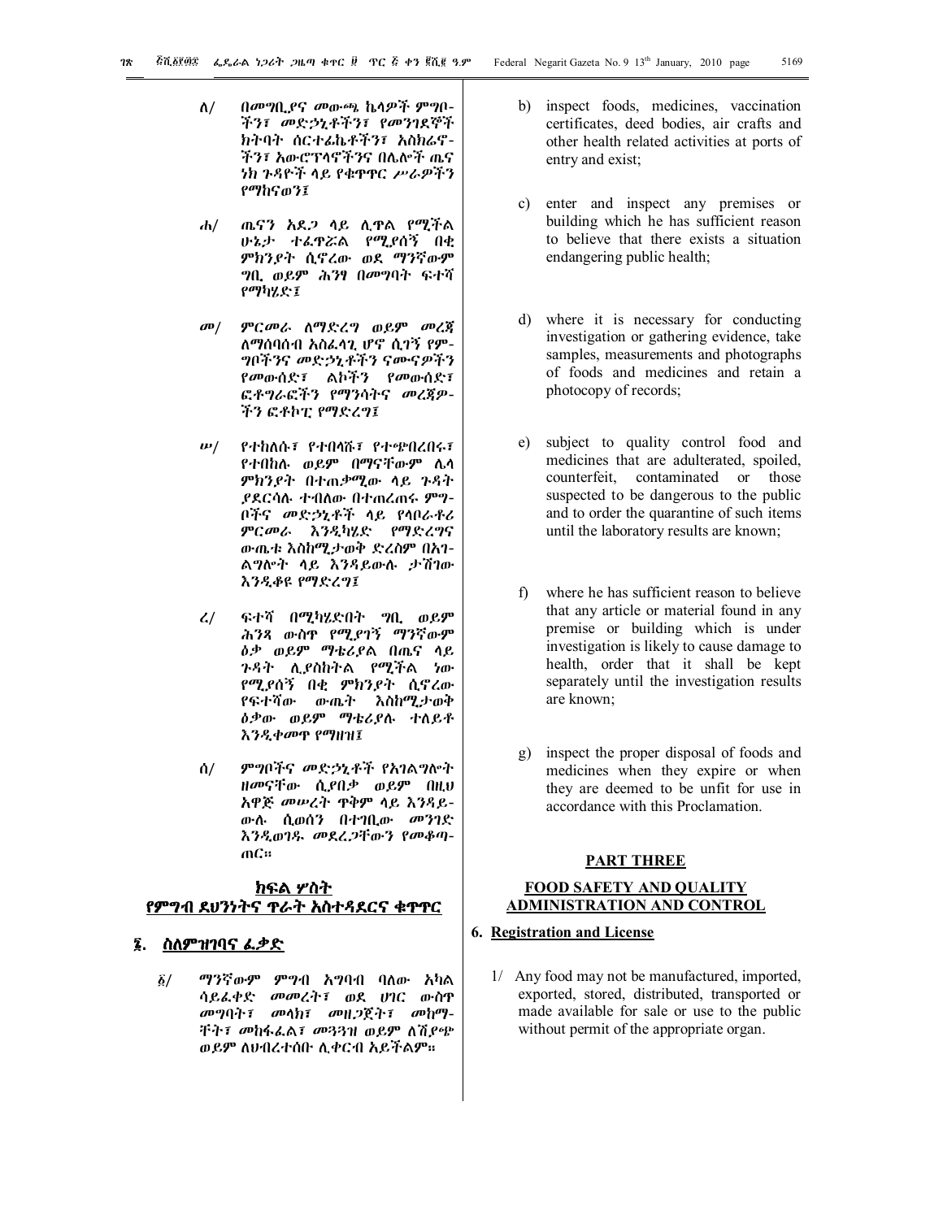ለ/ በመግቢያና መውጫ ኬላዎች ምግቦ-ችን፣ መድኃኒቶችን፣ የመንገደኞች ክትባት ሰርተፊኬቶችን፣ አስክሬኖ-ችን፣ አውሮፕላኖችንና በሌሎች ጤና ነክ ጉዳዮች ላይ የቁጥጥር ሥራዎችን የማከናወን፤

ሐ/ ጤናን አደጋ ላይ ሊጥል የሚችል ሁኔታ ተፈጥሯል የሚያሰኝ በቂ ምክንያት ሲኖረው ወደ ማንኛውም ግቢ ወይም ሕንፃ በመግባት ፍተሻ የማካሄድ፤

መ/ ምርመራ ለማድረግ ወይም መረጃ ለማሰባሰብ አስፈላጊ ሆኖ ሲገኝ የም-ግቦችንና መድኃኒቶችን ናሙናዎችን የመውሰድ፣ ልኮችን የመውሰድ፣ ፎቶግራፎችን የማንሳትና መረጃዎ-ችን ፎቶኮፒ የማድረግ፤

ሠ/ የተከለሱ፣ የተበላሹ፣ የተጭበረበሩ፣ የተበከሉ ወይም በማናቸውም ሌላ ምክንያት በተጠቃሚው ላይ ጉዳት ያደርሳሉ ተብለው በተጠረጠሩ ምግ-ቦችና መድኃኒቶች ላይ የላቦራቶሪ ምርመራ እንዲካሄድ የማድረግና ውጤቱ እስከሚታወቅ ድረስም በአገ-ልግሎት ላይ እንዳይውሉ ታሽገው እንዲቆዩ የማድረግ፤

ረ/ ፍተሻ በሚካሄድበት ግቢ ወይም ሕንጻ ውስጥ የሚያገኝ ማንኛውም ዕቃ ወይም ማቴሪያል በጤና ላይ ጉዳት ሊያስከትል የሚችል ነው የሚያሰኝ በቂ ምክንያት ሲኖረው የፍተሻው ውጤት እስኪታወቅ ዕቃው ወይም ማቴሪያሉ ተለይቶ እንዲቀመጥ የማዘዝ፤

ሰ/ ምግቦችና መድኃኒቶች የአገልግሎት ዘመናቸው ሲያበቃ ወይም በዚህ አዋጅ መሠረት ጥቅም ላይ እንዳይ-ውሉ ሲወሰን በተገቢው መንገድ እንዲወገዱ መደረጋቸውን የመቆጣ-ጠር።

## ክፍል ሦስት
## የምግብ ደህንነትና ጥራት አስተዳደርና ቁጥጥር

### ፮. ስለምዝገባና ፈቃድ

፩/ ማንኛውም ምግብ አግባብ ባለው አካል ሳይፈቀድ መመረት፣ ወደ ሀገር ውስጥ መግባት፣ መላክ፣ መዘጋጀት፣ መከማ-ቸት፣ መከፋፈል፣ መጓጓዝ ወይም ለሽያጭ ወይም ለህብረተሰቡ ሊቀርብ አይችልም።

b) inspect foods, medicines, vaccination certificates, deed bodies, air crafts and other health related activities at ports of entry and exist;

c) enter and inspect any premises or building which he has sufficient reason to believe that there exists a situation endangering public health;

d) where it is necessary for conducting investigation or gathering evidence, take samples, measurements and photographs of foods and medicines and retain a photocopy of records;

e) subject to quality control food and medicines that are adulterated, spoiled, counterfeit, contaminated or those suspected to be dangerous to the public and to order the quarantine of such items until the laboratory results are known;

f) where he has sufficient reason to believe that any article or material found in any premise or building which is under investigation is likely to cause damage to health, order that it shall be kept separately until the investigation results are known;

g) inspect the proper disposal of foods and medicines when they expire or when they are deemed to be unfit for use in accordance with this Proclamation.

## PART THREE
## FOOD SAFETY AND QUALITY ADMINISTRATION AND CONTROL

### 6. Registration and License

1/ Any food may not be manufactured, imported, exported, stored, distributed, transported or made available for sale or use to the public without permit of the appropriate organ.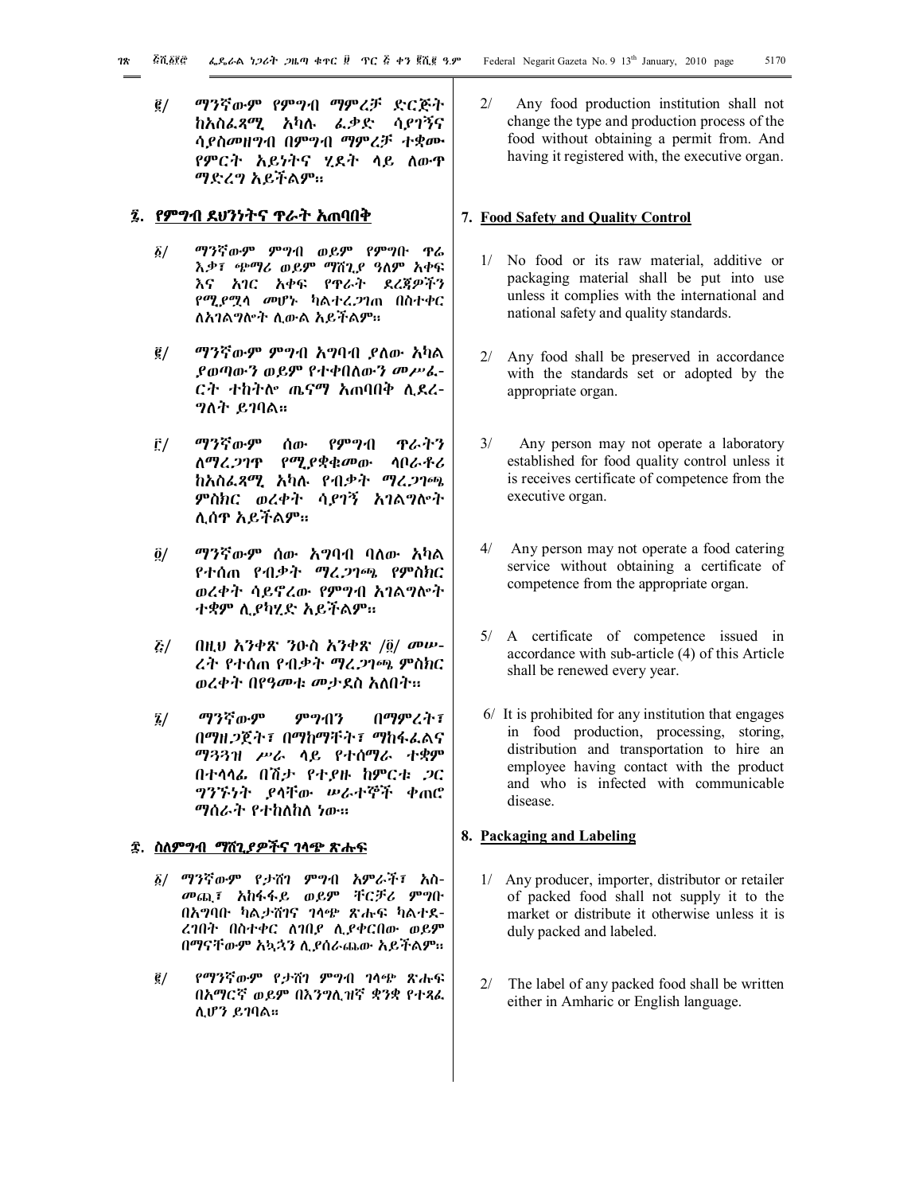፪/ ማንኛውም የምግብ ማምረቻ ድርጅት ከአስፈጻሚ አካሉ ፈቃድ ሳያገኝና ሳያስመዘግብ በምግብ ማምረቻ ተቋሙ የምርት አይነትና ሂደት ላይ ለውጥ ማድረግ አይችልም።

## ፯. የምግብ ደህንነትና ጥራት አጠባበቅ

፩/ ማንኛውም ምግብ ወይም የምግቡ ጥሬ እቃ፣ ጭማሪ ወይም ማሸጊያ ዓለም አቀፍ እና አገር አቀፍ የጥራት ደረጃዎችን የሚያሟላ መሆኑ ካልተረጋገጠ በስተቀር ለአገልግሎት ሊውል አይችልም።

፪/ ማንኛውም ምግብ አግባብ ያለው አካል ያወጣውን ወይም የተቀበለውን መሥፈርት ተከትሎ ጤናማ አጠባበቅ ሊደረግለት ይገባል።

፫/ ማንኛውም ሰው የምግብ ጥራትን ለማረጋገጥ የሚያቋቁመው ላቦራቶሪ ከአስፈጻሚ አካሉ የብቃት ማረጋገጫ ምስክር ወረቀት ሳያገኝ አገልግሎት ሊሰጥ አይችልም።

፬/ ማንኛውም ሰው አግባብ ባለው አካል የተሰጠ የብቃት ማረጋገጫ የምስክር ወረቀት ሳይኖረው የምግብ አገልግሎት ተቋም ሊያካሂድ አይችልም።

፭/ በዚህ አንቀጽ ንዑስ አንቀጽ /፬/ መሠረት የተሰጠ የብቃት ማረጋገጫ ምስክር ወረቀት በየዓመቱ መታደስ አለበት።

፮/ ማንኛውም ምግብን በማምረት፣ በማዘጋጀት፣ በማከማቸት፣ ማከፋፈልና ማጓጓዝ ሥራ ላይ የተሰማራ ተቋም በተላላፊ በሽታ የተያዙ ከምርቱ ጋር ግንኙነት ያላቸው ሠራተኞች ቀጥሮ ማሰራት የተከለከለ ነው።

## ፰. ስለምግብ ማሸጊያዎችና ገላጭ ጽሑፍ

፩/ ማንኛውም የታሸገ ምግብ አምራች፣ አስመጪ፣ አከፋፋይ ወይም ቸርቻሪ ምግቡ በአግባቡ ካልታሸገና ገላጭ ጽሑፍ ካልተደረገበት በስተቀር ለገበያ ሊያቀርበው ወይም በማናቸውም አኳኋን ሊያሰራጨው አይችልም።

፪/ የማንኛውም የታሸገ ምግብ ገላጭ ጽሑፍ በአማርኛ ወይም በእንግሊዝኛ ቋንቋ የተጻፈ ሊሆን ይገባል።

2/ Any food production institution shall not change the type and production process of the food without obtaining a permit from. And having it registered with, the executive organ.

## 7. Food Safety and Quality Control

1/ No food or its raw material, additive or packaging material shall be put into use unless it complies with the international and national safety and quality standards.

2/ Any food shall be preserved in accordance with the standards set or adopted by the appropriate organ.

3/ Any person may not operate a laboratory established for food quality control unless it is receives certificate of competence from the executive organ.

4/ Any person may not operate a food catering service without obtaining a certificate of competence from the appropriate organ.

5/ A certificate of competence issued in accordance with sub-article (4) of this Article shall be renewed every year.

6/ It is prohibited for any institution that engages in food production, processing, storing, distribution and transportation to hire an employee having contact with the product and who is infected with communicable disease.

## 8. Packaging and Labeling

1/ Any producer, importer, distributor or retailer of packed food shall not supply it to the market or distribute it otherwise unless it is duly packed and labeled.

2/ The label of any packed food shall be written either in Amharic or English language.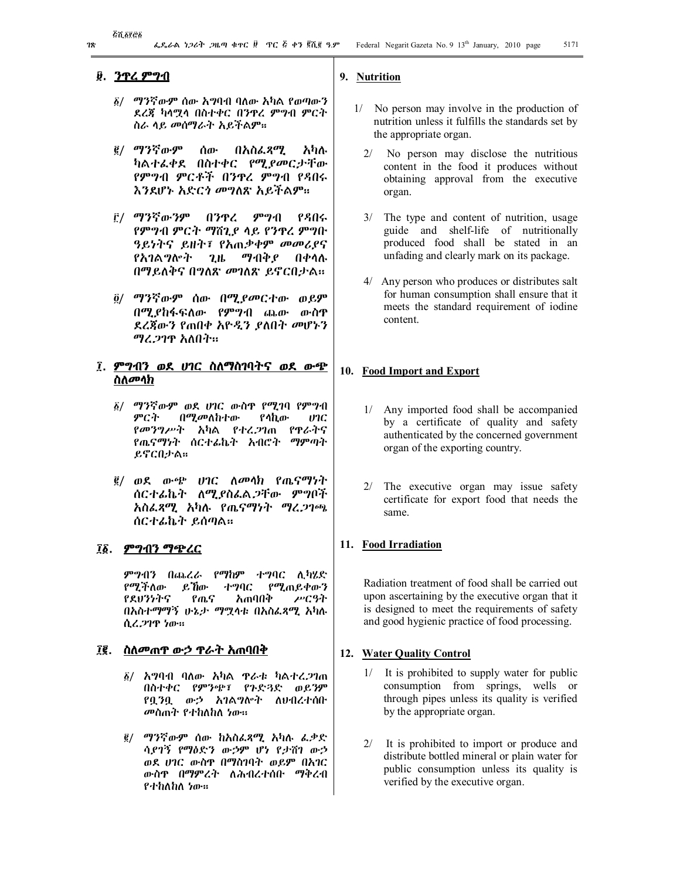## ፱. ንጥረ ምግብ

፩/ ማንኛውም ሰው አግባብ ባለው አካል የወጣውን ደረጃ ካላሟላ በስተቀር በንጥረ ምግብ ምርት ስራ ላይ መሰማራት አይችልም።

፪/ ማንኛውም ሰው በአስፈጻሚ አካሉ ካልተፈቀደ በስተቀር የሚያመርታቸው የምግብ ምርቶች በንጥረ ምግብ የዳበሩ እንደሆኑ አድርጎ መግለጽ አይችልም።

፫/ ማንኛውንም በንጥረ ምግብ የዳበሩ የምግብ ምርት ማሸጊያ ላይ የንጥረ ምግቡ ዓይነትና ይዘት፣ የአጠቃቀም መመሪያና የአገልግሎት ጊዜ ማብቂያ በቀላሉ በማይለቅና በግልጽ መገለጽ ይኖርበታል።

፬/ ማንኛውም ሰው በሚያመርተው ወይም በሚያከፋፍለው የምግብ ጨው ውስጥ ደረጃውን የጠበቀ አዮዲን ያለበት መሆኑን ማረጋገጥ አለበት።

## ፲. ምግብን ወደ ሀገር ስለማስገባትና ወደ ውጭ ስለመላክ

፩/ ማንኛውም ወደ ሀገር ውስጥ የሚገባ የምግብ ምርት በሚመለከተው የላኪው ሀገር የመንግሥት አካል የተረጋገጠ የጥራትና የጤናማነት ሰርተፊኬት አብሮት ማምጣት ይኖርበታል።

፪/ ወደ ውጭ ሀገር ለመላክ የጤናማነት ሰርተፊኬት ለሚያስፈልጋቸው ምግቦች አስፈጻሚ አካሉ የጤናማነት ማረጋገጫ ሰርተፊኬት ይሰጣል።

## ፲፩. ምግብን ማጭረር

ምግብን በጨረራ የማከም ተግባር ሊካሄድ የሚችለው ይኸው ተግባር የሚጠይቀውን የደህንነትና የጤና አጠባበቅ ሥርዓት በአስተማማኝ ሁኔታ ማሟላቱ በአስፈጻሚ አካሉ ሲረጋገጥ ነው።

## ፲፪. ስለመጠጥ ውኃ ጥራት አጠባበቅ

፩/ አግባብ ባለው አካል ጥራቱ ካልተረጋገጠ በስተቀር የምንጭ፣ የጉድጓድ ወይንም የቧንቧ ውኃ አገልግሎት ለህብረተሰቡ መስጠት የተከለከለ ነው።

፪/ ማንኛውም ሰው ከአስፈጻሚ አካሉ ፈቃድ ሳያገኝ የማዕድን ውኃም ሆነ የታሸገ ውኃ ወደ ሀገር ውስጥ በማስገባት ወይም በአገር ውስጥ በማምረት ለሕብረተሰቡ ማቅረብ የተከለከለ ነው።

## 9. Nutrition

1/ No person may involve in the production of nutrition unless it fulfills the standards set by the appropriate organ.

2/ No person may disclose the nutritious content in the food it produces without obtaining approval from the executive organ.

3/ The type and content of nutrition, usage guide and shelf-life of nutritionally produced food shall be stated in an unfading and clearly mark on its package.

4/ Any person who produces or distributes salt for human consumption shall ensure that it meets the standard requirement of iodine content.

## 10. Food Import and Export

1/ Any imported food shall be accompanied by a certificate of quality and safety authenticated by the concerned government organ of the exporting country.

2/ The executive organ may issue safety certificate for export food that needs the same.

## 11. Food Irradiation

Radiation treatment of food shall be carried out upon ascertaining by the executive organ that it is designed to meet the requirements of safety and good hygienic practice of food processing.

## 12. Water Quality Control

1/ It is prohibited to supply water for public consumption from springs, wells or through pipes unless its quality is verified by the appropriate organ.

2/ It is prohibited to import or produce and distribute bottled mineral or plain water for public consumption unless its quality is verified by the executive organ.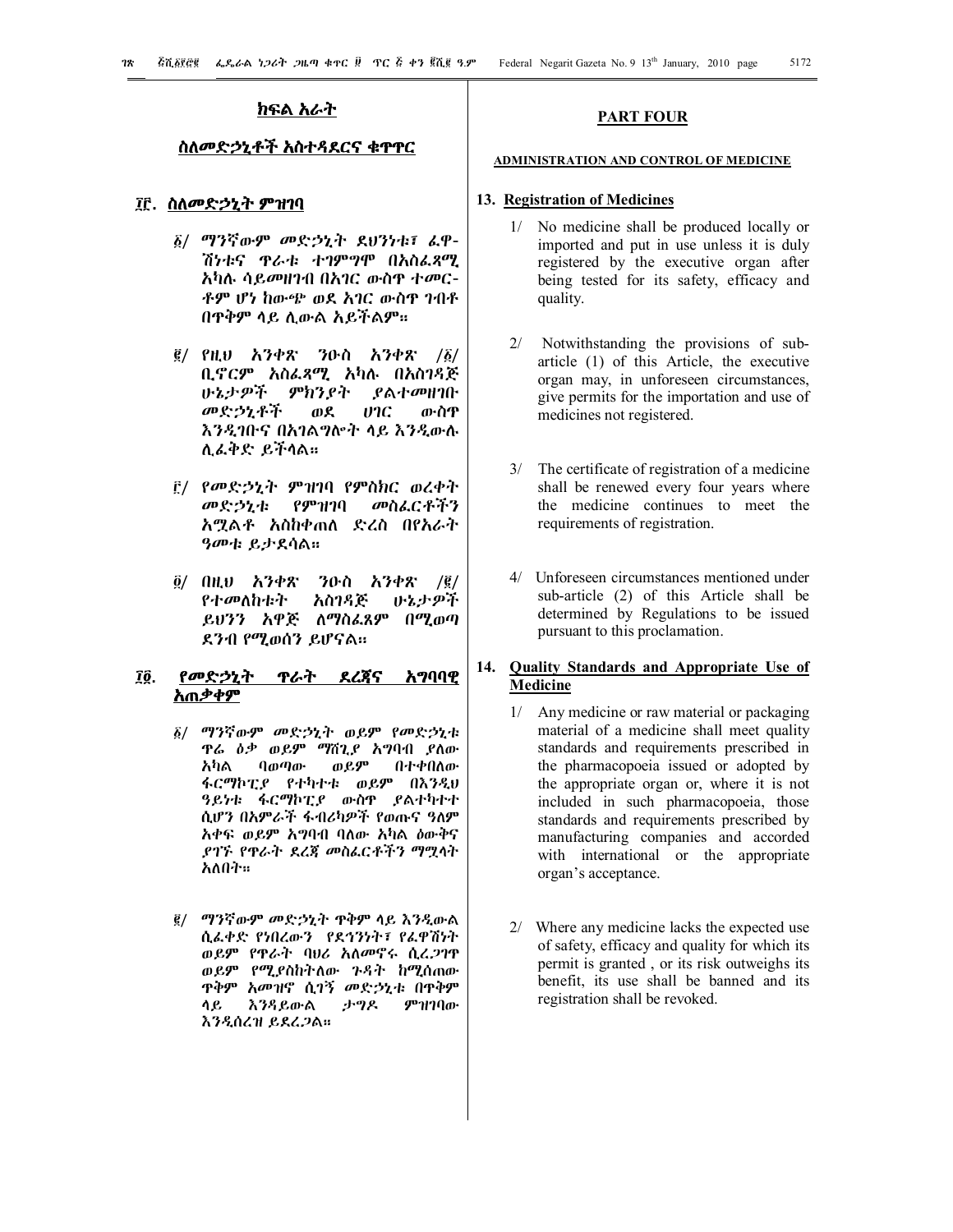## ክፍል አራት

## ስለመድኃኒቶች አስተዳደርና ቁጥጥር

### ፲፫. ስለመድኃኒት ምዝገባ

፩/ ማንኛውም መድኃኒት ደህንነቱ፣ ፈዋሽነቱና ጥራቱ ተገምግሞ በአስፈጻሚ አካሉ ሳይመዘገብ በአገር ውስጥ ተመርቶም ሆነ ከውጭ ወደ አገር ውስጥ ገብቶ በጥቅም ላይ ሊውል አይችልም።

፪/ የዚህ አንቀጽ ንዑስ አንቀጽ /፩/ ቢኖርም አስፈጻሚ አካሉ በአስገዳጅ ሁኔታዎች ምክንያት ያልተመዘገቡ መድኃኒቶች ወደ ሀገር ውስጥ እንዲገቡና በአገልግሎት ላይ እንዲውሉ ሊፈቅድ ይችላል።

፫/ የመድኃኒት ምዝገባ የምስክር ወረቀት መድኃኒቱ የምዝገባ መስፈርቶችን አሟልቶ እስከቀጠለ ድረስ በየአራት ዓመቱ ይታደሳል።

፬/ በዚህ አንቀጽ ንዑስ አንቀጽ /፪/ የተመለከቱት አስገዳጅ ሁኔታዎች ይህንን አዋጅ ለማስፈጸም በሚወጣ ደንብ የሚወሰን ይሆናል።

### ፲፬. የመድኃኒት ጥራት ደረጃና አግባባዊ አጠቃቀም

፩/ ማንኛውም መድኃኒት ወይም የመድኃኒቱ ጥሬ ዕቃ ወይም ማሸጊያ አግባብ ያለው አካል ባወጣው ወይም በተቀበለው ፋርማኮፒያ የተካተቱ ወይም በእንዲህ ዓይነቱ ፋርማኮፒያ ውስጥ ያልተካተተ ሲሆን በአምራች ፋብሪካዎች የወጡና ዓለም አቀፍ ወይም አግባብ ባለው አካል ዕውቅና ያገኙ የጥራት ደረጃ መስፈርቶችን ማሟላት አለበት።

፪/ ማንኛውም መድኃኒት ጥቅም ላይ እንዲውል ሲፈቀድ የነበረውን የደኅንነት፣ የፈዋሽነት ወይም የጥራት ባህሪ አለመኖሩ ሲረጋገጥ ወይም የሚያስከትለው ጉዳት ከሚሰጠው ጥቅም አመዝኖ ሲገኝ መድኃኒቱ በጥቅም ላይ እንዳይውል ታግዶ ምዝገባው እንዲሰረዝ ይደረጋል።

## PART FOUR

## ADMINISTRATION AND CONTROL OF MEDICINE

### 13. Registration of Medicines

1/ No medicine shall be produced locally or imported and put in use unless it is duly registered by the executive organ after being tested for its safety, efficacy and quality.

2/ Notwithstanding the provisions of sub-article (1) of this Article, the executive organ may, in unforeseen circumstances, give permits for the importation and use of medicines not registered.

3/ The certificate of registration of a medicine shall be renewed every four years where the medicine continues to meet the requirements of registration.

4/ Unforeseen circumstances mentioned under sub-article (2) of this Article shall be determined by Regulations to be issued pursuant to this proclamation.

### 14. Quality Standards and Appropriate Use of Medicine

1/ Any medicine or raw material or packaging material of a medicine shall meet quality standards and requirements prescribed in the pharmacopoeia issued or adopted by the appropriate organ or, where it is not included in such pharmacopoeia, those standards and requirements prescribed by manufacturing companies and accorded with international or the appropriate organ's acceptance.

2/ Where any medicine lacks the expected use of safety, efficacy and quality for which its permit is granted , or its risk outweighs its benefit, its use shall be banned and its registration shall be revoked.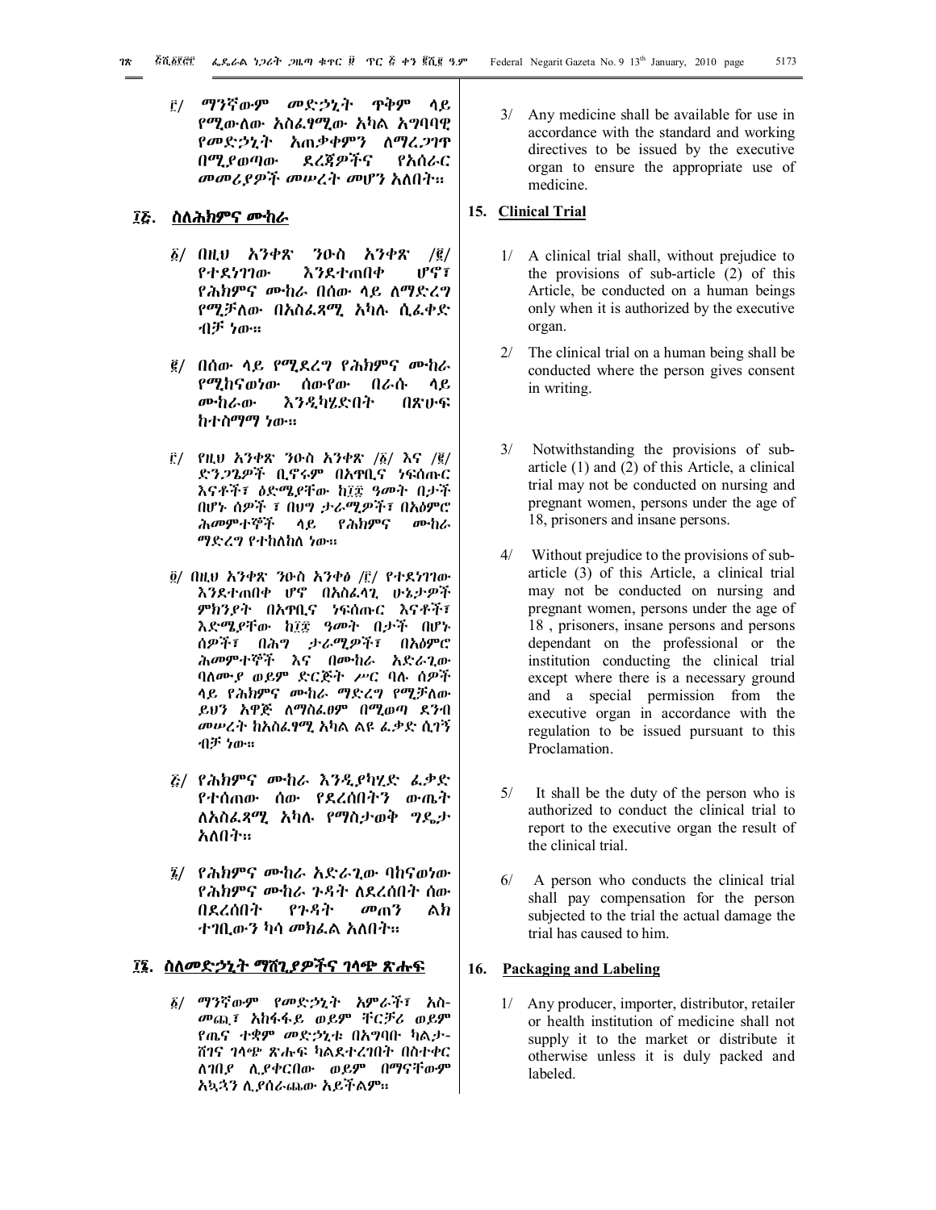፫/ ማንኛውም መድኃኒት ጥቅም ላይ የሚውለው አስፈፃሚው አካል አግባብዊ የመድኃኒት አጠቃቀምን ለማረጋገጥ በሚያወጣው ደረጃዎችና የአሰራር መመሪያዎች መሠረት መሆን አለበት፡፡

## ፲፭. ስለሕክምና ሙከራ

፩/ በዚህ አንቀጽ ንዑስ አንቀጽ /፪/ የተደነገገው እንደተጠበቀ ሆኖ፣ የሕክምና ሙከራ በሰው ላይ ለማድረግ የሚቻለው በአስፈጻሚ አካሉ ሲፈቀድ ብቻ ነው፡፡

፪/ በሰው ላይ የሚደረግ የሕክምና ሙከራ የሚከናወነው ሰውየው በራሱ ላይ ሙከራው እንዲካሄድበት በጽሁፍ ከተስማማ ነው፡፡

፫/ የዚህ አንቀጽ ንዑስ አንቀጽ /፩/ እና /፪/ ድንጋጌዎች ቢኖሩም በአጥቢና ነፍሰጡር እናቶች፣ ዕድሜያቸው ከ፲፰ ዓመት በታች በሆኑ ሰዎች ፣ በህግ ታራሚዎች፣ በአዕምሮ ሕመምተኞች ላይ የሕክምና ሙከራ ማድረግ የተከለከለ ነው፡፡

፬/ በዚህ አንቀጽ ንዑስ አንቀፅ /፫/ የተደነገገው እንደተጠበቀ ሆኖ በአስፈላጊ ሁኔታዎች ምክንያት በአጥቢና ነፍሰጡር እናቶች፣ እድሜያቸው ከ፲፰ ዓመት በታች በሆኑ ሰዎች፣ በሕግ ታራሚዎች፣ በአዕምሮ ሕመምተኞች እና በሙከራ አድራጊው ባለሙያ ወይም ድርጅት ሥር ባሉ ሰዎች ላይ የሕክምና ሙከራ ማድረግ የሚቻለው ይህን አዋጅ ለማስፈፀም በሚወጣ ደንብ መሠረት ከአስፈፃሚ አካል ልዩ ፈቃድ ሲገኝ ብቻ ነው፡፡

፭/ የሕክምና ሙከራ እንዲያካሂድ ፈቃድ የተሰጠው ሰው የደረሰበትን ውጤት ለአስፈጻሚ አካሉ የማስታወቅ ግዴታ አለበት፡፡

፮/ የሕክምና ሙከራ አድራጊው ባከናወነው የሕክምና ሙከራ ጉዳት ለደረሰበት ሰው በደረሰበት የጉዳት መጠን ልክ ተገቢውን ካሳ መክፈል አለበት፡፡

## ፲፮. ስለመድኃኒት ማሸጊያዎችና ገላጭ ጽሑፍ

፩/ ማንኛውም የመድኃኒት አምራች፣ አስመጪ፣ አከፋፋይ ወይም ቸርቻሪ ወይም የጤና ተቋም መድኃኒቱ በአግባቡ ካልታሸገና ገላጭ ጽሑፍ ካልደተረገበት በስተቀር ለገበያ ሊያቀርበው ወይም በማናቸውም አኳኋን ሊያሰራጨው አይችልም፡፡

3/ Any medicine shall be available for use in accordance with the standard and working directives to be issued by the executive organ to ensure the appropriate use of medicine.

## 15. Clinical Trial

1/ A clinical trial shall, without prejudice to the provisions of sub-article (2) of this Article, be conducted on a human beings only when it is authorized by the executive organ.

2/ The clinical trial on a human being shall be conducted where the person gives consent in writing.

3/ Notwithstanding the provisions of sub-article (1) and (2) of this Article, a clinical trial may not be conducted on nursing and pregnant women, persons under the age of 18, prisoners and insane persons.

4/ Without prejudice to the provisions of sub-article (3) of this Article, a clinical trial may not be conducted on nursing and pregnant women, persons under the age of 18 , prisoners, insane persons and persons dependant on the professional or the institution conducting the clinical trial except where there is a necessary ground and a special permission from the executive organ in accordance with the regulation to be issued pursuant to this Proclamation.

5/ It shall be the duty of the person who is authorized to conduct the clinical trial to report to the executive organ the result of the clinical trial.

6/ A person who conducts the clinical trial shall pay compensation for the person subjected to the trial the actual damage the trial has caused to him.

## 16. Packaging and Labeling

1/ Any producer, importer, distributor, retailer or health institution of medicine shall not supply it to the market or distribute it otherwise unless it is duly packed and labeled.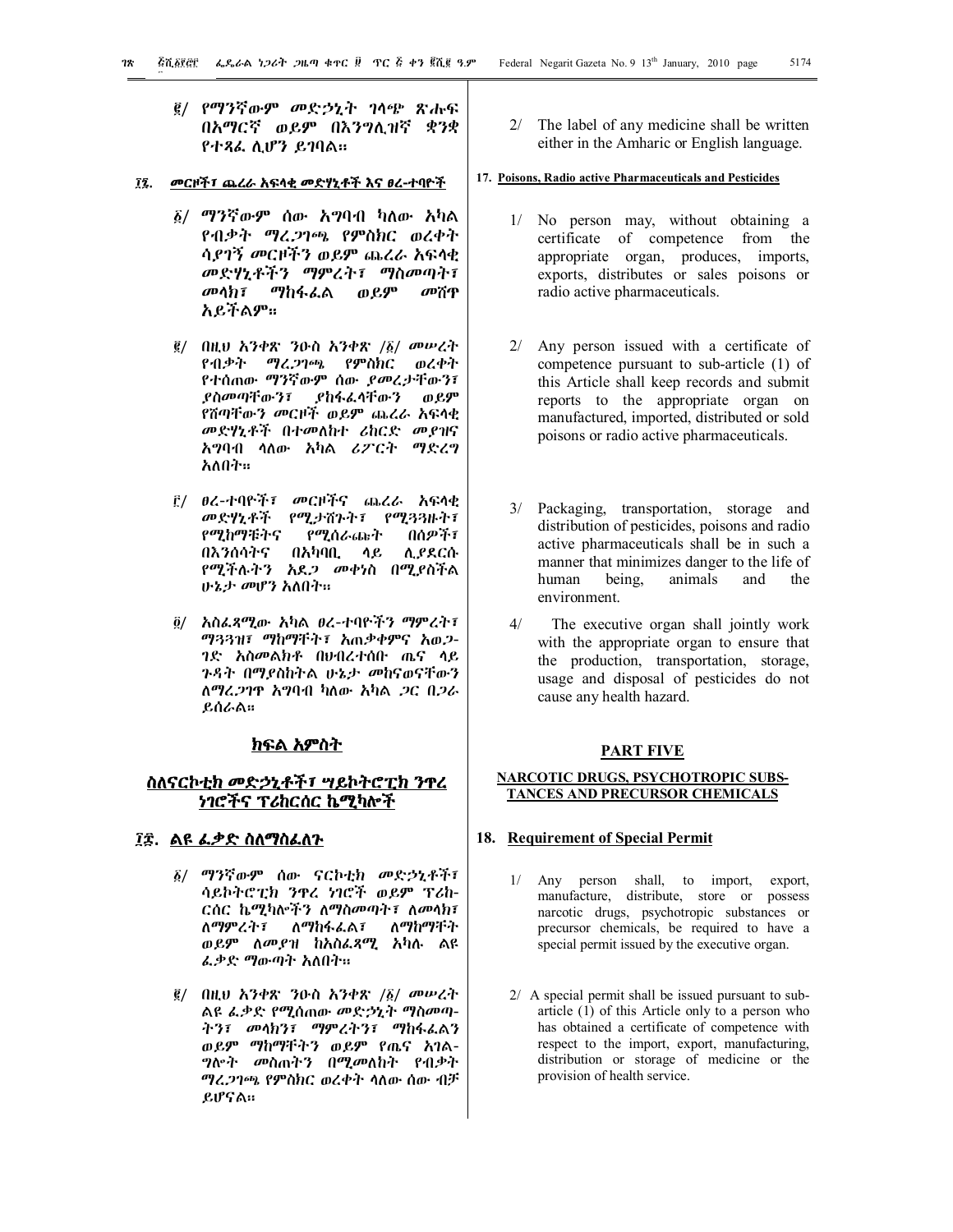፪/ የማንኛውም መድኃኒት ገላጭ ጽሑፍ በአማርኛ ወይም በእንግሊዝኛ ቋንቋ የተጻፈ ሊሆን ይገባል።

## ፲፯. መርዞች፣ ጨረራ አፍላቂ መድሃኒቶች እና ፀረ-ተባዮች

፩/ ማንኛውም ሰው አግባብ ካለው አካል የብቃት ማረጋገጫ የምስክር ወረቀት ሳያገኝ መርዞችን ወይም ጨረራ አፍላቂ መድሃኒቶችን ማምረት፣ ማስመጣት፣ መላክ፣ ማከፋፈል ወይም መሸጥ አይችልም።

፪/ በዚህ አንቀጽ ንዑስ አንቀጽ /፩/ መሠረት የብቃት ማረጋገጫ የምስክር ወረቀት የተሰጠው ማንኛውም ሰው ያመረታቸውን፣ ያስመጣቸውን፣ ያከፋፈላቸውን ወይም የሸጣቸውን መርዞች ወይም ጨረራ አፍላቂ መድሃኒቶች በተመለከተ ሪከርድ መያዝና አግባብ ላለው አካል ሪፖርት ማድረግ አለበት።

፫/ ፀረ-ተባዮች፣ መርዞችና ጨረራ አፍላቂ መድሃኒቶች የሚታሸጉት፣ የሚጓጓዙት፣ የሚከማቹትና የሚሰራጩት በሰዎች፣ በእንሰሳትና በአካባቢ ላይ ሊያደርሱ የሚችሉትን አደጋ መቀነስ በሚያስችል ሁኔታ መሆን አለበት።

፬/ አስፈጻሚው አካል ፀረ-ተባዮችን ማምረት፣ ማጓጓዝ፣ ማከማቸት፣ አጠቃቀምና አወጋገድ አስመልክቶ በህብረተሰቡ ጤና ላይ ጉዳት በማያስከትል ሁኔታ መከናወናቸውን ለማረጋገጥ አግባብ ካለው አካል ጋር በጋራ ይሰራል።

## ክፍል አምስት

## ስለናርኮቲክ መድኃኒቶች፣ ሣይኮትሮፒክ ንጥረ ነገሮችና ፕሪከርሰር ኬሚካሎች

### ፲፰. ልዩ ፈቃድ ስለማስፈለጉ

፩/ ማንኛውም ሰው ናርኮቲክ መድኃኒቶች፣ ሳይኮትሮፒክ ንጥረ ነገሮች ወይም ፕሪከርሰር ኬሚካሎችን ለማስመጣት፣ ለመላክ፣ ለማምረት፣ ለማከፋፈል፣ ለማከማቸት ወይም ለመያዝ ከአስፈጻሚ አካሉ ልዩ ፈቃድ ማውጣት አለበት።

፪/ በዚህ አንቀጽ ንዑስ አንቀጽ /፩/ መሠረት ልዩ ፈቃድ የሚሰጠው መድኃኒት ማስመጣትን፣ መላክን፣ ማምረትን፣ ማከፋፈልን ወይም ማከማቸትን ወይም የጤና አገልግሎት መስጠትን በሚመለከት የብቃት ማረጋገጫ የምስክር ወረቀት ላለው ሰው ብቻ ይሆናል።

2/ The label of any medicine shall be written either in the Amharic or English language.

## 17. Poisons, Radio active Pharmaceuticals and Pesticides

1/ No person may, without obtaining a certificate of competence from the appropriate organ, produces, imports, exports, distributes or sales poisons or radio active pharmaceuticals.

2/ Any person issued with a certificate of competence pursuant to sub-article (1) of this Article shall keep records and submit reports to the appropriate organ on manufactured, imported, distributed or sold poisons or radio active pharmaceuticals.

3/ Packaging, transportation, storage and distribution of pesticides, poisons and radio active pharmaceuticals shall be in such a manner that minimizes danger to the life of human being, animals and the environment.

4/ The executive organ shall jointly work with the appropriate organ to ensure that the production, transportation, storage, usage and disposal of pesticides do not cause any health hazard.

## PART FIVE

## NARCOTIC DRUGS, PSYCHOTROPIC SUBSTANCES AND PRECURSOR CHEMICALS

### 18. Requirement of Special Permit

1/ Any person shall, to import, export, manufacture, distribute, store or possess narcotic drugs, psychotropic substances or precursor chemicals, be required to have a special permit issued by the executive organ.

2/ A special permit shall be issued pursuant to sub-article (1) of this Article only to a person who has obtained a certificate of competence with respect to the import, export, manufacturing, distribution or storage of medicine or the provision of health service.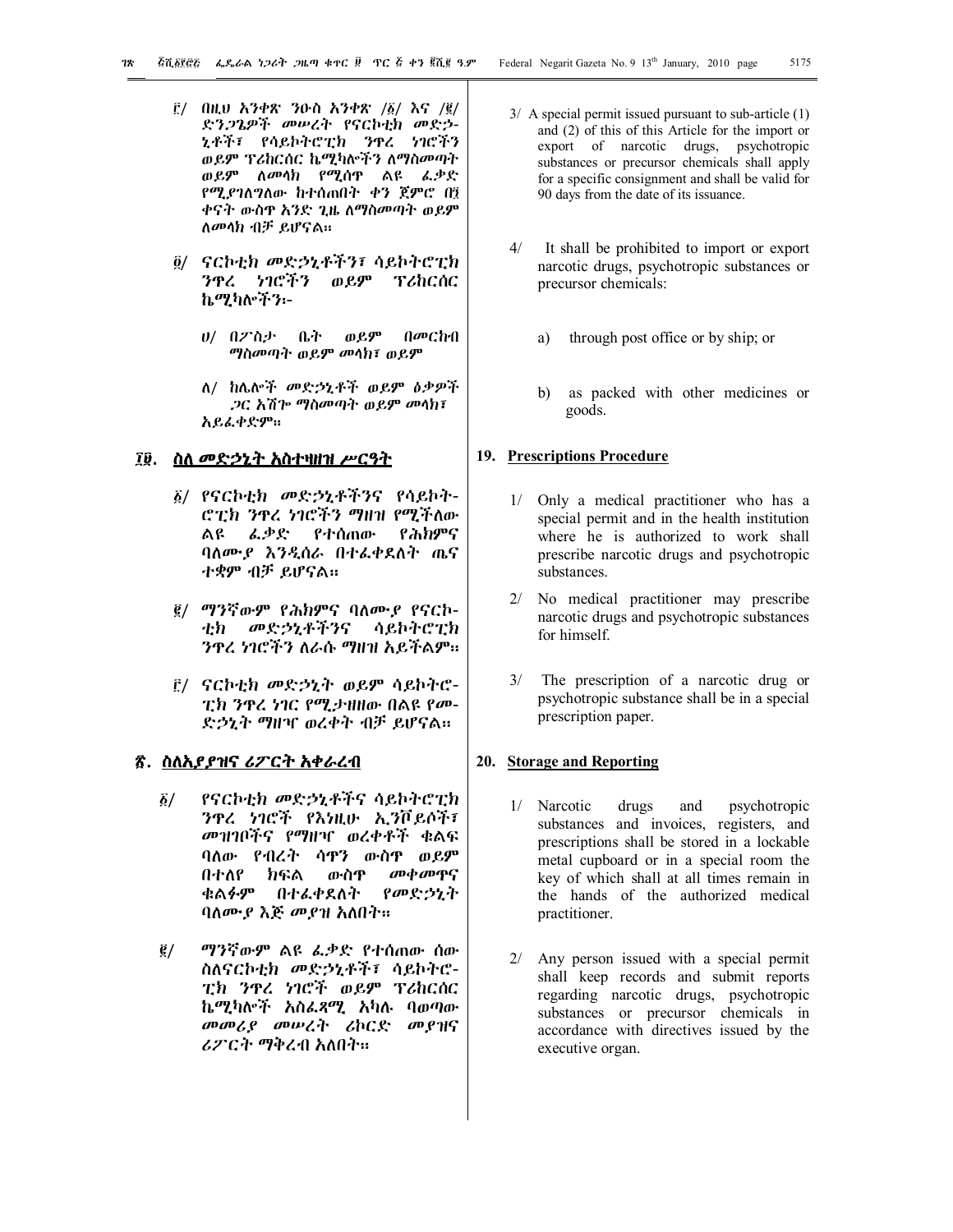፫/ በዚህ አንቀጽ ንዑስ አንቀጽ /፩/ እና /፪/ ድንጋጌዎች መሠረት የናርኮቲክ መድኃኒቶች፣ የሳይኮትሮፒክ ንጥረ ነገሮችን ወይም ፕሪከርሰር ኬሚካሎችን ለማስመጣት ወይም ለመላክ የሚሰጥ ልዩ ፈቃድ የሚያገለግለው ከተሰጠበት ቀን ጀምሮ በ፺ ቀናት ውስጥ አንድ ጊዜ ለማስመጣት ወይም ለመላክ ብቻ ይሆናል።

፬/ ናርኮቲክ መድኃኒቶችን፣ ሳይኮትሮፒክ ንጥረ ነገሮችን ወይም ፕሪከርሰር ኬሚካሎችን፦

ሀ/ በፖስታ ቤት ወይም በመርከብ ማስመጣት ወይም መላክ፣ ወይም

ለ/ ከሌሎች መድኃኒቶች ወይም ዕቃዎች ጋር አሽጐ ማስመጣት ወይም መላክ፣ አይፈቀድም።

## ፲፱. ስለ መድኃኒት አስተዛዘዝ ሥርዓት

፩/ የናርኮቲክ መድኃኒቶችንና የሳይኮትሮፒክ ንጥረ ነገሮችን ማዘዝ የሚችለው ልዩ ፈቃድ የተሰጠው የሕክምና ባለሙያ እንዲሰራ በተፈቀደለት ጤና ተቋም ብቻ ይሆናል።

፪/ ማንኛውም የሕክምና ባለሙያ የናርኮቲክ መድኃኒቶችንና ሳይኮትሮፒክ ንጥረ ነገሮችን ለራሱ ማዘዝ አይችልም።

፫/ ናርኮቲክ መድኃኒት ወይም ሳይኮትሮፒክ ንጥረ ነገር የሚታዘዘው በልዩ የመድኃኒት ማዘዣ ወረቀት ብቻ ይሆናል።

## ፳. ስለአያያዝና ሪፖርት አቀራረብ

፩/ የናርኮቲክ መድኃኒቶችና ሳይኮትሮፒክ ንጥረ ነገሮች የእነዚሁ ኢንቮይሶች፣ መዝገቦችና የማዘዣ ወረቀቶች ቁልፍ ባለው የብረት ሳጥን ውስጥ ወይም በተለየ ክፍል ውስጥ መቀመጥና ቁልፉም በተፈቀደለት የመድኃኒት ባለሙያ እጅ መያዝ አለበት።

፪/ ማንኛውም ልዩ ፈቃድ የተሰጠው ሰው ስለናርኮቲክ መድኃኒቶች፣ ሳይኮትሮፒክ ንጥረ ነገሮች ወይም ፕሪከርሰር ኬሚካሎች አስፈጻሚ አካሉ ባወጣው መመሪያ መሠረት ሪከርድ መያዝና ሪፖርት ማቅረብ አለበት።

3/ A special permit issued pursuant to sub-article (1) and (2) of this of this Article for the import or export of narcotic drugs, psychotropic substances or precursor chemicals shall apply for a specific consignment and shall be valid for 90 days from the date of its issuance.

4/ It shall be prohibited to import or export narcotic drugs, psychotropic substances or precursor chemicals:

a) through post office or by ship; or

b) as packed with other medicines or goods.

## 19. Prescriptions Procedure

1/ Only a medical practitioner who has a special permit and in the health institution where he is authorized to work shall prescribe narcotic drugs and psychotropic substances.

2/ No medical practitioner may prescribe narcotic drugs and psychotropic substances for himself.

3/ The prescription of a narcotic drug or psychotropic substance shall be in a special prescription paper.

## 20. Storage and Reporting

1/ Narcotic drugs and psychotropic substances and invoices, registers, and prescriptions shall be stored in a lockable metal cupboard or in a special room the key of which shall at all times remain in the hands of the authorized medical practitioner.

2/ Any person issued with a special permit shall keep records and submit reports regarding narcotic drugs, psychotropic substances or precursor chemicals in accordance with directives issued by the executive organ.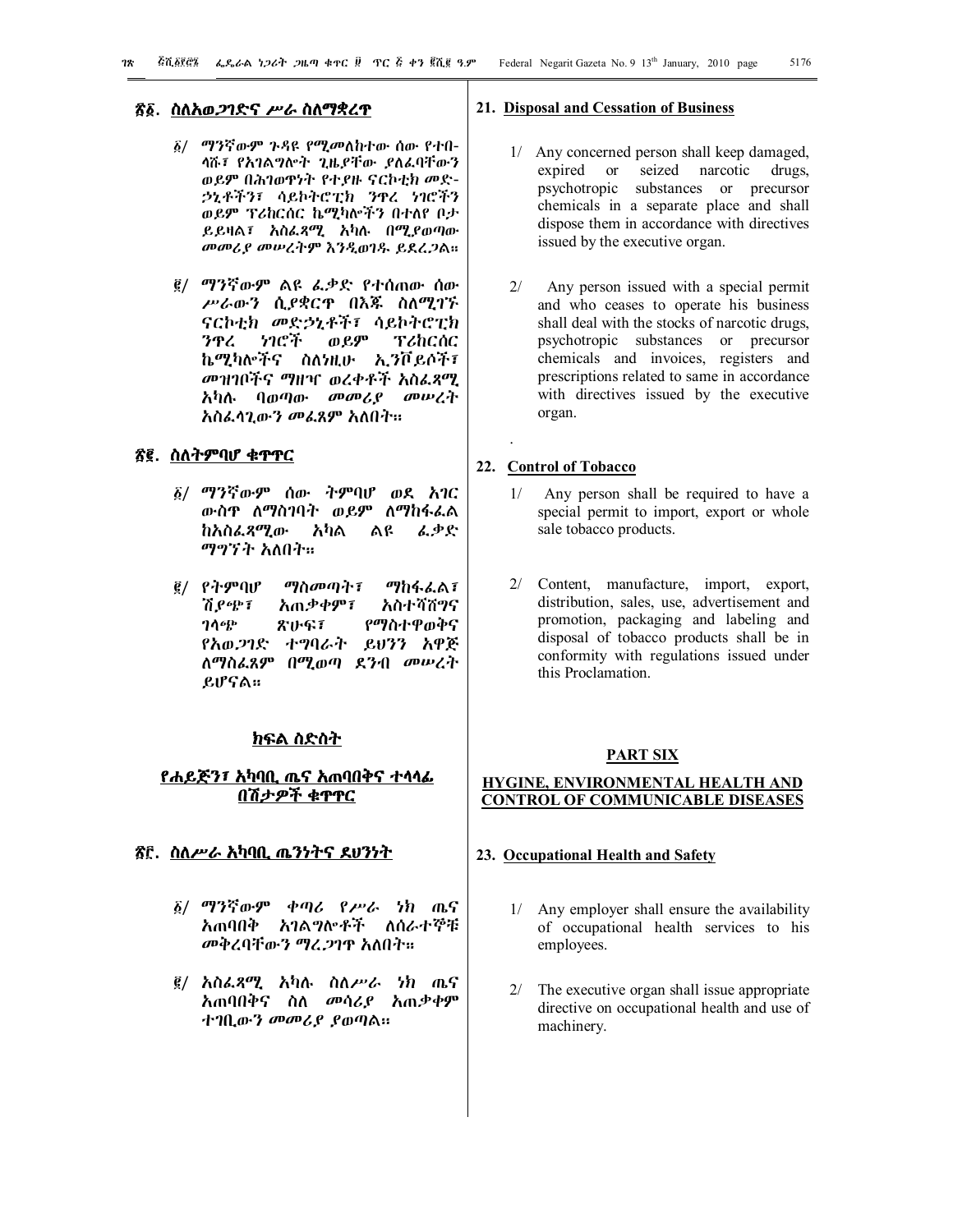## ፳፩. ስለአወጋገድና ሥራ ስለማቋረጥ

፩/ ማንኛውም ጉዳዩ የሚመለከተው ሰው የተበ-ላሹ፣ የአገልግሎት ጊዜያቸው ያለፈባቸውን ወይም በሕገወጥነት የተያዙ ናርኮቲክ መድ-ኃኒቶችን፣ ሳይኮትሮፒክ ንጥረ ነገሮችን ወይም ፕሪከርሰር ኬሚካሎችን በተለየ ቦታ ይይዛል፣ አስፈጻሚ አካሉ በሚያወጣው መመሪያ መሠረትም እንዲወገዱ ይደረጋል።

፪/ ማንኛውም ልዩ ፈቃድ የተሰጠው ሰው ሥራውን ሲያቋርጥ በእጁ ስለሚገኙ ናርኮቲክ መድኃኒቶች፣ ሳይኮትሮፒክ ንጥረ ነገሮች ወይም ፕሪከርሰር ኬሚካሎችና ስለነዚሁ ኢንቮይሶች፣ መዝገቦችና ማዘዣ ወረቀቶች አስፈጻሚ አካሉ ባወጣው መመሪያ መሠረት አስፈላጊውን መፈጸም አለበት።

## ፳፪. ስለትምባሆ ቁጥጥር

፩/ ማንኛውም ሰው ትምባሆ ወደ አገር ውስጥ ለማስገባት ወይም ለማከፋፈል ከአስፈጻሚው አካል ልዩ ፈቃድ ማግኘት አለበት።

፪/ የትምባሆ ማስመጣት፣ ማከፋፈል፣ ሽያጭ፣ አጠቃቀም፣ አስተሻሸግና ገላጭ ጽሁፍ፣ የማስተዋወቅና የአወጋገድ ተግባራት ይህንን አዋጅ ለማስፈጸም በሚወጣ ደንብ መሠረት ይሆናል።

## ክፍል ስድስት

## የሐይጅን፣ አካባቢ ጤና አጠባበቅና ተላላፊ በሽታዎች ቁጥጥር

## ፳፫. ስለሥራ አካባቢ ጤንነትና ደህንነት

፩/ ማንኛውም ቀጣሪ የሥራ ነክ ጤና አጠባበቅ አገልግሎቶች ለሰራተኞቹ መቅረባቸውን ማረጋገጥ አለበት።

፪/ አስፈጻሚ አካሉ ስለሥራ ነክ ጤና አጠባበቅና ስለ መሳሪያ አጠቃቀም ተገቢውን መመሪያ ያወጣል።

## 21. Disposal and Cessation of Business

1/ Any concerned person shall keep damaged, expired or seized narcotic drugs, psychotropic substances or precursor chemicals in a separate place and shall dispose them in accordance with directives issued by the executive organ.

2/ Any person issued with a special permit and who ceases to operate his business shall deal with the stocks of narcotic drugs, psychotropic substances or precursor chemicals and invoices, registers and prescriptions related to same in accordance with directives issued by the executive organ.

## 22. Control of Tobacco

1/ Any person shall be required to have a special permit to import, export or whole sale tobacco products.

2/ Content, manufacture, import, export, distribution, sales, use, advertisement and promotion, packaging and labeling and disposal of tobacco products shall be in conformity with regulations issued under this Proclamation.

## PART SIX

## HYGINE, ENVIRONMENTAL HEALTH AND CONTROL OF COMMUNICABLE DISEASES

## 23. Occupational Health and Safety

1/ Any employer shall ensure the availability of occupational health services to his employees.

2/ The executive organ shall issue appropriate directive on occupational health and use of machinery.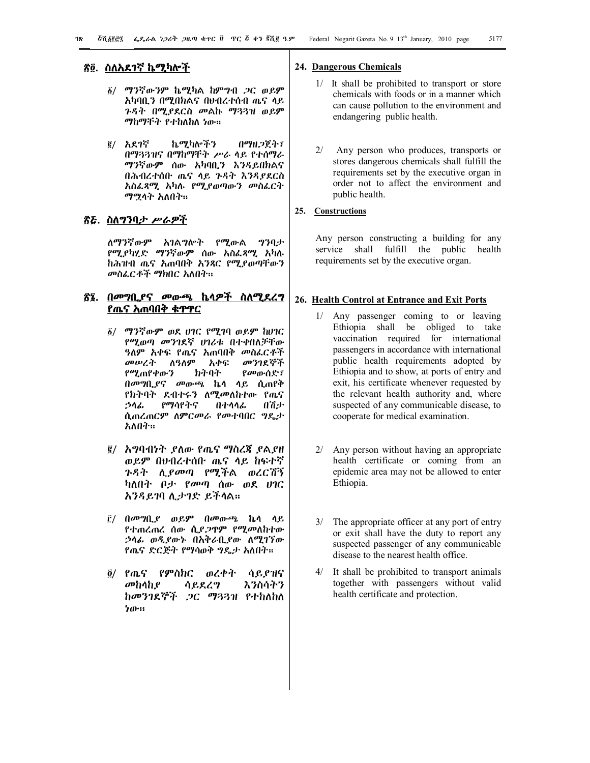## ፳፬. ስለአደገኛ ኬሚካሎች

፩/ ማንኛውንም ኬሚካል ከምግብ ጋር ወይም አካባቢን በሚበክልና በህብረተሰብ ጤና ላይ ጉዳት በሚያደርስ መልኩ ማጓጓዝ ወይም ማከማቸት የተከለከለ ነው፡፡

፪/ አደገኛ ኬሚካሎችን በማዘጋጀት፣ በማጓጓዝና በማከማቸት ሥራ ላይ የተሰማራ ማንኛውም ሰው አካባቢን እንዳይበክልና በሕብረተሰቡ ጤና ላይ ጉዳት እንዳያደርስ አስፈጻሚ አካሉ የሚያወጣውን መስፈርት ማሟላት አለበት፡፡

## ፳፭. ስለግንባታ ሥራዎች

ለማንኛውም አገልግሎት የሚውል ግንባታ የሚያካሂድ ማንኛውም ሰው አስፈጻሚ አካሉ ከሕዝብ ጤና አጠባበቅ አንጻር የሚያወጣቸውን መስፈርቶች ማክበር አለበት፡፡

## ፳፮. በመግቢያና መውጫ ኬላዎች ስለሚደረግ የጤና አጠባበቅ ቁጥጥር

፩/ ማንኛውም ወደ ሀገር የሚገባ ወይም ከሀገር የሚወጣ መንገደኛ ሀገሪቱ በተቀበለቻቸው ዓለም አቀፍ የጤና አጠባበቅ መስፈርቶች መሠረት ለዓለም አቀፍ መንገደኞች የሚጠየቀውን ክትባት የመውሰድ፣ በመግቢያና መውጫ ኬላ ላይ ሲጠየቅ የክትባት ደብተሩን ለሚመለከተው የጤና ኃላፊ የማሳየትና በተላላፊ በሽታ ሲጠረጠርም ለምርመራ የመተባበር ግዴታ አለበት፡፡

፪/ አግባብነት ያለው የጤና ማስረጃ ያልያዘ ወይም በህብረተሰቡ ጤና ላይ ከፍተኛ ጉዳት ሊያመጣ የሚችል ወረርሽኝ ካለበት ቦታ የመጣ ሰው ወደ ሀገር እንዳይገባ ሊታገድ ይችላል፡፡

፫/ በመግቢያ ወይም በመውጫ ኬላ ላይ የተጠረጠረ ሰው ሲያጋጥም የሚመለከተው ኃላፊ ወዲያውኑ በአቅራቢያው ለሚገኘው የጤና ድርጅት የማሳወቅ ግዴታ አለበት፡፡

፬/ የጤና የምስክር ወረቀት ሳይያዝና መከላከያ ሳይደረግ እንስሳትን ከመንገደኞች ጋር ማጓጓዝ የተከለከለ ነው፡፡

## 24. Dangerous Chemicals

1/ It shall be prohibited to transport or store chemicals with foods or in a manner which can cause pollution to the environment and endangering public health.

2/ Any person who produces, transports or stores dangerous chemicals shall fulfill the requirements set by the executive organ in order not to affect the environment and public health.

## 25. Constructions

Any person constructing a building for any service shall fulfill the public health requirements set by the executive organ.

## 26. Health Control at Entrance and Exit Ports

1/ Any passenger coming to or leaving Ethiopia shall be obliged to take vaccination required for international passengers in accordance with international public health requirements adopted by Ethiopia and to show, at ports of entry and exit, his certificate whenever requested by the relevant health authority and, where suspected of any communicable disease, to cooperate for medical examination.

2/ Any person without having an appropriate health certificate or coming from an epidemic area may not be allowed to enter Ethiopia.

3/ The appropriate officer at any port of entry or exit shall have the duty to report any suspected passenger of any communicable disease to the nearest health office.

4/ It shall be prohibited to transport animals together with passengers without valid health certificate and protection.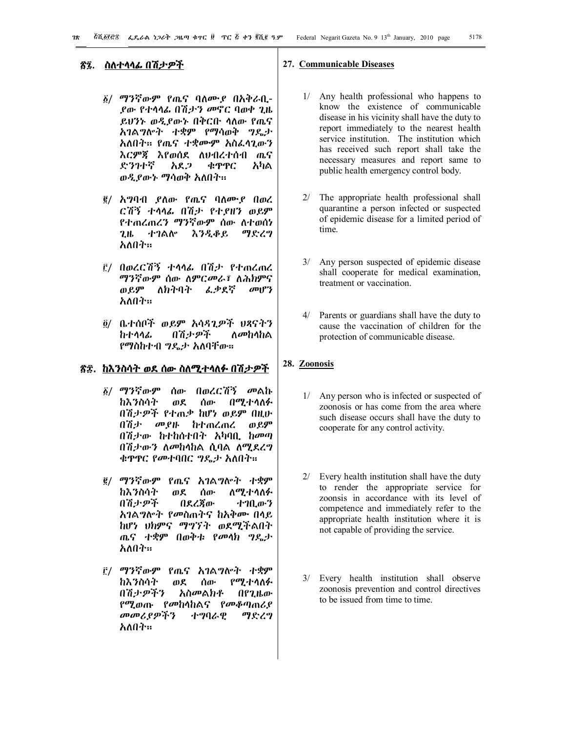## ፳፯. ስለተላላፊ በሽታዎች

፩/ ማንኛውም የጤና ባለሙያ በአቅራቢያው የተላላፊ በሽታን መኖር ባወቀ ጊዜ ይህንኑ ወዲያውኑ በቅርቡ ላለው የጤና አገልግሎት ተቋም የማሳወቅ ግዴታ አለበት። የጤና ተቋሙም አስፈላጊውን እርምጃ እየወሰደ ለህብረተሰብ ጤና ድንገተኛ አደጋ ቁጥጥር አካል ወዲያውኑ ማሳወቅ አለበት።

፪/ አግባብ ያለው የጤና ባለሙያ በወረርሽኝ ተላላፊ በሽታ የተያዘን ወይም የተጠረጠረን ማንኛውም ሰው ለተወሰነ ጊዜ ተገልሎ እንዲቆይ ማድረግ አለበት።

፫/ በወረርሽኝ ተላላፊ በሽታ የተጠረጠረ ማንኛውም ሰው ለምርመራ፣ ለሕክምና ወይም ለክትባት ፈቃደኛ መሆን አለበት።

፬/ ቤተሰቦች ወይም አሳዳጊዎች ህጻናትን ከተላላፊ በሽታዎች ለመከላከል የማስከተብ ግዴታ አለባቸው።

## ፳፰. ከእንስሳት ወደ ሰው ስለሚተላለፉ በሽታዎች

፩/ ማንኛውም ሰው በወረርሽኝ መልኩ ከእንስሳት ወደ ሰው በሚተላለፉ በሽታዎች የተጠቃ ከሆነ ወይም በዚሁ በሽታ መያዙ ከተጠረጠረ ወይም በሽታው ከተከሰተበት አካባቢ ከመጣ በሽታውን ለመከላከል ሲባል ለሚደረግ ቁጥጥር የመተባበር ግዴታ አለበት።

፪/ ማንኛውም የጤና አገልግሎት ተቋም ከእንስሳት ወደ ሰው ለሚተላለፉ በሽታዎች በደረጃው ተገቢውን አገልግሎት የመስጠትና ከአቅሙ በላይ ከሆነ ህክምና ማግኘት ወደሚችልበት ጤና ተቋም በወቅቱ የመላክ ግዴታ አለበት።

፫/ ማንኛውም የጤና አገልግሎት ተቋም ከእንስሳት ወደ ሰው የሚተላለፉ በሽታዎችን አስመልክቶ በየጊዜው የሚወጡ የመከላከልና የመቆጣጠሪያ መመሪያዎችን ተግባራዊ ማድረግ አለበት።

## 27. Communicable Diseases

1/ Any health professional who happens to know the existence of communicable disease in his vicinity shall have the duty to report immediately to the nearest health service institution. The institution which has received such report shall take the necessary measures and report same to public health emergency control body.

2/ The appropriate health professional shall quarantine a person infected or suspected of epidemic disease for a limited period of time.

3/ Any person suspected of epidemic disease shall cooperate for medical examination, treatment or vaccination.

4/ Parents or guardians shall have the duty to cause the vaccination of children for the protection of communicable disease.

## 28. Zoonosis

1/ Any person who is infected or suspected of zoonosis or has come from the area where such disease occurs shall have the duty to cooperate for any control activity.

2/ Every health institution shall have the duty to render the appropriate service for zoonsis in accordance with its level of competence and immediately refer to the appropriate health institution where it is not capable of providing the service.

3/ Every health institution shall observe zoonosis prevention and control directives to be issued from time to time.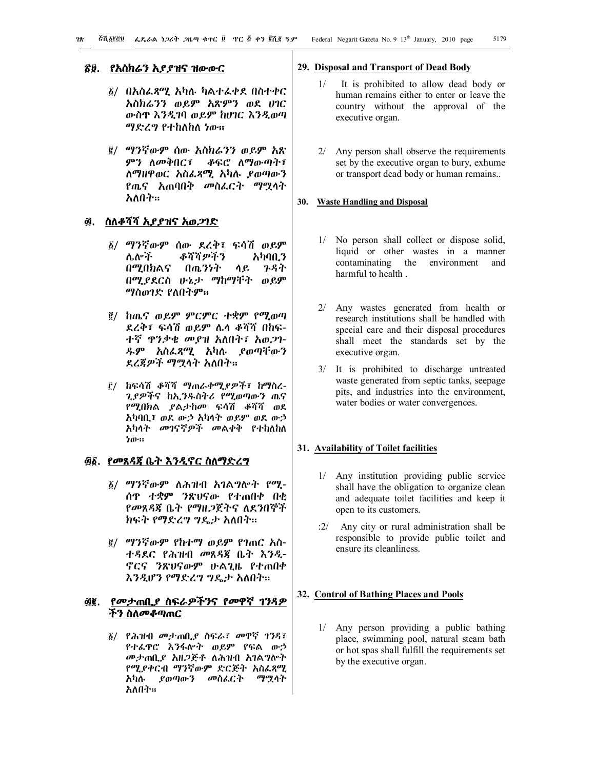## ፳፱. የአስክሬን አያያዝና ዝውውር

፩/ በአስፈጻሚ አካሉ ካልተፈቀደ በስተቀር አስክሬንን ወይም አጽምን ወደ ሀገር ውስጥ እንዲገባ ወይም ከሀገር እንዲወጣ ማድረግ የተከለከለ ነው።

፪/ ማንኛውም ሰው አስክሬንን ወይም አጽ ምን ለመቅበር፣ ቆፍሮ ለማውጣት፣ ለማዘዋወር አስፈጻሚ አካሉ ያወጣውን የጤና አጠባበቅ መስፈርት ማሟላት አለበት።

## ፴. ስለቆሻሻ አያያዝና አወጋገድ

፩/ ማንኛውም ሰው ደረቅ፣ ፍሳሽ ወይም ሌሎች ቆሻሻዎችን አካባቢን በሚበክልና በጤንነት ላይ ጉዳት በሚያደርስ ሁኔታ ማከማቸት ወይም ማስወገድ የለበትም።

፪/ ከጤና ወይም ምርምር ተቋም የሚወጣ ደረቅ፣ ፍሳሽ ወይም ሌላ ቆሻሻ በከፍ-ተኛ ጥንቃቄ መያዝ አለበት፣ አወጋ-ዱም አስፈጻሚ አካሉ ያወጣቸውን ደረጃዎች ማሟላት አለበት።

፫/ ከፍሳሽ ቆሻሻ ማጠራቀሚያዎች፣ ከማስረ-ጊያዎችና ከኢንዱስትሪ የሚወጣውን ጤና የሚበክል ያልታከመ ፍሳሽ ቆሻሻ ወደ አካባቢ፣ ወደ ውኃ አካላት ወይም ወደ ውኃ አካላት መገናኛዎች መልቀቅ የተከለከለ ነው።

## ፴፩. የመጸዳጃ ቤት እንዲኖር ስለማድረግ

፩/ ማንኛውም ለሕዝብ አገልግሎት የሚ-ሰጥ ተቋም ንጽህናው የተጠበቀ በቂ የመጸዳጃ ቤት የማዘጋጀትና ለደንበኞች ክፍት የማድረግ ግዴታ አለበት።

፪/ ማንኛውም የከተማ ወይም የገጠር አስ-ተዳደር የሕዝብ መጸዳጃ ቤት እንዲ-ኖርና ንጽህናውም ሁልጊዜ የተጠበቀ እንዲሆን የማድረግ ግዴታ አለበት።

## ፴፪. የመታጠቢያ ስፍራዎችንና የመዋኛ ገንዳዎችን ስለመቆጣጠር

፩/ የሕዝብ መታጠቢያ ስፍራ፣ መዋኛ ገንዳ፣ የተፈጥሮ እንፋሎት ወይም የፍል ውኃ መታጠቢያ አዘጋጅቶ ለሕዝብ አገልግሎት የሚያቀርብ ማንኛውም ድርጅት አስፈጻሚ አካሉ ያወጣውን መስፈርት ማሟላት አለበት።

## 29. Disposal and Transport of Dead Body

1/ It is prohibited to allow dead body or human remains either to enter or leave the country without the approval of the executive organ.

2/ Any person shall observe the requirements set by the executive organ to bury, exhume or transport dead body or human remains..

## 30. Waste Handling and Disposal

1/ No person shall collect or dispose solid, liquid or other wastes in a manner contaminating the environment and harmful to health .

2/ Any wastes generated from health or research institutions shall be handled with special care and their disposal procedures shall meet the standards set by the executive organ.

3/ It is prohibited to discharge untreated waste generated from septic tanks, seepage pits, and industries into the environment, water bodies or water convergences.

## 31. Availability of Toilet facilities

1/ Any institution providing public service shall have the obligation to organize clean and adequate toilet facilities and keep it open to its customers.

:2/ Any city or rural administration shall be responsible to provide public toilet and ensure its cleanliness.

## 32. Control of Bathing Places and Pools

1/ Any person providing a public bathing place, swimming pool, natural steam bath or hot spas shall fulfill the requirements set by the executive organ.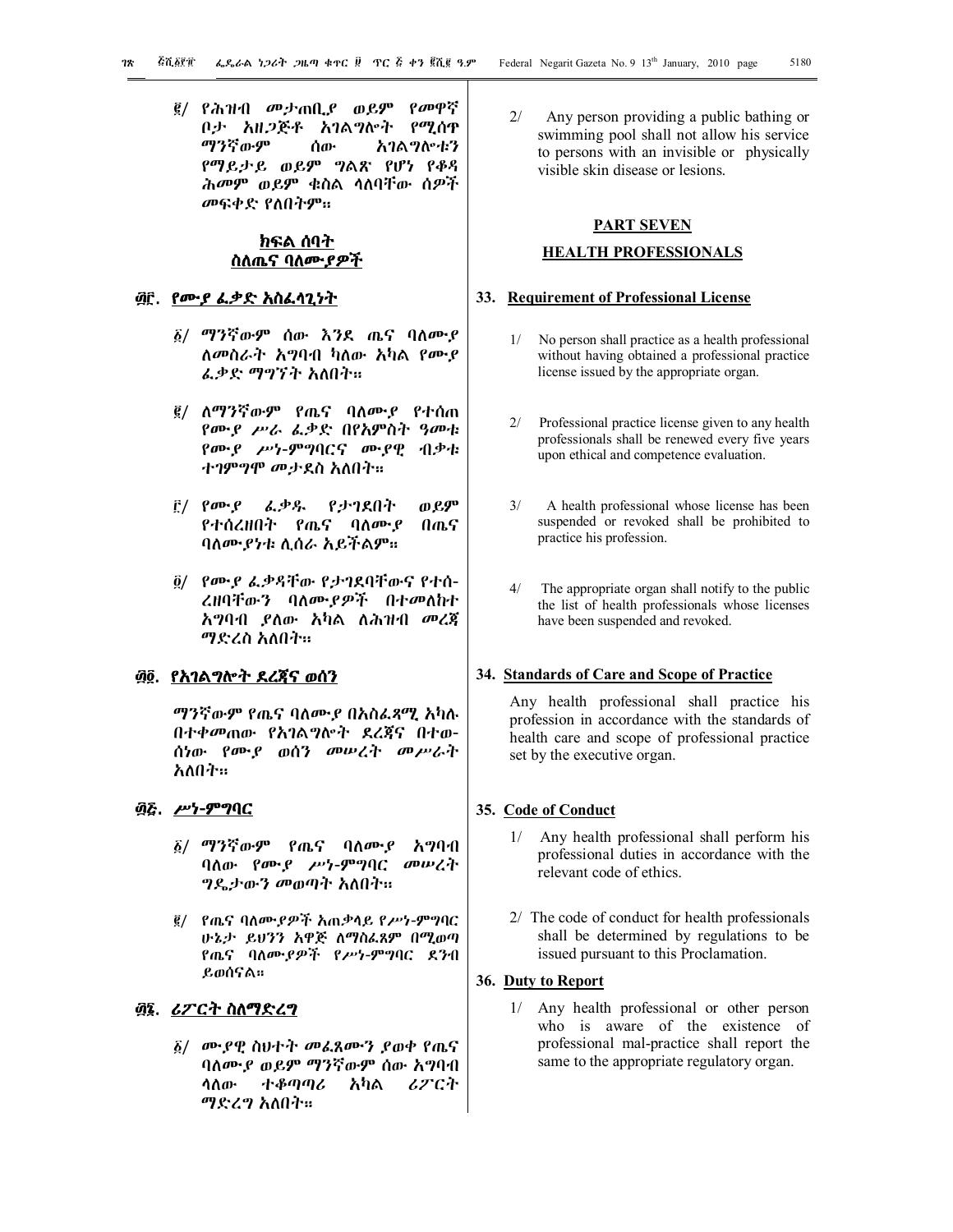፪/ የሕዝብ መታጠቢያ ወይም የመዋኛ ቦታ አዘጋጅቶ አገልግሎት የሚሰጥ ማንኛውም ሰው አገልግሎቱን የማይታይ ወይም ግልጽ የሆነ የቆዳ ሕመም ወይም ቁስል ላለባቸው ሰዎች መፍቀድ የለበትም።

## ክፍል ሰባት
## ስለጤና ባለሙያዎች

### ፴፫. የሙያ ፈቃድ አስፈላጊነት

፩/ ማንኛውም ሰው እንደ ጤና ባለሙያ ለመስራት አግባብ ካለው አካል የሙያ ፈቃድ ማግኘት አለበት።

፪/ ለማንኛውም የጤና ባለሙያ የተሰጠ የሙያ ሥራ ፈቃድ በየአምስት ዓመቱ የሙያ ሥነ-ምግባርና ሙያዊ ብቃቱ ተገምግሞ መታደስ አለበት።

፫/ የሙያ ፈቃዱ የታገደበት ወይም የተሰረዘበት የጤና ባለሙያ በጤና ባለሙያነቱ ሊሰራ አይችልም።

፬/ የሙያ ፈቃዳቸው የታገደባቸውና የተሰ-ረዘባቸውን ባለሙያዎች በተመለከተ አግባብ ያለው አካል ለሕዝብ መረጃ ማድረስ አለበት።

### ፴፬. የአገልግሎት ደረጃና ወሰን

ማንኛውም የጤና ባለሙያ በአስፈጻሚ አካሉ በተቀመጠው የአገልግሎት ደረጃና በተወ-ሰነው የሙያ ወሰን መሠረት መሥራት አለበት።

### ፴፭. ሥነ-ምግባር

፩/ ማንኛውም የጤና ባለሙያ አግባብ ባለው የሙያ ሥነ-ምግባር መሠረት ግዴታውን መወጣት አለበት።

፪/ የጤና ባለሙያዎች አጠቃላይ የሥነ-ምግባር ሁኔታ ይህንን አዋጅ ለማስፈጸም በሚወጣ የጤና ባለሙያዎች የሥነ-ምግባር ደንብ ይወሰናል።

### ፴፮. ሪፖርት ስለማድረግ

፩/ ሙያዊ ስህተት መፈጸሙን ያወቀ የጤና ባለሙያ ወይም ማንኛውም ሰው አግባብ ላለው ተቆጣጣሪ አካል ሪፖርት ማድረግ አለበት።

2/ Any person providing a public bathing or swimming pool shall not allow his service to persons with an invisible or physically visible skin disease or lesions.

## PART SEVEN
## HEALTH PROFESSIONALS

### 33. Requirement of Professional License

1/ No person shall practice as a health professional without having obtained a professional practice license issued by the appropriate organ.

2/ Professional practice license given to any health professionals shall be renewed every five years upon ethical and competence evaluation.

3/ A health professional whose license has been suspended or revoked shall be prohibited to practice his profession.

4/ The appropriate organ shall notify to the public the list of health professionals whose licenses have been suspended and revoked.

### 34. Standards of Care and Scope of Practice

Any health professional shall practice his profession in accordance with the standards of health care and scope of professional practice set by the executive organ.

### 35. Code of Conduct

1/ Any health professional shall perform his professional duties in accordance with the relevant code of ethics.

2/ The code of conduct for health professionals shall be determined by regulations to be issued pursuant to this Proclamation.

### 36. Duty to Report

1/ Any health professional or other person who is aware of the existence of professional mal-practice shall report the same to the appropriate regulatory organ.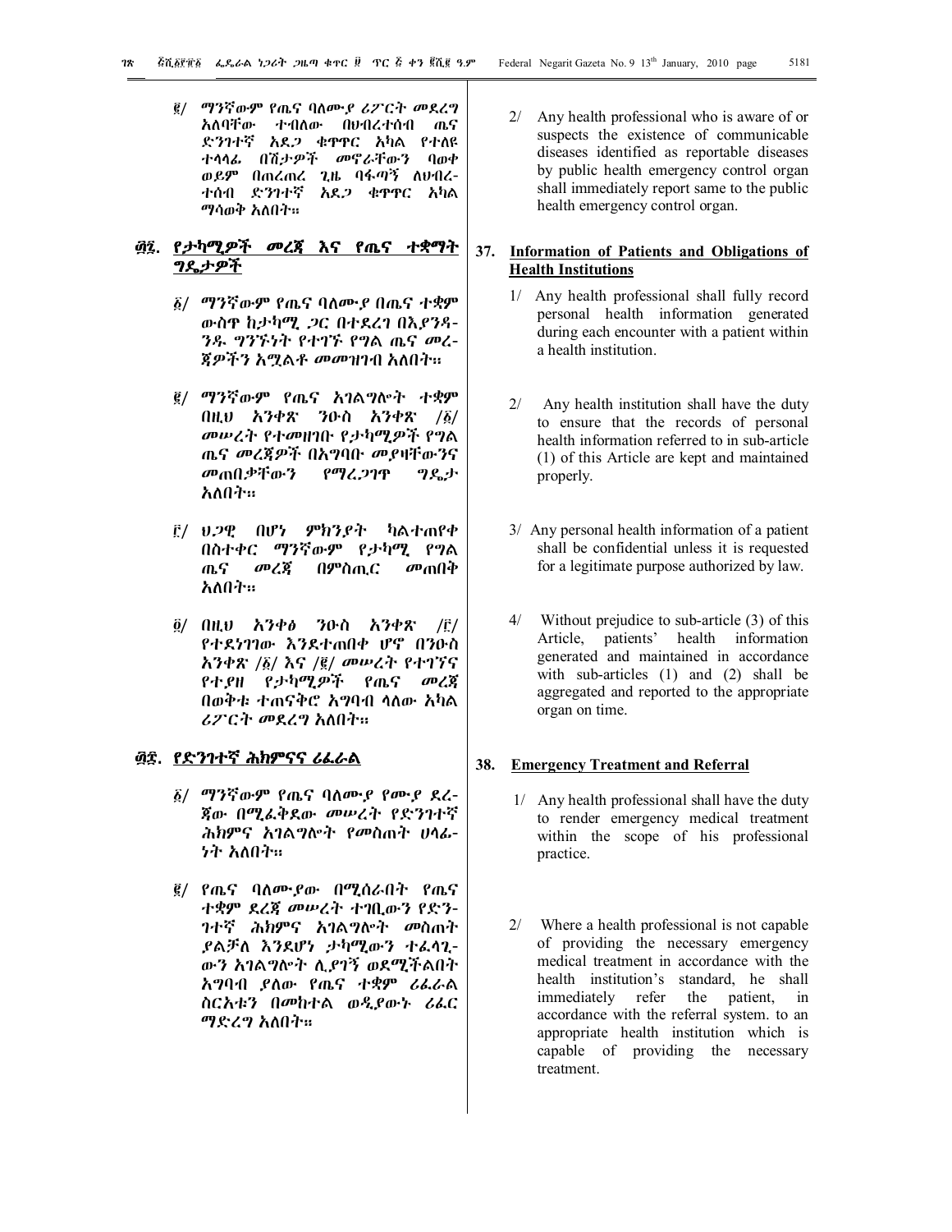፪/ ማንኛውም የጤና ባለሙያ ሪፖርት መደረግ አለባቸው ተብለው በህብረተሰብ ጤና ድንገተኛ አደጋ ቁጥጥር አካል የተለዩ ተላላፊ በሽታዎች መኖራቸውን ባወቀ ወይም በጠረጠረ ጊዜ ባፋጣኝ ለህብረተሰብ ድንገተኛ አደጋ ቁጥጥር አካል ማሳወቅ አለበት።

## ፴፯. የታካሚዎች መረጃ እና የጤና ተቋማት ግዴታዎች

፩/ ማንኛውም የጤና ባለሙያ በጤና ተቋም ውስጥ ከታካሚ ጋር በተደረገ በእያንዳንዱ ግንኙነት የተገኙ የግል ጤና መረጃዎችን አሟልቶ መመዝገብ አለበት።

፪/ ማንኛውም የጤና አገልግሎት ተቋም በዚህ አንቀጽ ንዑስ አንቀጽ /፩/ መሠረት የተመዘገቡ የታካሚዎች የግል ጤና መረጃዎች በአግባቡ መያዛቸውንና መጠበቃቸውን የማረጋገጥ ግዴታ አለበት።

፫/ ህጋዊ በሆነ ምክንያት ካልተጠየቀ በስተቀር ማንኛውም የታካሚ የግል ጤና መረጃ በምስጢር መጠበቅ አለበት።

፬/ በዚህ አንቀፅ ንዑስ አንቀጽ /፫/ የተደነገገው እንደተጠበቀ ሆኖ በንዑስ አንቀጽ /፩/ እና /፪/ መሠረት የተገኘና የተያዘ የታካሚዎች የጤና መረጃ በወቅቱ ተጠናቅሮ አግባብ ላለው አካል ሪፖርት መደረግ አለበት።

## ፴፰. የድንገተኛ ሕክምናና ሪፈራል

፩/ ማንኛውም የጤና ባለሙያ የሙያ ደረጃው በሚፈቅደው መሠረት የድንገተኛ ሕክምና አገልግሎት የመስጠት ሀላፊነት አለበት።

፪/ የጤና ባለሙያው በሚሰራበት የጤና ተቋም ደረጃ መሠረት ተገቢውን የድንገተኛ ሕክምና አገልግሎት መስጠት ያልቻለ እንደሆነ ታካሚውን ተፈላጊውን አገልግሎት ሊያገኝ ወደሚችልበት አግባብ ያለው የጤና ተቋም ሪፈራል ስርአቱን በመከተል ወዲያውኑ ሪፈር ማድረግ አለበት።

2/ Any health professional who is aware of or suspects the existence of communicable diseases identified as reportable diseases by public health emergency control organ shall immediately report same to the public health emergency control organ.

## 37. Information of Patients and Obligations of Health Institutions

1/ Any health professional shall fully record personal health information generated during each encounter with a patient within a health institution.

2/ Any health institution shall have the duty to ensure that the records of personal health information referred to in sub-article (1) of this Article are kept and maintained properly.

3/ Any personal health information of a patient shall be confidential unless it is requested for a legitimate purpose authorized by law.

4/ Without prejudice to sub-article (3) of this Article, patients' health information generated and maintained in accordance with sub-articles (1) and (2) shall be aggregated and reported to the appropriate organ on time.

## 38. Emergency Treatment and Referral

1/ Any health professional shall have the duty to render emergency medical treatment within the scope of his professional practice.

2/ Where a health professional is not capable of providing the necessary emergency medical treatment in accordance with the health institution's standard, he shall immediately refer the patient, in accordance with the referral system. to an appropriate health institution which is capable of providing the necessary treatment.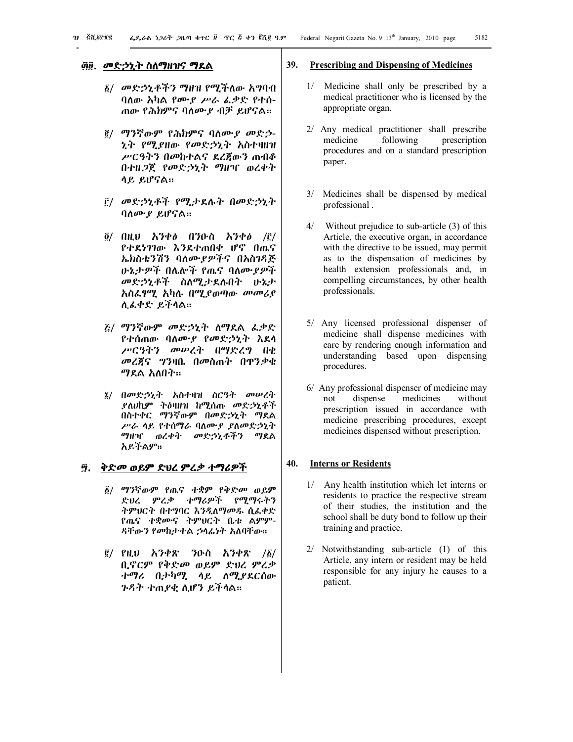## ፴፱. መድኃኒት ስለማዘዝና ማደል

፩/ መድኃኒቶችን ማዘዝ የሚችለው አግባብ ባለው አካል የሙያ ሥራ ፈቃድ የተሰ-ጠው የሕክምና ባለሙያ ብቻ ይሆናል።

፪/ ማንኛውም የሕክምና ባለሙያ መድኃ-ኒት የሚያዘው የመድኃኒት አስተዛዘዝ ሥርዓትን በመከተልና ደረጃውን ጠብቆ በተዘጋጀ የመድኃኒት ማዘዣ ወረቀት ላይ ይሆናል።

፫/ መድኃኒቶች የሚታደሉት በመድኃኒት ባለሙያ ይሆናል።

፬/ በዚህ አንቀፅ በንዑስ አንቀፅ /፫/ የተደነገገው እንደተጠበቀ ሆኖ በጤና ኤክስቴንሽን ባለሙያዎችና በአስገዳጅ ሁኔታዎች በሌሎች የጤና ባለሙያዎች መድኃኒቶች ስለሚታደሉበት ሁኔታ አስፈፃሚ አካሉ በሚያወጣው መመሪያ ሊፈቀድ ይችላል።

፭/ ማንኛውም መድኃኒት ለማደል ፈቃድ የተሰጠው ባለሙያ የመድኃኒት እደላ ሥርዓትን መሠረት በማድረግ በቂ መረጃና ግንዛቤ በመስጠት በጥንቃቄ ማደል አለበት።

፮/ በመድኃኒት አስተዛዝ ስርዓት መሠረት ያለሀኪም ትዕዛዝ ከሚሰጡ መድኃኒቶች በስተቀር ማንኛውም በመድኃኒት ማደል ሥራ ላይ የተሰማራ ባለሙያ ያለመድኃኒት ማዘዣ ወረቀት መድኃኒቶችን ማደል አይችልም።

## ፵. ቅድመ ወይም ድህረ ምረቃ ተማሪዎች

፩/ ማንኛውም የጤና ተቋም የቅድመ ወይም ድህረ ምረቃ ተማሪዎች የሚማሩትን ትምህርት በተግባር እንዲለማመዱ ሲፈቀድ የጤና ተቋሙና ትምህርት ቤቱ ልምም-ዳቸውን የመከታተል ኃላፊነት አለባቸው።

፪/ የዚህ አንቀጽ ንዑስ አንቀጽ /፩/ ቢኖርም የቅድመ ወይም ድህረ ምረቃ ተማሪ በታካሚ ላይ ለሚያደርሰው ጉዳት ተጠያቂ ሊሆን ይችላል።

## 39. Prescribing and Dispensing of Medicines

1/ Medicine shall only be prescribed by a medical practitioner who is licensed by the appropriate organ.

2/ Any medical practitioner shall prescribe medicine following prescription procedures and on a standard prescription paper.

3/ Medicines shall be dispensed by medical professional .

4/ Without prejudice to sub-article (3) of this Article, the executive organ, in accordance with the directive to be issued, may permit as to the dispensation of medicines by health extension professionals and, in compelling circumstances, by other health professionals.

5/ Any licensed professional dispenser of medicine shall dispense medicines with care by rendering enough information and understanding based upon dispensing procedures.

6/ Any professional dispenser of medicine may not dispense medicines without prescription issued in accordance with medicine prescribing procedures, except medicines dispensed without prescription.

## 40. Interns or Residents

1/ Any health institution which let interns or residents to practice the respective stream of their studies, the institution and the school shall be duty bond to follow up their training and practice.

2/ Notwithstanding sub-article (1) of this Article, any intern or resident may be held responsible for any injury he causes to a patient.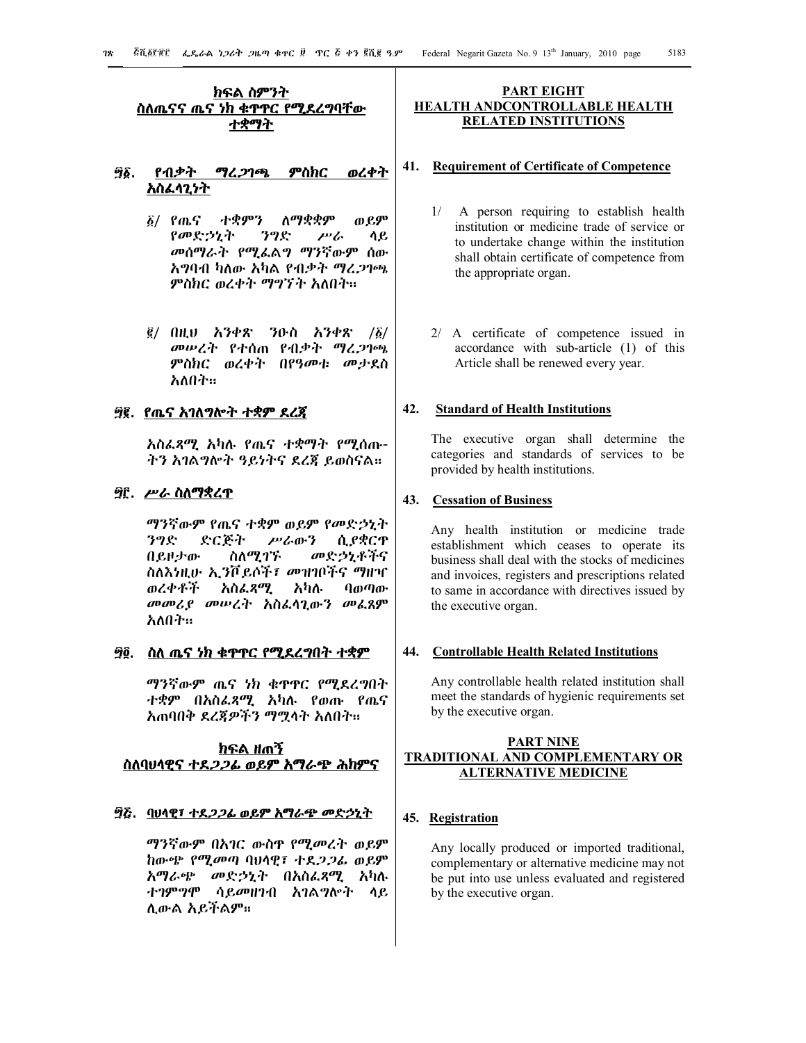## ክፍል ስምንት
## ስለጤናና ጤና ነክ ቁጥጥር የሚደረግባቸው ተቋማት

### ፵፩. የብቃት ማረጋገጫ ምስክር ወረቀት አስፈላጊነት

፩/ የጤና ተቋምን ለማቋቋም ወይም የመድኃኒት ንግድ ሥራ ላይ መሰማራት የሚፈልግ ማንኛውም ሰው አግባብ ካለው አካል የብቃት ማረጋገጫ ምስክር ወረቀት ማግኘት አለበት።

፪/ በዚህ አንቀጽ ንዑስ አንቀጽ /፩/ መሠረት የተሰጠ የብቃት ማረጋገጫ ምስክር ወረቀት በየዓመቱ መታደስ አለበት።

### ፵፪. የጤና አገልግሎት ተቋም ደረጃ

አስፈጻሚ አካሉ የጤና ተቋማት የሚሰጡ-ትን አገልግሎት ዓይነትና ደረጃ ይወስናል።

### ፵፫. ሥራ ስለማቋረጥ

ማንኛውም የጤና ተቋም ወይም የመድኃኒት ንግድ ድርጅት ሥራውን ሲያቋርጥ በይዞታው ስለሚገኙ መድኃኒቶችና ስለእነዚሁ ኢንቮይሶች፣ መዝገቦችና ማዘዣ ወረቀቶች አስፈጻሚ አካሉ ባወጣው መመሪያ መሠረት አስፈላጊውን መፈጸም አለበት።

### ፵፬. ስለ ጤና ነክ ቁጥጥር የሚደረግበት ተቋም

ማንኛውም ጤና ነክ ቁጥጥር የሚደረግበት ተቋም በአስፈጻሚ አካሉ የወጡ የጤና አጠባበቅ ደረጃዎችን ማሟላት አለበት።

## ክፍል ዘጠኝ
## ስለባህላዊና ተደጋጋፊ ወይም አማራጭ ሕክምና

### ፵፭. ባህላዊ፣ ተደጋጋፊ ወይም አማራጭ መድኃኒት

ማንኛውም በአገር ውስጥ የሚመረት ወይም ከውጭ የሚመጣ ባህላዊ፣ ተደጋጋፊ ወይም አማራጭ መድኃኒት በአስፈጻሚ አካሉ ተገምግሞ ሳይመዘገብ አገልግሎት ላይ ሊውል አይችልም።

## PART EIGHT
## HEALTH ANDCONTROLLABLE HEALTH RELATED INSTITUTIONS

### 41. Requirement of Certificate of Competence

1/ A person requiring to establish health institution or medicine trade of service or to undertake change within the institution shall obtain certificate of competence from the appropriate organ.

2/ A certificate of competence issued in accordance with sub-article (1) of this Article shall be renewed every year.

### 42. Standard of Health Institutions

The executive organ shall determine the categories and standards of services to be provided by health institutions.

### 43. Cessation of Business

Any health institution or medicine trade establishment which ceases to operate its business shall deal with the stocks of medicines and invoices, registers and prescriptions related to same in accordance with directives issued by the executive organ.

### 44. Controllable Health Related Institutions

Any controllable health related institution shall meet the standards of hygienic requirements set by the executive organ.

## PART NINE
## TRADITIONAL AND COMPLEMENTARY OR ALTERNATIVE MEDICINE

### 45. Registration

Any locally produced or imported traditional, complementary or alternative medicine may not be put into use unless evaluated and registered by the executive organ.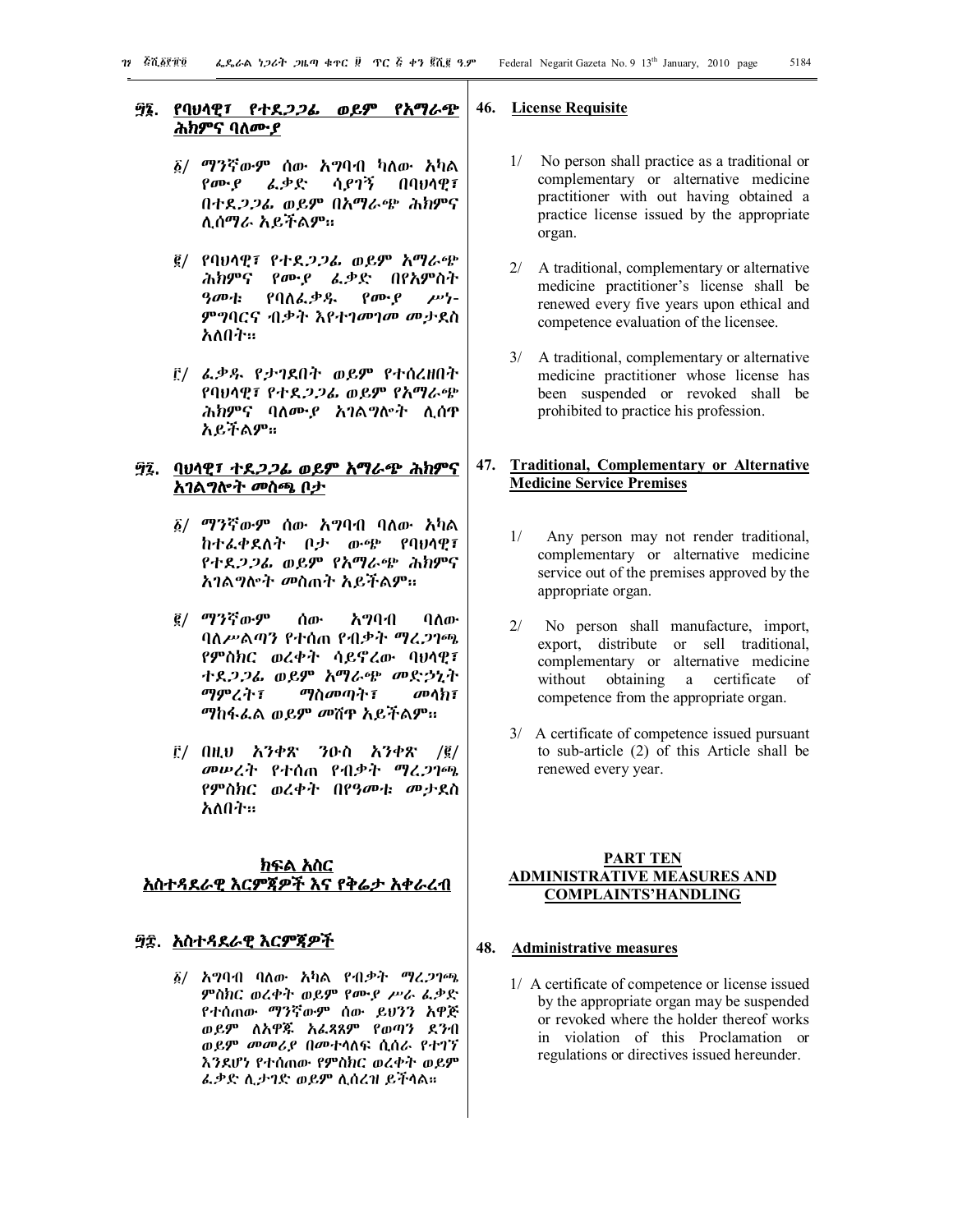## ፵፮. የባህላዊ፣ የተደጋጋፊ ወይም የአማራጭ ሕክምና ባለሙያ

፩/ ማንኛውም ሰው አግባብ ካለው አካል የሙያ ፈቃድ ሳያገኝ በባህላዊ፣ በተደጋጋፊ ወይም በአማራጭ ሕክምና ሊሰማራ አይችልም።

፪/ የባህላዊ፣ የተደጋጋፊ ወይም አማራጭ ሕክምና የሙያ ፈቃድ በየአምስት ዓመቱ የባለፈቃዱ የሙያ ሥነ-ምግባርና ብቃት እየተገመገመ መታደስ አለበት።

፫/ ፈቃዱ የታገደበት ወይም የተሰረዘበት የባህላዊ፣ የተደጋጋፊ ወይም የአማራጭ ሕክምና ባለሙያ አገልግሎት ሊሰጥ አይችልም።

## ፵፯. ባህላዊ፣ ተደጋጋፊ ወይም አማራጭ ሕክምና አገልግሎት መስጫ ቦታ

፩/ ማንኛውም ሰው አግባብ ባለው አካል ከተፈቀደለት ቦታ ውጭ የባህላዊ፣ የተደጋጋፊ ወይም የአማራጭ ሕክምና አገልግሎት መስጠት አይችልም።

፪/ ማንኛውም ሰው አግባብ ባለው ባለሥልጣን የተሰጠ የብቃት ማረጋገጫ የምስክር ወረቀት ሳይኖረው ባህላዊ፣ ተደጋጋፊ ወይም አማራጭ መድኃኒት ማምረት፣ ማስመጣት፣ መላክ፣ ማከፋፈል ወይም መሸጥ አይችልም።

፫/ በዚህ አንቀጽ ንዑስ አንቀጽ /፪/ መሠረት የተሰጠ የብቃት ማረጋገጫ የምስክር ወረቀት በየዓመቱ መታደስ አለበት።

# ክፍል አስር
# አስተዳደራዊ እርምጃዎች እና የቅሬታ አቀራረብ

## ፵፰. አስተዳደራዊ እርምጃዎች

፩/ አግባብ ባለው አካል የብቃት ማረጋገጫ ምስክር ወረቀት ወይም የሙያ ሥራ ፈቃድ የተሰጠው ማንኛውም ሰው ይህንን አዋጅ ወይም ለአዋጁ አፈጻጸም የወጣን ደንብ ወይም መመሪያ በመተላለፍ ሲሰራ የተገኘ እንደሆነ የተሰጠው የምስክር ወረቀት ወይም ፈቃድ ሊታገድ ወይም ሊሰረዝ ይችላል።

## 46. License Requisite

1/ No person shall practice as a traditional or complementary or alternative medicine practitioner with out having obtained a practice license issued by the appropriate organ.

2/ A traditional, complementary or alternative medicine practitioner's license shall be renewed every five years upon ethical and competence evaluation of the licensee.

3/ A traditional, complementary or alternative medicine practitioner whose license has been suspended or revoked shall be prohibited to practice his profession.

## 47. Traditional, Complementary or Alternative Medicine Service Premises

1/ Any person may not render traditional, complementary or alternative medicine service out of the premises approved by the appropriate organ.

2/ No person shall manufacture, import, export, distribute or sell traditional, complementary or alternative medicine without obtaining a certificate of competence from the appropriate organ.

3/ A certificate of competence issued pursuant to sub-article (2) of this Article shall be renewed every year.

# PART TEN
# ADMINISTRATIVE MEASURES AND COMPLAINTS'HANDLING

## 48. Administrative measures

1/ A certificate of competence or license issued by the appropriate organ may be suspended or revoked where the holder thereof works in violation of this Proclamation or regulations or directives issued hereunder.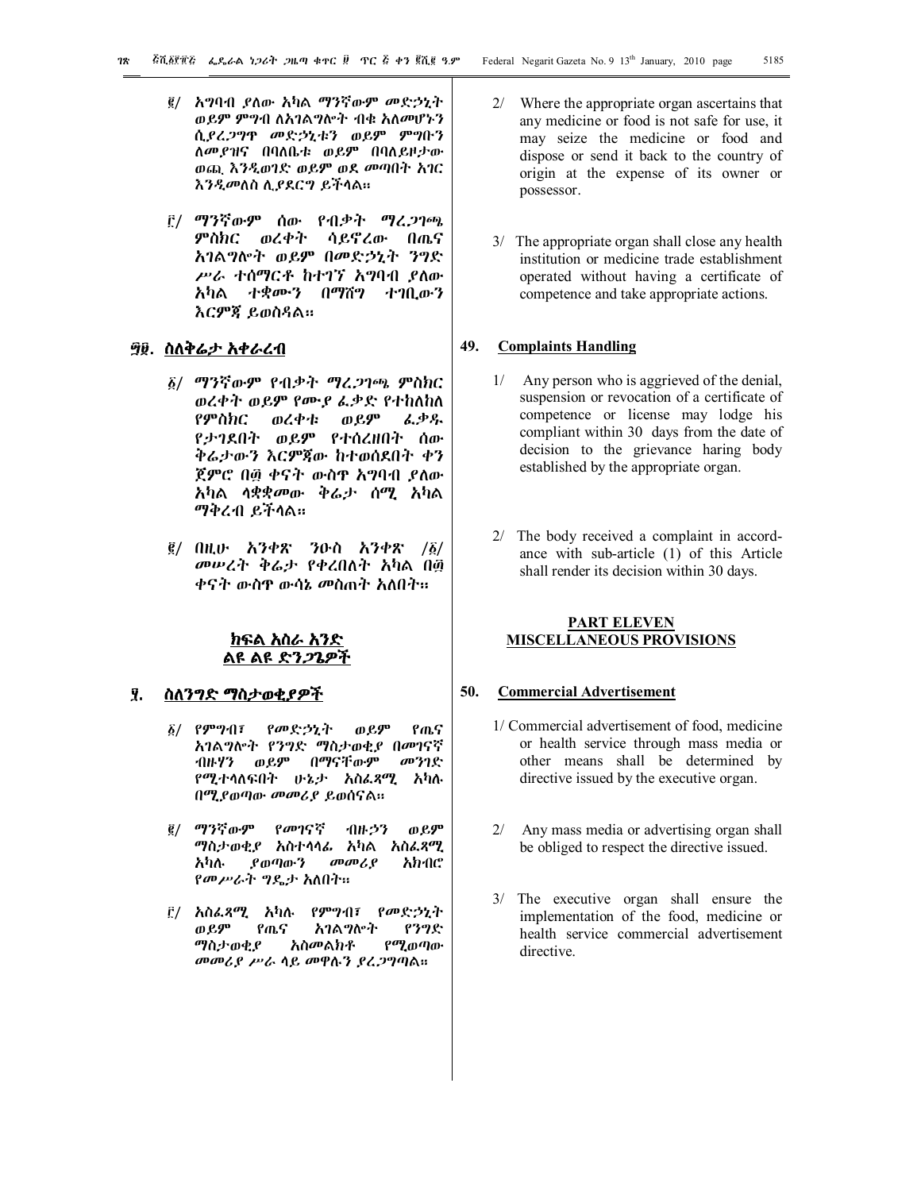፪/ አግባብ ያለው አካል ማንኛውም መድኃኒት ወይም ምግብ ለአገልግሎት ብቁ አለመሆኑን ሲያረጋግጥ መድኃኒቱን ወይም ምግቡን ለመያዝና በባለቤቱ ወይም በባለይዞታው ወጪ እንዲወገድ ወይም ወደ መጣበት አገር እንዲመለስ ሊያደርግ ይችላል።

፫/ ማንኛውም ሰው የብቃት ማረጋገጫ ምስክር ወረቀት ሳይኖረው በጤና አገልግሎት ወይም በመድኃኒት ንግድ ሥራ ተሰማርቶ ከተገኘ አግባብ ያለው አካል ተቋሙን በማሸግ ተገቢውን እርምጃ ይወስዳል።

## ፵፱. ስለቅሬታ አቀራረብ

፩/ ማንኛውም የብቃት ማረጋገጫ ምስክር ወረቀት ወይም የሙያ ፈቃድ የተከለከለ የምስክር ወረቀቱ ወይም ፈቃዱ የታገደበት ወይም የተሰረዘበት ሰው ቅሬታውን እርምጃው ከተወሰደበት ቀን ጀምሮ በ፴ ቀናት ውስጥ አግባብ ያለው አካል ላቋቋመው ቅሬታ ሰሚ አካል ማቅረብ ይችላል።

፪/ በዚሁ አንቀጽ ንዑስ አንቀጽ /፩/ መሠረት ቅሬታ የቀረበለት አካል በ፴ ቀናት ውስጥ ውሳኔ መስጠት አለበት።

## ክፍል አስራ አንድ
## ልዩ ልዩ ድንጋጌዎች

## ፶. ስለንግድ ማስታወቂያዎች

፩/ የምግብ፣ የመድኃኒት ወይም የጤና አገልግሎት የንግድ ማስታወቂያ በመገናኛ ብዙሃን ወይም በማናቸውም መንገድ የሚተላለፍበት ሁኔታ አስፈጻሚ አካሉ በሚያወጣው መመሪያ ይወሰናል።

፪/ ማንኛውም የመገናኛ ብዙኃን ወይም ማስታወቂያ አስተላላፊ አካል አስፈጻሚ አካሉ ያወጣውን መመሪያ አክብሮ የመሥራት ግዴታ አለበት።

፫/ አስፈጻሚ አካሉ የምግብ፣ የመድኃኒት ወይም የጤና አገልግሎት የንግድ ማስታወቂያ አስመልክቶ የሚወጣው መመሪያ ሥራ ላይ መዋሉን ያረጋግጣል።

2/ Where the appropriate organ ascertains that any medicine or food is not safe for use, it may seize the medicine or food and dispose or send it back to the country of origin at the expense of its owner or possessor.

3/ The appropriate organ shall close any health institution or medicine trade establishment operated without having a certificate of competence and take appropriate actions.

## 49. Complaints Handling

1/ Any person who is aggrieved of the denial, suspension or revocation of a certificate of competence or license may lodge his compliant within 30 days from the date of decision to the grievance haring body established by the appropriate organ.

2/ The body received a complaint in accordance with sub-article (1) of this Article shall render its decision within 30 days.

## PART ELEVEN
## MISCELLANEOUS PROVISIONS

## 50. Commercial Advertisement

1/ Commercial advertisement of food, medicine or health service through mass media or other means shall be determined by directive issued by the executive organ.

2/ Any mass media or advertising organ shall be obliged to respect the directive issued.

3/ The executive organ shall ensure the implementation of the food, medicine or health service commercial advertisement directive.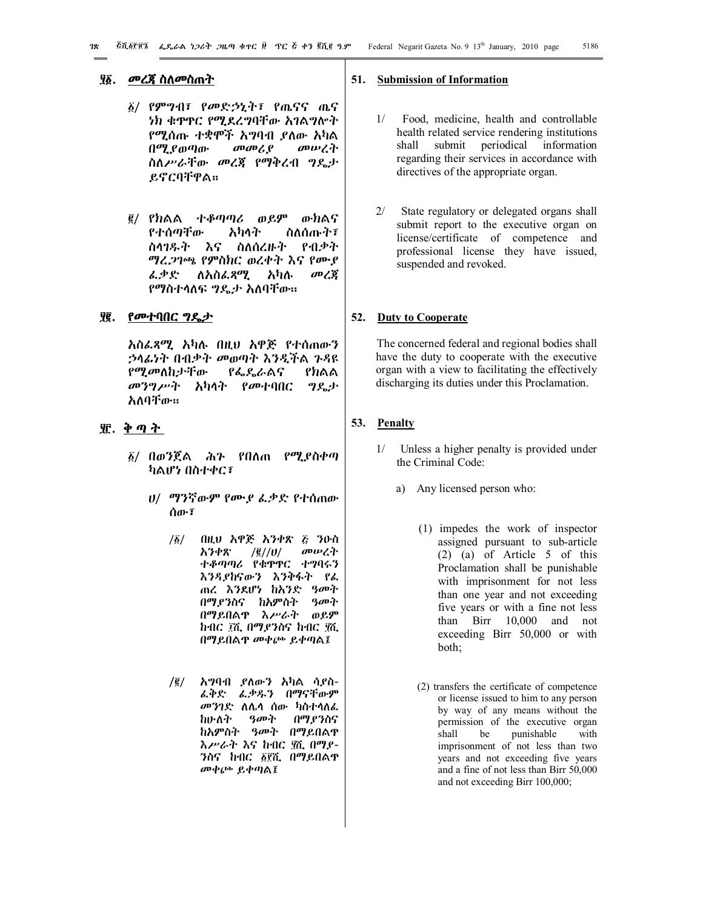## ፶፩. መረጃ ስለመስጠት

፩/ የምግብ፣ የመድኃኒት፣ የጤናና ጤና ነክ ቁጥጥር የሚደረግባቸው አገልግሎት የሚሰጡ ተቋሞች አግባብ ያለው አካል በሚያወጣው መመሪያ መሠረት ስለሥራቸው መረጃ የማቅረብ ግዴታ ይኖርባቸዋል።

፪/ የክልል ተቆጣጣሪ ወይም ውክልና የተሰጣቸው አካላት ስለሰጡት፣ ስላገዱት እና ስለሰረዙት የብቃት ማረጋገጫ የምስክር ወረቀት እና የሙያ ፈቃድ ለአስፈጻሚ አካሉ መረጃ የማስተላለፍ ግዴታ አለባቸው።

## ፶፪. የመተባበር ግዴታ

አስፈጻሚ አካሉ በዚህ አዋጅ የተሰጠውን ኃላፊነት በብቃት መወጣት እንዲችል ጉዳዩ የሚመለከታቸው የፌዴራልና የክልል መንግሥት አካላት የመተባበር ግዴታ አለባቸው።

## ፶፫. ቅጣት

፩/ በወንጀል ሕጉ የበለጠ የሚያስቀጣ ካልሆነ በስተቀር፣

ሀ/ ማንኛውም የሙያ ፈቃድ የተሰጠው ሰው፣

/፩/ በዚህ አዋጅ አንቀጽ ፭ ንዑስ አንቀጽ /፪//ሀ/ መሠረት ተቆጣጣሪ የቁጥጥር ተግባሩን እንዳያከናውን እንቅፋት የፈጠረ እንደሆነ ከአንድ ዓመት በማያንስና ከአምስት ዓመት በማይበልጥ እሥራት ወይም ከብር ፲ሺ በማያንስና ከብር ፶ሺ በማይበልጥ መቀጮ ይቀጣል፤

/፪/ አግባብ ያለውን አካል ሳያስፈቅድ ፈቃዱን በማናቸውም መንገድ ለሌላ ሰው ካስተላለፈ ከሁለት ዓመት በማያንስና ከአምስት ዓመት በማይበልጥ እሥራት እና ከብር ፶ሺ በማያንስና ከብር ፩፻ሺ በማይበልጥ መቀጮ ይቀጣል፤

## 51. Submission of Information

1/ Food, medicine, health and controllable health related service rendering institutions shall submit periodical information regarding their services in accordance with directives of the appropriate organ.

2/ State regulatory or delegated organs shall submit report to the executive organ on license/certificate of competence and professional license they have issued, suspended and revoked.

## 52. Duty to Cooperate

The concerned federal and regional bodies shall have the duty to cooperate with the executive organ with a view to facilitating the effectively discharging its duties under this Proclamation.

## 53. Penalty

1/ Unless a higher penalty is provided under the Criminal Code:

a) Any licensed person who:

(1) impedes the work of inspector assigned pursuant to sub-article (2) (a) of Article 5 of this Proclamation shall be punishable with imprisonment for not less than one year and not exceeding five years or with a fine not less than Birr 10,000 and not exceeding Birr 50,000 or with both;

(2) transfers the certificate of competence or license issued to him to any person by way of any means without the permission of the executive organ shall be punishable with imprisonment of not less than two years and not exceeding five years and a fine of not less than Birr 50,000 and not exceeding Birr 100,000;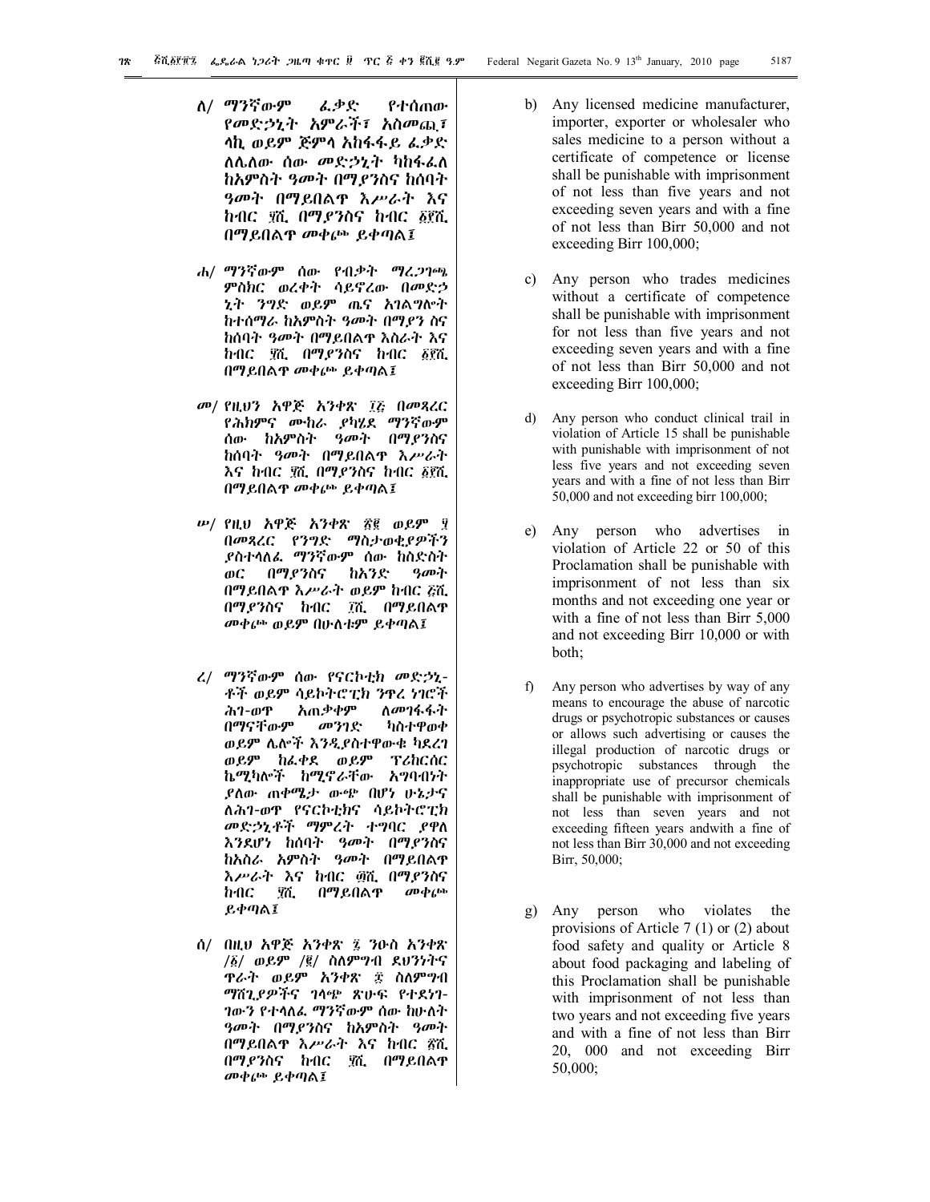ለ/ ማንኛውም ፈቃድ የተሰጠው የመድኃኒት አምራች፣ አስመጪ፣ ላኪ ወይም ጅምላ አከፋፋይ ፈቃድ ለሌለው ሰው መድኃኒት ካከፋፈለ ከአምስት ዓመት በማያንስና ከሰባት ዓመት በማይበልጥ እሥራት እና ከብር ፶ሺ በማያንስና ከብር ፩፻ሺ በማይበልጥ መቀጮ ይቀጣል፤

ሐ/ ማንኛውም ሰው የብቃት ማረጋገጫ ምስክር ወረቀት ሳይኖረው በመድኃኒት ንግድ ወይም ጤና አገልግሎት ከተሰማራ ከአምስት ዓመት በማያን ስና ከሰባት ዓመት በማይበልጥ እስራት እና ከብር ፶ሺ በማያንስና ከብር ፩፻ሺ በማይበልጥ መቀጮ ይቀጣል፤

መ/ የዚህን አዋጅ አንቀጽ ፲፭ በመጻረር የሕክምና ሙከራ ያካሄደ ማንኛውም ሰው ከአምስት ዓመት በማያንስና ከሰባት ዓመት በማይበልጥ እሥራት እና ከብር ፶ሺ በማያንስና ከብር ፩፻ሺ በማይበልጥ መቀጮ ይቀጣል፤

ሠ/ የዚህ አዋጅ አንቀጽ ፳፪ ወይም ፶ በመጻረር የንግድ ማስታወቂያዎችን ያስተላለፈ ማንኛውም ሰው ከስድስት ወር በማያንስና ከአንድ ዓመት በማይበልጥ እሥራት ወይም ከብር ፭ሺ በማያንስና ከብር ፲ሺ በማይበልጥ መቀጮ ወይም በሁለቱም ይቀጣል፤

ረ/ ማንኛውም ሰው የናርኮቲክ መድኃኒቶች ወይም ሳይኮትሮፒክ ንጥረ ነገሮች ሕገ-ወጥ አጠቃቀም ለመገፋፋት በማናቸውም መንገድ ካስተዋወቀ ወይም ሌሎች እንዲያስተዋውቁ ካደረገ ወይም ከፈቀደ ወይም ፕሪከርሰር ኬሚካሎች ከሚኖራቸው አግባብነት ያለው ጠቀሜታ ውጭ በሆነ ሁኔታና ለሕገ-ወጥ የናርኮቲክና ሳይኮትሮፒክ መድኃኒቶች ማምረት ተግባር ያዋለ እንደሆነ ከሰባት ዓመት በማያንስና ከአስራ አምስት ዓመት በማይበልጥ እሥራት እና ከብር ፴ሺ በማያንስና ከብር ፶ሺ በማይበልጥ መቀጮ ይቀጣል፤

ሰ/ በዚህ አዋጅ አንቀጽ ፯ ንዑስ አንቀጽ /፩/ ወይም /፪/ ስለምግብ ደህንነትና ጥራት ወይም አንቀጽ ፰ ስለምግብ ማሸጊያዎችና ገላጭ ጽሁፍ የተደነገገውን የተላለፈ ማንኛውም ሰው ከሁለት ዓመት በማያንስና ከአምስት ዓመት በማይበልጥ እሥራት እና ከብር ፳ሺ በማያንስና ከብር ፶ሺ በማይበልጥ መቀጮ ይቀጣል፤

b) Any licensed medicine manufacturer, importer, exporter or wholesaler who sales medicine to a person without a certificate of competence or license shall be punishable with imprisonment of not less than five years and not exceeding seven years and with a fine of not less than Birr 50,000 and not exceeding Birr 100,000;

c) Any person who trades medicines without a certificate of competence shall be punishable with imprisonment for not less than five years and not exceeding seven years and with a fine of not less than Birr 50,000 and not exceeding Birr 100,000;

d) Any person who conduct clinical trail in violation of Article 15 shall be punishable with punishable with imprisonment of not less five years and not exceeding seven years and with a fine of not less than Birr 50,000 and not exceeding birr 100,000;

e) Any person who advertises in violation of Article 22 or 50 of this Proclamation shall be punishable with imprisonment of not less than six months and not exceeding one year or with a fine of not less than Birr 5,000 and not exceeding Birr 10,000 or with both;

f) Any person who advertises by way of any means to encourage the abuse of narcotic drugs or psychotropic substances or causes or allows such advertising or causes the illegal production of narcotic drugs or psychotropic substances through the inappropriate use of precursor chemicals shall be punishable with imprisonment of not less than seven years and not exceeding fifteen years andwith a fine of not less than Birr 30,000 and not exceeding Birr, 50,000;

g) Any person who violates the provisions of Article 7 (1) or (2) about food safety and quality or Article 8 about food packaging and labeling of this Proclamation shall be punishable with imprisonment of not less than two years and not exceeding five years and with a fine of not less than Birr 20, 000 and not exceeding Birr 50,000;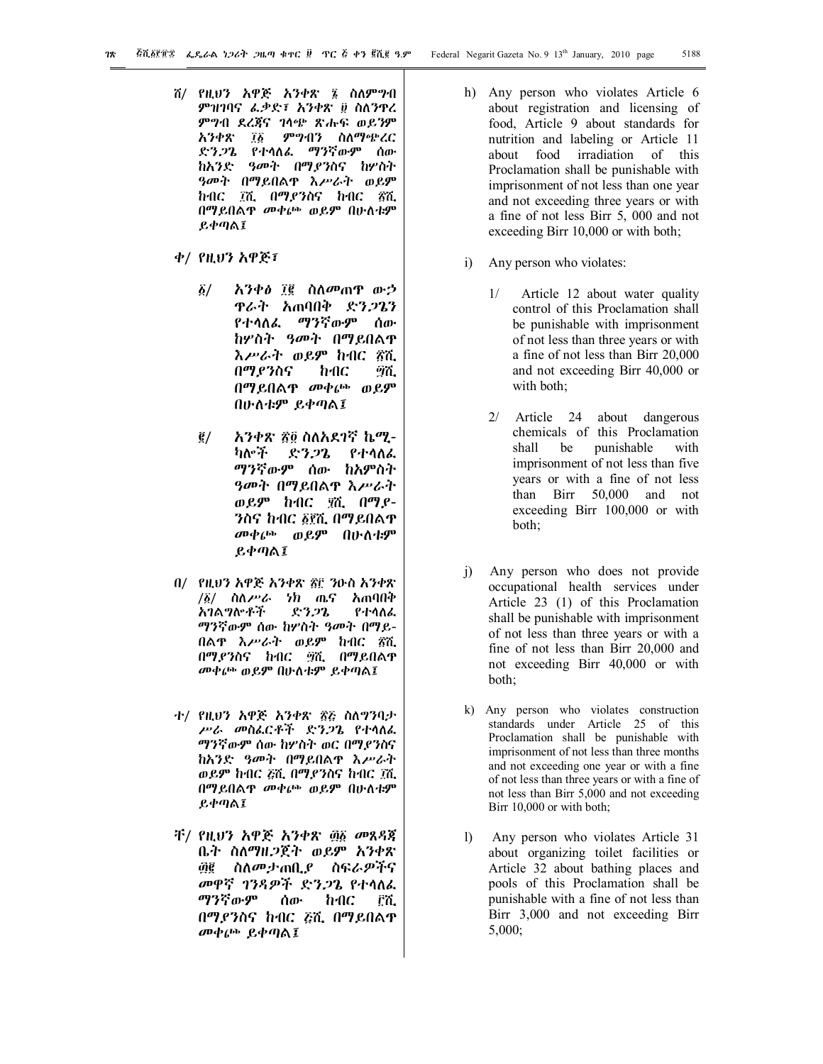ሸ/ የዚህን አዋጅ አንቀጽ ፮ ስለምግብ ምዝገባና ፈቃድ፣ አንቀጽ ፱ ስለንጥረ ምግብ ደረጃና ገላጭ ጽሑፍ ወይንም አንቀጽ ፲፩ ምግብን ስለማጭረር ድንጋጌ የተላለፈ ማንኛውም ሰው ከአንድ ዓመት በማያንስና ከሦስት ዓመት በማይበልጥ እሥራት ወይም ከብር ፲ሺ በማያንስና ከብር ፳ሺ በማይበልጥ መቀጮ ወይም በሁለቱም ይቀጣል፤

ቀ/ የዚህን አዋጅ፣

፩/ አንቀፅ ፲፪ ስለመጠጥ ውኃ ጥራት አጠባበቅ ድንጋጌን የተላለፈ ማንኛውም ሰው ከሦስት ዓመት በማይበልጥ እሥራት ወይም ከብር ፳ሺ በማያንስና ከብር ፴ሺ በማይበልጥ መቀጮ ወይም በሁለቱም ይቀጣል፤

፪/ አንቀጽ ፳፬ ስለአደገኛ ኬሚ-ካሎች ድንጋጌ የተላለፈ ማንኛውም ሰው ከአምስት ዓመት በማይበልጥ እሥራት ወይም ከብር ፶ሺ በማያ-ንስና ከብር ፩፻ሺ በማይበልጥ መቀጮ ወይም በሁለቱም ይቀጣል፤

በ/ የዚህን አዋጅ አንቀጽ ፳፫ ንዑስ አንቀጽ /፩/ ስለሥራ ነክ ጤና አጠባበቅ አገልግሎቶች ድንጋጌ የተላለፈ ማንኛውም ሰው ከሦስት ዓመት በማይ-በልጥ እሥራት ወይም ከብር ፳ሺ በማያንስና ከብር ፴ሺ በማይበልጥ መቀጮ ወይም በሁለቱም ይቀጣል፤

ተ/ የዚህን አዋጅ አንቀጽ ፳፭ ስለግንባታ ሥራ መስፈርቶች ድንጋጌ የተላለፈ ማንኛውም ሰው ከሦስት ወር በማያንስና ከአንድ ዓመት በማይበልጥ እሥራት ወይም ከብር ፭ሺ በማያንስና ከብር ፲ሺ በማይበልጥ መቀጮ ወይም በሁለቱም ይቀጣል፤

ቸ/ የዚህን አዋጅ አንቀጽ ፴፩ መጸዳጃ ቤት ስለማዘጋጀት ወይም አንቀጽ ፴፪ ስለመታጠቢያ ስፍራዎችና መዋኛ ገንዳዎች ድንጋጌ የተላለፈ ማንኛውም ሰው ከብር ፫ሺ በማያንስና ከብር ፭ሺ በማይበልጥ መቀጮ ይቀጣል፤

h) Any person who violates Article 6 about registration and licensing of food, Article 9 about standards for nutrition and labeling or Article 11 about food irradiation of this Proclamation shall be punishable with imprisonment of not less than one year and not exceeding three years or with a fine of not less Birr 5, 000 and not exceeding Birr 10,000 or with both;

i) Any person who violates:

1/ Article 12 about water quality control of this Proclamation shall be punishable with imprisonment of not less than three years or with a fine of not less than Birr 20,000 and not exceeding Birr 40,000 or with both;

2/ Article 24 about dangerous chemicals of this Proclamation shall be punishable with imprisonment of not less than five years or with a fine of not less than Birr 50,000 and not exceeding Birr 100,000 or with both;

j) Any person who does not provide occupational health services under Article 23 (1) of this Proclamation shall be punishable with imprisonment of not less than three years or with a fine of not less than Birr 20,000 and not exceeding Birr 40,000 or with both;

k) Any person who violates construction standards under Article 25 of this Proclamation shall be punishable with imprisonment of not less than three months and not exceeding one year or with a fine of not less than three years or with a fine of not less than Birr 5,000 and not exceeding Birr 10,000 or with both;

l) Any person who violates Article 31 about organizing toilet facilities or Article 32 about bathing places and pools of this Proclamation shall be punishable with a fine of not less than Birr 3,000 and not exceeding Birr 5,000;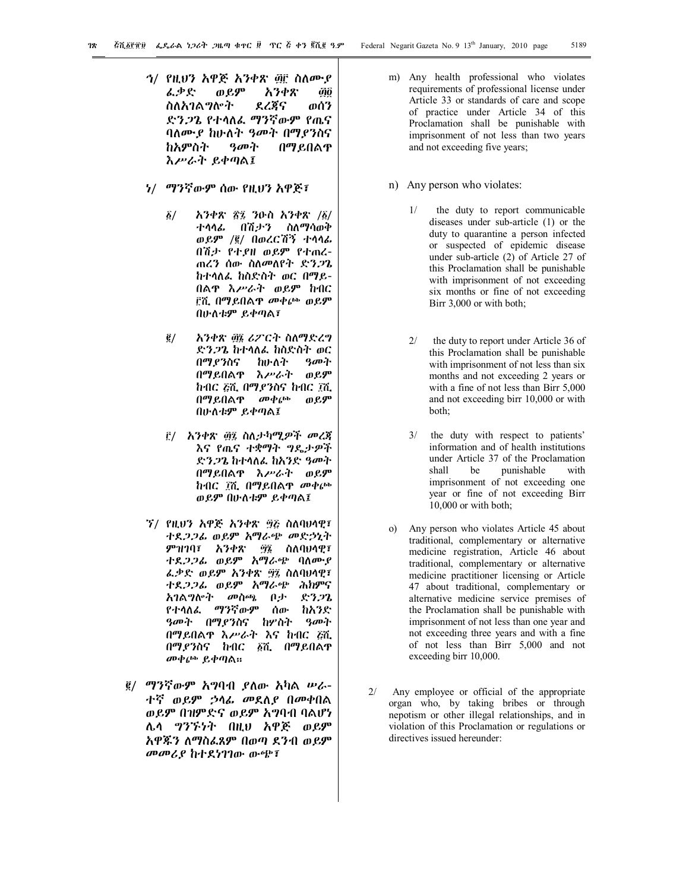ጎ/ የዚህን አዋጅ አንቀጽ ፴፫ ስለሙያ ፈቃድ ወይም አንቀጽ ፴፬ ስለአገልግሎት ደረጃና ወሰን ድንጋጌ የተላለፈ ማንኛውም የጤና ባለሙያ ከሁለት ዓመት በማያንስና ከአምስት ዓመት በማይበልጥ እሥራት ይቀጣል፤

ነ/ ማንኛውም ሰው የዚህን አዋጅ፣

፩/ አንቀጽ ፳፯ ንዑስ አንቀጽ /፩/ ተላላፊ በሽታን ስለማሳወቅ ወይም /፪/ በወረርሽኝ ተላላፊ በሽታ የተያዘ ወይም የተጠረ- ጠረን ሰው ስለመለየት ድንጋጌ ከተላለፈ ከስድስት ወር በማይ- በልጥ እሥራት ወይም ከብር ፫ሺ በማይበልጥ መቀጮ ወይም በሁለቱም ይቀጣል፣

፪/ አንቀጽ ፴፮ ሪፖርት ስለማድረግ ድንጋጌ ከተላለፈ ከስድስት ወር በማያንስና ከሁለት ዓመት በማይበልጥ እሥራት ወይም ከብር ፭ሺ በማያንስና ከብር ፲ሺ በማይበልጥ መቀጮ ወይም በሁለቱም ይቀጣል፤

፫/ አንቀጽ ፴፯ ስለታካሚዎች መረጃ እና የጤና ተቋማት ግዴታዎች ድንጋጌ ከተላለፈ ከአንድ ዓመት በማይበልጥ እሥራት ወይም ከብር ፲ሺ በማይበልጥ መቀጮ ወይም በሁለቱም ይቀጣል፤

ኘ/ የዚህን አዋጅ አንቀጽ ፵፭ ስለባህላዊ፣ ተደጋጋፊ ወይም አማራጭ መድኃኒት ምዝገባ፣ አንቀጽ ፵፮ ስለባህላዊ፣ ተደጋጋፊ ወይም አማራጭ ባለሙያ ፈቃድ ወይም አንቀጽ ፵፯ ስለባህላዊ፣ ተደጋጋፊ ወይም አማራጭ ሕክምና አገልግሎት መስጫ ቦታ ድንጋጌ የተላለፈ ማንኛውም ሰው ከአንድ ዓመት በማያንስና ከሦስት ዓመት በማይበልጥ እሥራት እና ከብር ፭ሺ በማያንስና ከብር ፲ሺ በማይበልጥ መቀጮ ይቀጣል።

፪/ ማንኛውም አግባብ ያለው አካል ሠራ- ተኛ ወይም ኃላፊ መደለያ በመቀበል ወይም በዝምድና ወይም አግባብ ባልሆነ ሌላ ግንኙነት በዚህ አዋጅ ወይም አዋጁን ለማስፈጸም በወጣ ደንብ ወይም መመሪያ ከተደነገገው ውጭ፣

m) Any health professional who violates requirements of professional license under Article 33 or standards of care and scope of practice under Article 34 of this Proclamation shall be punishable with imprisonment of not less than two years and not exceeding five years;

n) Any person who violates:

1/ the duty to report communicable diseases under sub-article (1) or the duty to quarantine a person infected or suspected of epidemic disease under sub-article (2) of Article 27 of this Proclamation shall be punishable with imprisonment of not exceeding six months or fine of not exceeding Birr 3,000 or with both;

2/ the duty to report under Article 36 of this Proclamation shall be punishable with imprisonment of not less than six months and not exceeding 2 years or with a fine of not less than Birr 5,000 and not exceeding birr 10,000 or with both;

3/ the duty with respect to patients' information and of health institutions under Article 37 of the Proclamation shall be punishable with imprisonment of not exceeding one year or fine of not exceeding Birr 10,000 or with both;

o) Any person who violates Article 45 about traditional, complementary or alternative medicine registration, Article 46 about traditional, complementary or alternative medicine practitioner licensing or Article 47 about traditional, complementary or alternative medicine service premises of the Proclamation shall be punishable with imprisonment of not less than one year and not exceeding three years and with a fine of not less than Birr 5,000 and not exceeding birr 10,000.

2/ Any employee or official of the appropriate organ who, by taking bribes or through nepotism or other illegal relationships, and in violation of this Proclamation or regulations or directives issued hereunder: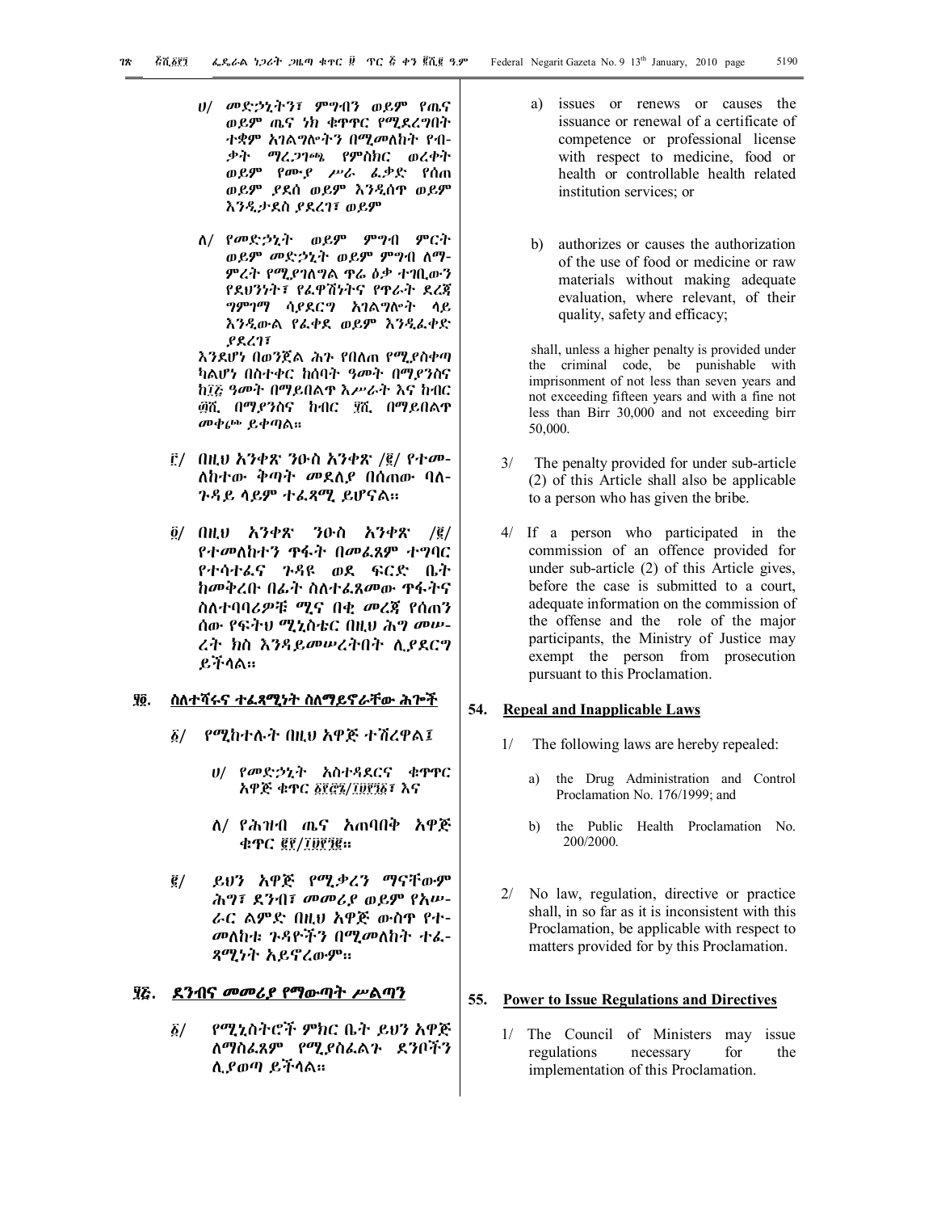ሀ/ መድኃኒትን፣ ምግብን ወይም የጤና ወይም ጤና ነክ ቁጥጥር የሚደረግበት ተቋም አገልግሎትን በሚመለከት የብቃት ማረጋገጫ የምስክር ወረቀት ወይም የሙያ ሥራ ፈቃድ የሰጠ ወይም ያደሰ ወይም እንዲሰጥ ወይም እንዲታደስ ያደረገ፣ ወይም

ለ/ የመድኃኒት ወይም ምግብ ምርት ወይም መድኃኒት ወይም ምግብ ለማምረት የሚያገለግል ጥሬ ዕቃ ተገቢውን የደህንነት፣ የፈዋሽነትና የጥራት ደረጃ ግምገማ ሳያደርግ አገልግሎት ላይ እንዲውል የፈቀደ ወይም እንዲፈቀድ ያደረገ፣

እንደሆነ በወንጀል ሕጉ የበለጠ የሚያስቀጣ ካልሆነ በስተቀር ከሰባት ዓመት በማያንስና ከ፲፭ ዓመት በማይበልጥ እሥራት እና ከብር ፴ሺ. በማያንስና ከብር ፶ሺ. በማይበልጥ መቀጮ ይቀጣል።

፫/ በዚህ አንቀጽ ንዑስ አንቀጽ /፪/ የተመለከተው ቅጣት መደለያ በሰጠው ባለጉዳይ ላይም ተፈጻሚ ይሆናል።

፬/ በዚህ አንቀጽ ንዑስ አንቀጽ /፪/ የተመለከተን ጥፋት በመፈጸም ተግባር የተሳተፈና ጉዳዩ ወደ ፍርድ ቤት ከመቅረቡ በፊት ስለተፈጸመው ጥፋትና ስለተባባሪዎቹ ሚና በቂ መረጃ የሰጠን ሰው የፍትህ ሚኒስቴር በዚህ ሕግ መሠረት ክስ እንዳይመሠረትበት ሊያደርግ ይችላል።

## ፶፬. ስለተሻሩና ተፈጻሚነት ስለማይኖራቸው ሕጎች

፩/ የሚከተሉት በዚህ አዋጅ ተሽረዋል፤

ሀ/ የመድኃኒት አስተዳደርና ቁጥጥር አዋጅ ቁጥር ፩፻፸፮/፲፱፻፺፩፣ እና

ለ/ የሕዝብ ጤና አጠባበቅ አዋጅ ቁጥር ፪፻/፲፱፻፺፪።

፪/ ይህን አዋጅ የሚቃረን ማናቸውም ሕግ፣ ደንብ፣ መመሪያ ወይም የአሠራር ልምድ በዚህ አዋጅ ውስጥ የተመለከቱ ጉዳዮችን በሚመለከት ተፈጻሚነት አይኖረውም።

## ፶፭. ደንብና መመሪያ የማውጣት ሥልጣን

፩/ የሚኒስትሮች ምክር ቤት ይህን አዋጅ ለማስፈጸም የሚያስፈልጉ ደንቦችን ሊያወጣ ይችላል።

a) issues or renews or causes the issuance or renewal of a certificate of competence or professional license with respect to medicine, food or health or controllable health related institution services; or

b) authorizes or causes the authorization of the use of food or medicine or raw materials without making adequate evaluation, where relevant, of their quality, safety and efficacy;

shall, unless a higher penalty is provided under the criminal code, be punishable with imprisonment of not less than seven years and not exceeding fifteen years and with a fine not less than Birr 30,000 and not exceeding birr 50,000.

3/ The penalty provided for under sub-article (2) of this Article shall also be applicable to a person who has given the bribe.

4/ If a person who participated in the commission of an offence provided for under sub-article (2) of this Article gives, before the case is submitted to a court, adequate information on the commission of the offense and the role of the major participants, the Ministry of Justice may exempt the person from prosecution pursuant to this Proclamation.

## 54. Repeal and Inapplicable Laws

1/ The following laws are hereby repealed:

a) the Drug Administration and Control Proclamation No. 176/1999; and

b) the Public Health Proclamation No. 200/2000.

2/ No law, regulation, directive or practice shall, in so far as it is inconsistent with this Proclamation, be applicable with respect to matters provided for by this Proclamation.

## 55. Power to Issue Regulations and Directives

1/ The Council of Ministers may issue regulations necessary for the implementation of this Proclamation.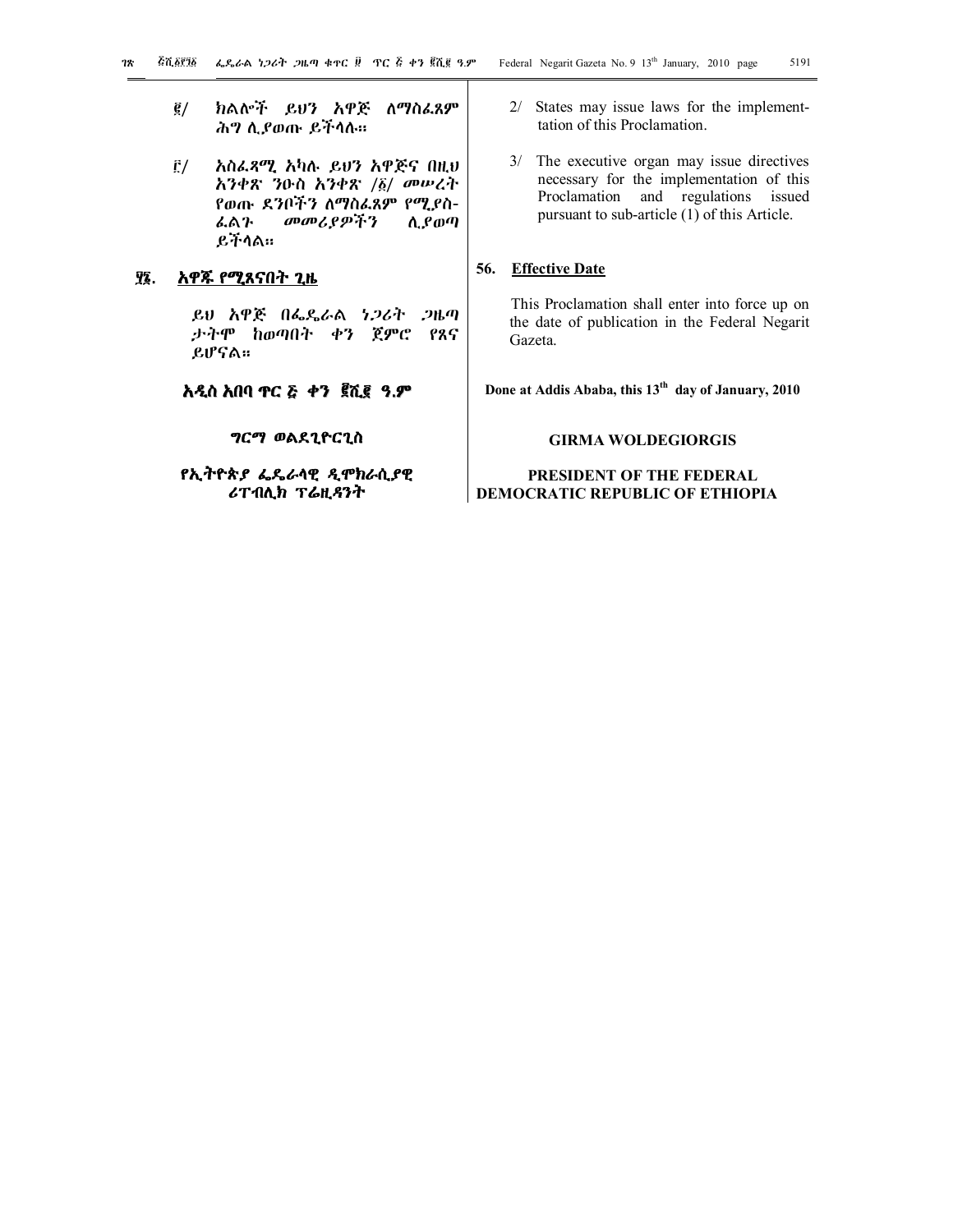፪/ ክልሎች ይህን አዋጅ ለማስፈጸም ሕግ ሊያወጡ ይችላሉ፡፡

፫/ አስፈጻሚ አካሉ ይህን አዋጅና በዚህ አንቀጽ ንዑስ አንቀጽ /፩/ መሠረት የወጡ ደንቦችን ለማስፈጸም የሚያስፈልጉ መመሪያዎችን ሊያወጣ ይችላል፡፡

## ፶፮. አዋጁ የሚጸናበት ጊዜ

ይህ አዋጅ በፌዴራል ነጋሪት ጋዜጣ ታትሞ ከወጣበት ቀን ጀምሮ የጸና ይሆናል፡፡

**አዲስ አበባ ጥር ፭ ቀን ፪ሺ፪ ዓ.ም**

**ግርማ ወልደጊዮርጊስ**

**የኢትዮጵያ ፌዴራላዊ ዲሞክራሲያዊ ሪፐብሊክ ፕሬዚዳንት**

2/ States may issue laws for the implementtation of this Proclamation.

3/ The executive organ may issue directives necessary for the implementation of this Proclamation and regulations issued pursuant to sub-article (1) of this Article.

## 56. Effective Date

This Proclamation shall enter into force up on the date of publication in the Federal Negarit Gazeta.

**Done at Addis Ababa, this 13th day of January, 2010**

**GIRMA WOLDEGIORGIS**

**PRESIDENT OF THE FEDERAL DEMOCRATIC REPUBLIC OF ETHIOPIA**